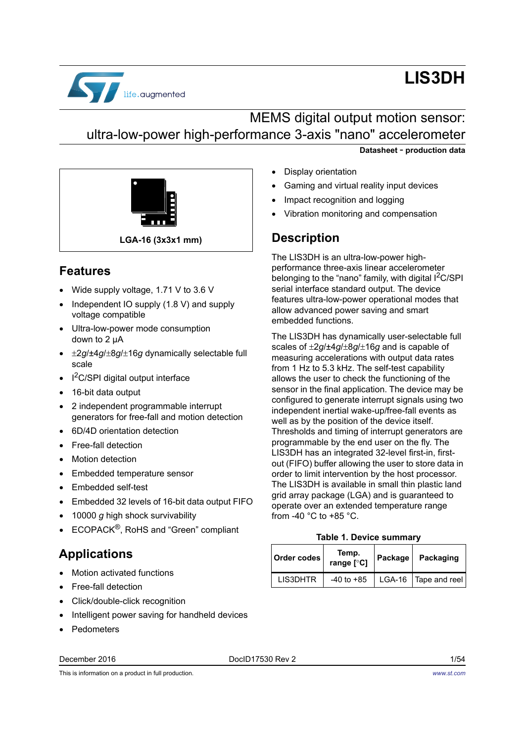# LIS3DH

## MEMS digital output motion sensor: ultra-low-power high-performance 3-axis "nano" accelerometer

**Datasheet - production data**

**LGA-16 (3x3x1 mm)**

## Features

- Wide supply voltage, 1.71 V to 3.6 V
- Independent IO supply (1.8 V) and supply voltage compatible
- Ultra-low-power mode consumption down to 2 μA
- ±2*g*/±4*g*/±8*g*/±16*g* dynamically selectable full scale
- $I^2C$/SPI digital output interface
- 16-bit data output
- 2 independent programmable interrupt generators for free-fall and motion detection
- 6D/4D orientation detection
- Free-fall detection
- Motion detection
- Embedded temperature sensor
- Embedded self-test
- Embedded 32 levels of 16-bit data output FIFO
- 10000 *g* high shock survivability
- ECOPACK®, RoHS and “Green” compliant

## Applications

- Motion activated functions
- Free-fall detection
- Click/double-click recognition
- Intelligent power saving for handheld devices
- Pedometers
- Display orientation
- Gaming and virtual reality input devices
- Impact recognition and logging
- Vibration monitoring and compensation

## Description

The LIS3DH is an ultra-low-power high-performance three-axis linear accelerometer belonging to the “nano” family, with digital $I^2C$/SPI serial interface standard output. The device features ultra-low-power operational modes that allow advanced power saving and smart embedded functions.

The LIS3DH has dynamically user-selectable full scales of ±2*g*/±4*g*/±8*g*/±16*g* and is capable of measuring accelerations with output data rates from 1 Hz to 5.3 kHz. The self-test capability allows the user to check the functioning of the sensor in the final application. The device may be configured to generate interrupt signals using two independent inertial wake-up/free-fall events as well as by the position of the device itself. Thresholds and timing of interrupt generators are programmable by the end user on the fly. The LIS3DH has an integrated 32-level first-in, first-out (FIFO) buffer allowing the user to store data in order to limit intervention by the host processor. The LIS3DH is available in small thin plastic land grid array package (LGA) and is guaranteed to operate over an extended temperature range from -40 °C to +85 °C.

**Table 1. Device summary**

| Order codes | Temp. range [°C] | Package | Packaging |
|---|---|---|---|
| LIS3DHTR | -40 to +85 | LGA-16 | Tape and reel |

December 2016 DocID17530 Rev 2

This is information on a product in full production.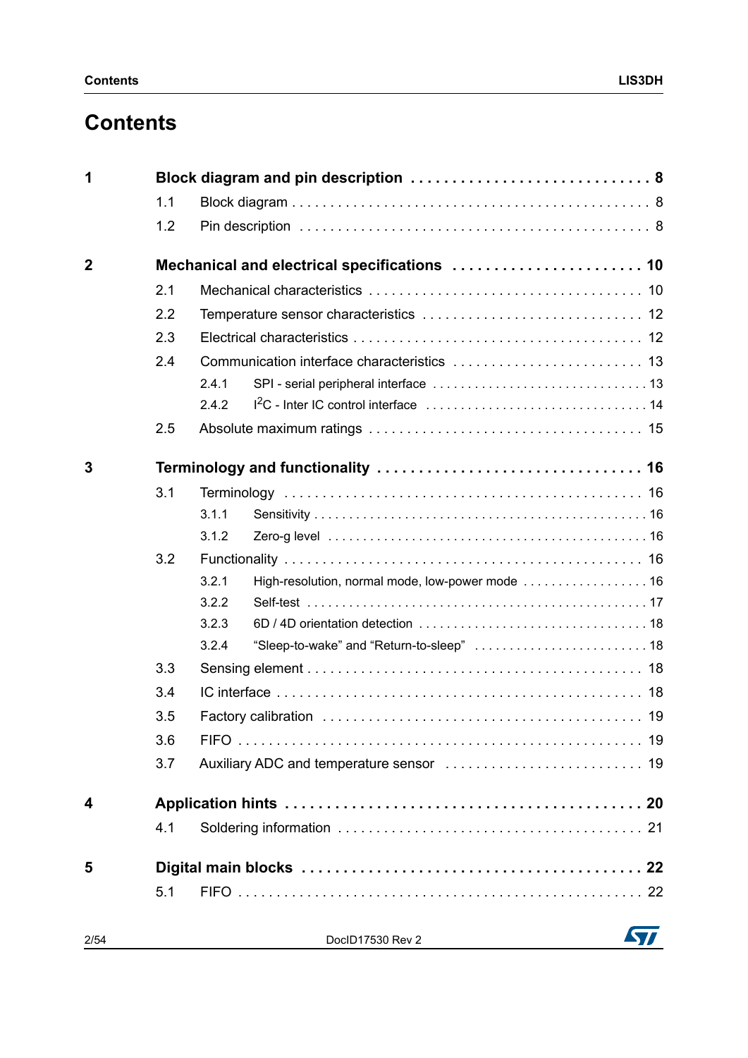# Contents

**1 Block diagram and pin description . . . . . . . . . . . . . . . . . . . . . . . . . . . . 8**

1.1 Block diagram . . . . . . . . . . . . . . . . . . . . . . . . . . . . . . . . . . . . . . . . . . . . . 8

1.2 Pin description . . . . . . . . . . . . . . . . . . . . . . . . . . . . . . . . . . . . . . . . . . . . 8

**2 Mechanical and electrical specifications . . . . . . . . . . . . . . . . . . . . . . 10**

2.1 Mechanical characteristics . . . . . . . . . . . . . . . . . . . . . . . . . . . . . . . . . . . 10

2.2 Temperature sensor characteristics . . . . . . . . . . . . . . . . . . . . . . . . . . . . 12

2.3 Electrical characteristics . . . . . . . . . . . . . . . . . . . . . . . . . . . . . . . . . . . . 12

2.4 Communication interface characteristics . . . . . . . . . . . . . . . . . . . . . . . . 13

2.4.1 SPI - serial peripheral interface . . . . . . . . . . . . . . . . . . . . . . . . . . . . . 13

2.4.2 I2C - Inter IC control interface . . . . . . . . . . . . . . . . . . . . . . . . . . . . . . 14

2.5 Absolute maximum ratings . . . . . . . . . . . . . . . . . . . . . . . . . . . . . . . . . . . 15

**3 Terminology and functionality . . . . . . . . . . . . . . . . . . . . . . . . . . . . . . . 16**

3.1 Terminology . . . . . . . . . . . . . . . . . . . . . . . . . . . . . . . . . . . . . . . . . . . . . 16

3.1.1 Sensitivity . . . . . . . . . . . . . . . . . . . . . . . . . . . . . . . . . . . . . . . . . . . . . 16

3.1.2 Zero-g level . . . . . . . . . . . . . . . . . . . . . . . . . . . . . . . . . . . . . . . . . . . 16

3.2 Functionality . . . . . . . . . . . . . . . . . . . . . . . . . . . . . . . . . . . . . . . . . . . . . 16

3.2.1 High-resolution, normal mode, low-power mode . . . . . . . . . . . . . . . . . 16

3.2.2 Self-test . . . . . . . . . . . . . . . . . . . . . . . . . . . . . . . . . . . . . . . . . . . . . . . 17

3.2.3 6D / 4D orientation detection . . . . . . . . . . . . . . . . . . . . . . . . . . . . . . . 18

3.2.4 “Sleep-to-wake” and “Return-to-sleep” . . . . . . . . . . . . . . . . . . . . . . . . 18

3.3 Sensing element . . . . . . . . . . . . . . . . . . . . . . . . . . . . . . . . . . . . . . . . . . 18

3.4 IC interface . . . . . . . . . . . . . . . . . . . . . . . . . . . . . . . . . . . . . . . . . . . . . . 18

3.5 Factory calibration . . . . . . . . . . . . . . . . . . . . . . . . . . . . . . . . . . . . . . . . . 19

3.6 FIFO . . . . . . . . . . . . . . . . . . . . . . . . . . . . . . . . . . . . . . . . . . . . . . . . . . . 19

3.7 Auxiliary ADC and temperature sensor . . . . . . . . . . . . . . . . . . . . . . . . . . 19

**4 Application hints . . . . . . . . . . . . . . . . . . . . . . . . . . . . . . . . . . . . . . . . . 20**

4.1 Soldering information . . . . . . . . . . . . . . . . . . . . . . . . . . . . . . . . . . . . . . . 21

**5 Digital main blocks . . . . . . . . . . . . . . . . . . . . . . . . . . . . . . . . . . . . . . . 22**

5.1 FIFO . . . . . . . . . . . . . . . . . . . . . . . . . . . . . . . . . . . . . . . . . . . . . . . . . . . 22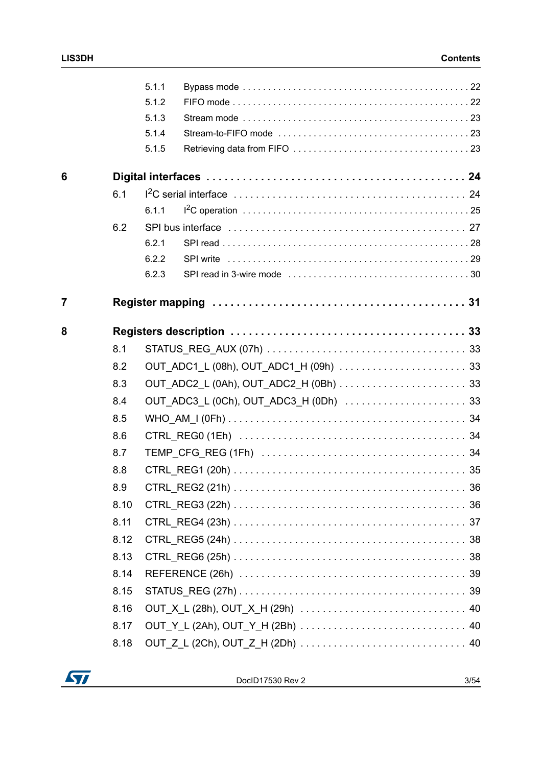| | | | |
|---|---|---|---|
| | 5.1.1 | Bypass mode | 22 |
| | 5.1.2 | FIFO mode | 22 |
| | 5.1.3 | Stream mode | 23 |
| | 5.1.4 | Stream-to-FIFO mode | 23 |
| | 5.1.5 | Retrieving data from FIFO | 23 |
| **6** | **Digital interfaces** | | **24** |
| | 6.1 | $I^2C$ serial interface | 24 |
| | 6.1.1 | $I^2C$ operation | 25 |
| | 6.2 | SPI bus interface | 27 |
| | 6.2.1 | SPI read | 28 |
| | 6.2.2 | SPI write | 29 |
| | 6.2.3 | SPI read in 3-wire mode | 30 |
| **7** | **Register mapping** | | **31** |
| **8** | **Registers description** | | **33** |
| | 8.1 | STATUS_REG_AUX (07h) | 33 |
| | 8.2 | OUT_ADC1_L (08h), OUT_ADC1_H (09h) | 33 |
| | 8.3 | OUT_ADC2_L (0Ah), OUT_ADC2_H (0Bh) | 33 |
| | 8.4 | OUT_ADC3_L (0Ch), OUT_ADC3_H (0Dh) | 33 |
| | 8.5 | WHO_AM_I (0Fh) | 34 |
| | 8.6 | CTRL_REG0 (1Eh) | 34 |
| | 8.7 | TEMP_CFG_REG (1Fh) | 34 |
| | 8.8 | CTRL_REG1 (20h) | 35 |
| | 8.9 | CTRL_REG2 (21h) | 36 |
| | 8.10 | CTRL_REG3 (22h) | 36 |
| | 8.11 | CTRL_REG4 (23h) | 37 |
| | 8.12 | CTRL_REG5 (24h) | 38 |
| | 8.13 | CTRL_REG6 (25h) | 38 |
| | 8.14 | REFERENCE (26h) | 39 |
| | 8.15 | STATUS_REG (27h) | 39 |
| | 8.16 | OUT_X_L (28h), OUT_X_H (29h) | 40 |
| | 8.17 | OUT_Y_L (2Ah), OUT_Y_H (2Bh) | 40 |
| | 8.18 | OUT_Z_L (2Ch), OUT_Z_H (2Dh) | 40 |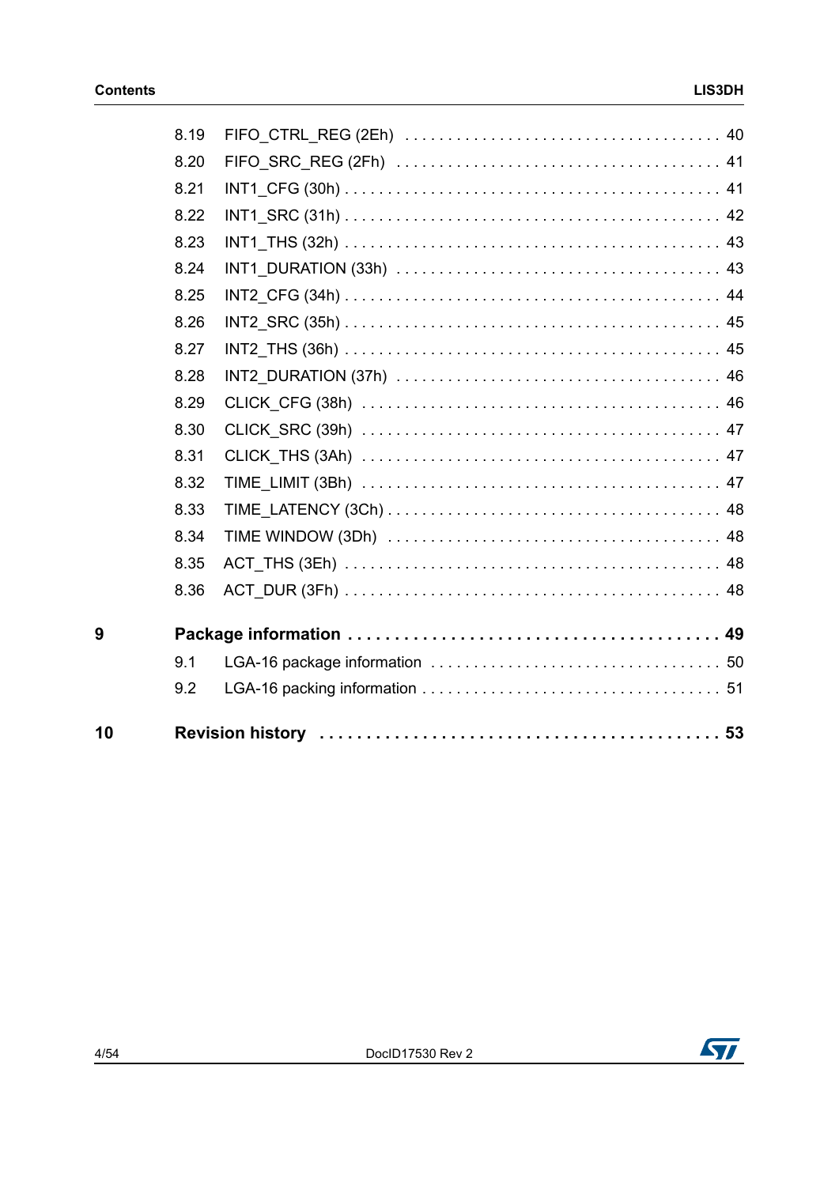8.19 FIFO_CTRL_REG (2Eh) . . . . . . . . . . . . . . . . . . . . . . . . . . . . . . . . . . . . 40

8.20 FIFO_SRC_REG (2Fh) . . . . . . . . . . . . . . . . . . . . . . . . . . . . . . . . . . . . 41

8.21 INT1_CFG (30h) . . . . . . . . . . . . . . . . . . . . . . . . . . . . . . . . . . . . . . . . . . 41

8.22 INT1_SRC (31h) . . . . . . . . . . . . . . . . . . . . . . . . . . . . . . . . . . . . . . . . . . 42

8.23 INT1_THS (32h) . . . . . . . . . . . . . . . . . . . . . . . . . . . . . . . . . . . . . . . . . . 43

8.24 INT1_DURATION (33h) . . . . . . . . . . . . . . . . . . . . . . . . . . . . . . . . . . . . 43

8.25 INT2_CFG (34h) . . . . . . . . . . . . . . . . . . . . . . . . . . . . . . . . . . . . . . . . . . 44

8.26 INT2_SRC (35h) . . . . . . . . . . . . . . . . . . . . . . . . . . . . . . . . . . . . . . . . . . 45

8.27 INT2_THS (36h) . . . . . . . . . . . . . . . . . . . . . . . . . . . . . . . . . . . . . . . . . . 45

8.28 INT2_DURATION (37h) . . . . . . . . . . . . . . . . . . . . . . . . . . . . . . . . . . . . 46

8.29 CLICK_CFG (38h) . . . . . . . . . . . . . . . . . . . . . . . . . . . . . . . . . . . . . . . . 46

8.30 CLICK_SRC (39h) . . . . . . . . . . . . . . . . . . . . . . . . . . . . . . . . . . . . . . . . 47

8.31 CLICK_THS (3Ah) . . . . . . . . . . . . . . . . . . . . . . . . . . . . . . . . . . . . . . . . 47

8.32 TIME_LIMIT (3Bh) . . . . . . . . . . . . . . . . . . . . . . . . . . . . . . . . . . . . . . . . 47

8.33 TIME_LATENCY (3Ch) . . . . . . . . . . . . . . . . . . . . . . . . . . . . . . . . . . . . . 48

8.34 TIME WINDOW (3Dh) . . . . . . . . . . . . . . . . . . . . . . . . . . . . . . . . . . . . . 48

8.35 ACT_THS (3Eh) . . . . . . . . . . . . . . . . . . . . . . . . . . . . . . . . . . . . . . . . . . 48

8.36 ACT_DUR (3Fh) . . . . . . . . . . . . . . . . . . . . . . . . . . . . . . . . . . . . . . . . . . 48

**9 Package information . . . . . . . . . . . . . . . . . . . . . . . . . . . . . . . . . . . . . . . 49**

9.1 LGA-16 package information . . . . . . . . . . . . . . . . . . . . . . . . . . . . . . . . . 50

9.2 LGA-16 packing information . . . . . . . . . . . . . . . . . . . . . . . . . . . . . . . . . . 51

**10 Revision history . . . . . . . . . . . . . . . . . . . . . . . . . . . . . . . . . . . . . . . . . . 53**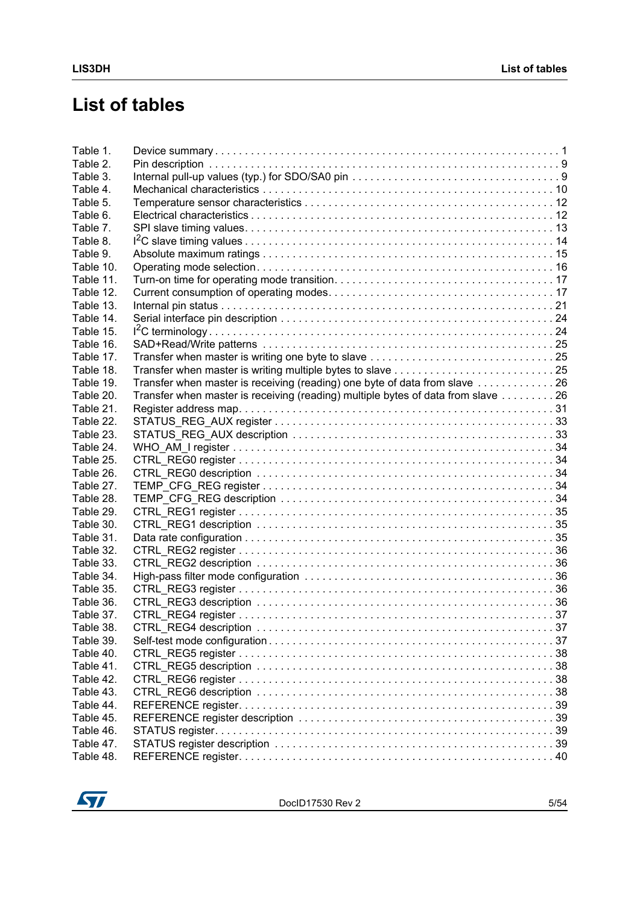# List of tables

Table 1. Device summary . . . . . . . . . . . . . . . . . . . . . . . . . . . . . . . . . . . . . . . . . . . . . . . . . . . . . . . . . 1
Table 2. Pin description . . . . . . . . . . . . . . . . . . . . . . . . . . . . . . . . . . . . . . . . . . . . . . . . . . . . . . . . . 9
Table 3. Internal pull-up values (typ.) for SDO/SA0 pin . . . . . . . . . . . . . . . . . . . . . . . . . . . . . . . . . . 9
Table 4. Mechanical characteristics . . . . . . . . . . . . . . . . . . . . . . . . . . . . . . . . . . . . . . . . . . . . . . . 10
Table 5. Temperature sensor characteristics . . . . . . . . . . . . . . . . . . . . . . . . . . . . . . . . . . . . . . . . 12
Table 6. Electrical characteristics . . . . . . . . . . . . . . . . . . . . . . . . . . . . . . . . . . . . . . . . . . . . . . . . 12
Table 7. SPI slave timing values. . . . . . . . . . . . . . . . . . . . . . . . . . . . . . . . . . . . . . . . . . . . . . . . . 13
Table 8. $I^2C$ slave timing values . . . . . . . . . . . . . . . . . . . . . . . . . . . . . . . . . . . . . . . . . . . . . . . 14
Table 9. Absolute maximum ratings . . . . . . . . . . . . . . . . . . . . . . . . . . . . . . . . . . . . . . . . . . . . . . . 15
Table 10. Operating mode selection. . . . . . . . . . . . . . . . . . . . . . . . . . . . . . . . . . . . . . . . . . . . . . . 16
Table 11. Turn-on time for operating mode transition. . . . . . . . . . . . . . . . . . . . . . . . . . . . . . . . . . . 17
Table 12. Current consumption of operating modes. . . . . . . . . . . . . . . . . . . . . . . . . . . . . . . . . . . . 17
Table 13. Internal pin status . . . . . . . . . . . . . . . . . . . . . . . . . . . . . . . . . . . . . . . . . . . . . . . . . . . . 21
Table 14. Serial interface pin description . . . . . . . . . . . . . . . . . . . . . . . . . . . . . . . . . . . . . . . . . . . 24
Table 15. $I^2C$ terminology . . . . . . . . . . . . . . . . . . . . . . . . . . . . . . . . . . . . . . . . . . . . . . . . . . . . 24
Table 16. SAD+Read/Write patterns . . . . . . . . . . . . . . . . . . . . . . . . . . . . . . . . . . . . . . . . . . . . . . 25
Table 17. Transfer when master is writing one byte to slave . . . . . . . . . . . . . . . . . . . . . . . . . . . . . . 25
Table 18. Transfer when master is writing multiple bytes to slave . . . . . . . . . . . . . . . . . . . . . . . . . . 25
Table 19. Transfer when master is receiving (reading) one byte of data from slave . . . . . . . . . . . . . 26
Table 20. Transfer when master is receiving (reading) multiple bytes of data from slave . . . . . . . . . 26
Table 21. Register address map. . . . . . . . . . . . . . . . . . . . . . . . . . . . . . . . . . . . . . . . . . . . . . . . . . 31
Table 22. STATUS_REG_AUX register . . . . . . . . . . . . . . . . . . . . . . . . . . . . . . . . . . . . . . . . . . . . 33
Table 23. STATUS_REG_AUX description . . . . . . . . . . . . . . . . . . . . . . . . . . . . . . . . . . . . . . . . . 33
Table 24. WHO_AM_I register . . . . . . . . . . . . . . . . . . . . . . . . . . . . . . . . . . . . . . . . . . . . . . . . . . 34
Table 25. CTRL_REG0 register . . . . . . . . . . . . . . . . . . . . . . . . . . . . . . . . . . . . . . . . . . . . . . . . . 34
Table 26. CTRL_REG0 description . . . . . . . . . . . . . . . . . . . . . . . . . . . . . . . . . . . . . . . . . . . . . . 34
Table 27. TEMP_CFG_REG register . . . . . . . . . . . . . . . . . . . . . . . . . . . . . . . . . . . . . . . . . . . . . . 34
Table 28. TEMP_CFG_REG description . . . . . . . . . . . . . . . . . . . . . . . . . . . . . . . . . . . . . . . . . . . 34
Table 29. CTRL_REG1 register . . . . . . . . . . . . . . . . . . . . . . . . . . . . . . . . . . . . . . . . . . . . . . . . . 35
Table 30. CTRL_REG1 description . . . . . . . . . . . . . . . . . . . . . . . . . . . . . . . . . . . . . . . . . . . . . . 35
Table 31. Data rate configuration . . . . . . . . . . . . . . . . . . . . . . . . . . . . . . . . . . . . . . . . . . . . . . . . 35
Table 32. CTRL_REG2 register . . . . . . . . . . . . . . . . . . . . . . . . . . . . . . . . . . . . . . . . . . . . . . . . . 36
Table 33. CTRL_REG2 description . . . . . . . . . . . . . . . . . . . . . . . . . . . . . . . . . . . . . . . . . . . . . . 36
Table 34. High-pass filter mode configuration . . . . . . . . . . . . . . . . . . . . . . . . . . . . . . . . . . . . . . . 36
Table 35. CTRL_REG3 register . . . . . . . . . . . . . . . . . . . . . . . . . . . . . . . . . . . . . . . . . . . . . . . . . 36
Table 36. CTRL_REG3 description . . . . . . . . . . . . . . . . . . . . . . . . . . . . . . . . . . . . . . . . . . . . . . 36
Table 37. CTRL_REG4 register . . . . . . . . . . . . . . . . . . . . . . . . . . . . . . . . . . . . . . . . . . . . . . . . . 37
Table 38. CTRL_REG4 description . . . . . . . . . . . . . . . . . . . . . . . . . . . . . . . . . . . . . . . . . . . . . . 37
Table 39. Self-test mode configuration . . . . . . . . . . . . . . . . . . . . . . . . . . . . . . . . . . . . . . . . . . . . 37
Table 40. CTRL_REG5 register . . . . . . . . . . . . . . . . . . . . . . . . . . . . . . . . . . . . . . . . . . . . . . . . . 38
Table 41. CTRL_REG5 description . . . . . . . . . . . . . . . . . . . . . . . . . . . . . . . . . . . . . . . . . . . . . . 38
Table 42. CTRL_REG6 register . . . . . . . . . . . . . . . . . . . . . . . . . . . . . . . . . . . . . . . . . . . . . . . . . 38
Table 43. CTRL_REG6 description . . . . . . . . . . . . . . . . . . . . . . . . . . . . . . . . . . . . . . . . . . . . . . 38
Table 44. REFERENCE register. . . . . . . . . . . . . . . . . . . . . . . . . . . . . . . . . . . . . . . . . . . . . . . . . 39
Table 45. REFERENCE register description . . . . . . . . . . . . . . . . . . . . . . . . . . . . . . . . . . . . . . . . 39
Table 46. STATUS register. . . . . . . . . . . . . . . . . . . . . . . . . . . . . . . . . . . . . . . . . . . . . . . . . . . . . 39
Table 47. STATUS register description . . . . . . . . . . . . . . . . . . . . . . . . . . . . . . . . . . . . . . . . . . . . 39
Table 48. REFERENCE register. . . . . . . . . . . . . . . . . . . . . . . . . . . . . . . . . . . . . . . . . . . . . . . . . 40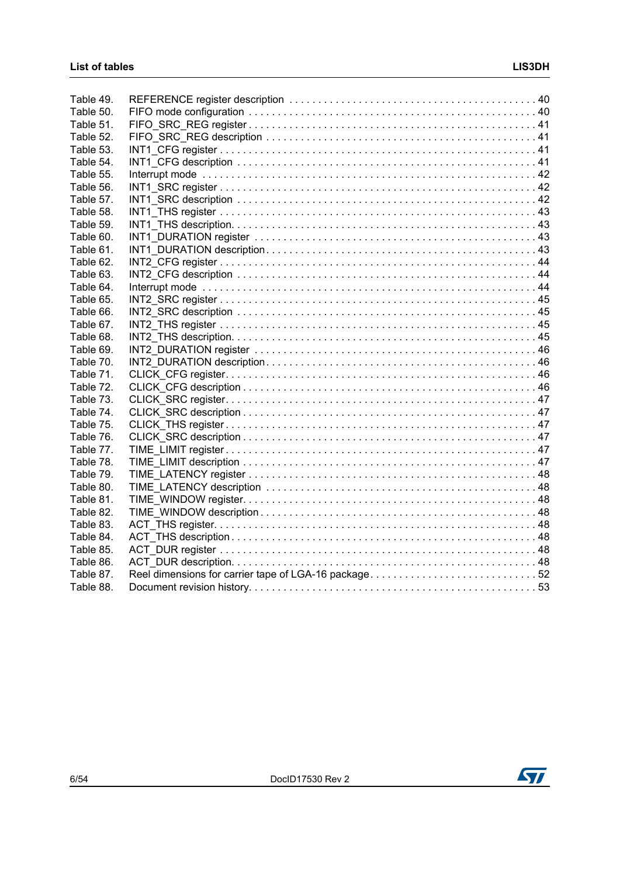Table 49. REFERENCE register description . . . . . . . . . . . . . . . . . . . . . . . . . . . . . . . . . . . . . . . . . . 40
Table 50. FIFO mode configuration . . . . . . . . . . . . . . . . . . . . . . . . . . . . . . . . . . . . . . . . . . . . . . . 40
Table 51. FIFO_SRC_REG register . . . . . . . . . . . . . . . . . . . . . . . . . . . . . . . . . . . . . . . . . . . . . . . 41
Table 52. FIFO_SRC_REG description . . . . . . . . . . . . . . . . . . . . . . . . . . . . . . . . . . . . . . . . . . . . 41
Table 53. INT1_CFG register . . . . . . . . . . . . . . . . . . . . . . . . . . . . . . . . . . . . . . . . . . . . . . . . . . . 41
Table 54. INT1_CFG description . . . . . . . . . . . . . . . . . . . . . . . . . . . . . . . . . . . . . . . . . . . . . . . . 41
Table 55. Interrupt mode . . . . . . . . . . . . . . . . . . . . . . . . . . . . . . . . . . . . . . . . . . . . . . . . . . . . . 42
Table 56. INT1_SRC register . . . . . . . . . . . . . . . . . . . . . . . . . . . . . . . . . . . . . . . . . . . . . . . . . . . 42
Table 57. INT1_SRC description . . . . . . . . . . . . . . . . . . . . . . . . . . . . . . . . . . . . . . . . . . . . . . . . 42
Table 58. INT1_THS register . . . . . . . . . . . . . . . . . . . . . . . . . . . . . . . . . . . . . . . . . . . . . . . . . . . 43
Table 59. INT1_THS description. . . . . . . . . . . . . . . . . . . . . . . . . . . . . . . . . . . . . . . . . . . . . . . . . 43
Table 60. INT1_DURATION register . . . . . . . . . . . . . . . . . . . . . . . . . . . . . . . . . . . . . . . . . . . . . 43
Table 61. INT1_DURATION description. . . . . . . . . . . . . . . . . . . . . . . . . . . . . . . . . . . . . . . . . . . 43
Table 62. INT2_CFG register . . . . . . . . . . . . . . . . . . . . . . . . . . . . . . . . . . . . . . . . . . . . . . . . . . . 44
Table 63. INT2_CFG description . . . . . . . . . . . . . . . . . . . . . . . . . . . . . . . . . . . . . . . . . . . . . . . . 44
Table 64. Interrupt mode . . . . . . . . . . . . . . . . . . . . . . . . . . . . . . . . . . . . . . . . . . . . . . . . . . . . . 44
Table 65. INT2_SRC register . . . . . . . . . . . . . . . . . . . . . . . . . . . . . . . . . . . . . . . . . . . . . . . . . . . 45
Table 66. INT2_SRC description . . . . . . . . . . . . . . . . . . . . . . . . . . . . . . . . . . . . . . . . . . . . . . . . 45
Table 67. INT2_THS register . . . . . . . . . . . . . . . . . . . . . . . . . . . . . . . . . . . . . . . . . . . . . . . . . . . 45
Table 68. INT2_THS description. . . . . . . . . . . . . . . . . . . . . . . . . . . . . . . . . . . . . . . . . . . . . . . . . 45
Table 69. INT2_DURATION register . . . . . . . . . . . . . . . . . . . . . . . . . . . . . . . . . . . . . . . . . . . . . 46
Table 70. INT2_DURATION description. . . . . . . . . . . . . . . . . . . . . . . . . . . . . . . . . . . . . . . . . . . 46
Table 71. CLICK_CFG register. . . . . . . . . . . . . . . . . . . . . . . . . . . . . . . . . . . . . . . . . . . . . . . . . . 46
Table 72. CLICK_CFG description . . . . . . . . . . . . . . . . . . . . . . . . . . . . . . . . . . . . . . . . . . . . . . . 46
Table 73. CLICK_SRC register. . . . . . . . . . . . . . . . . . . . . . . . . . . . . . . . . . . . . . . . . . . . . . . . . . 47
Table 74. CLICK_SRC description . . . . . . . . . . . . . . . . . . . . . . . . . . . . . . . . . . . . . . . . . . . . . . . 47
Table 75. CLICK_THS register . . . . . . . . . . . . . . . . . . . . . . . . . . . . . . . . . . . . . . . . . . . . . . . . . . 47
Table 76. CLICK_SRC description . . . . . . . . . . . . . . . . . . . . . . . . . . . . . . . . . . . . . . . . . . . . . . . 47
Table 77. TIME_LIMIT register . . . . . . . . . . . . . . . . . . . . . . . . . . . . . . . . . . . . . . . . . . . . . . . . . . 47
Table 78. TIME_LIMIT description. . . . . . . . . . . . . . . . . . . . . . . . . . . . . . . . . . . . . . . . . . . . . . . . 47
Table 79. TIME_LATENCY register . . . . . . . . . . . . . . . . . . . . . . . . . . . . . . . . . . . . . . . . . . . . . . . 48
Table 80. TIME_LATENCY description . . . . . . . . . . . . . . . . . . . . . . . . . . . . . . . . . . . . . . . . . . . . 48
Table 81. TIME_WINDOW register. . . . . . . . . . . . . . . . . . . . . . . . . . . . . . . . . . . . . . . . . . . . . . . . 48
Table 82. TIME_WINDOW description . . . . . . . . . . . . . . . . . . . . . . . . . . . . . . . . . . . . . . . . . . . . 48
Table 83. ACT_THS register. . . . . . . . . . . . . . . . . . . . . . . . . . . . . . . . . . . . . . . . . . . . . . . . . . . . 48
Table 84. ACT_THS description . . . . . . . . . . . . . . . . . . . . . . . . . . . . . . . . . . . . . . . . . . . . . . . . . 48
Table 85. ACT_DUR register . . . . . . . . . . . . . . . . . . . . . . . . . . . . . . . . . . . . . . . . . . . . . . . . . . . 48
Table 86. ACT_DUR description. . . . . . . . . . . . . . . . . . . . . . . . . . . . . . . . . . . . . . . . . . . . . . . . . 48
Table 87. Reel dimensions for carrier tape of LGA-16 package. . . . . . . . . . . . . . . . . . . . . . . . . . . . 52
Table 88. Document revision history. . . . . . . . . . . . . . . . . . . . . . . . . . . . . . . . . . . . . . . . . . . . . . 53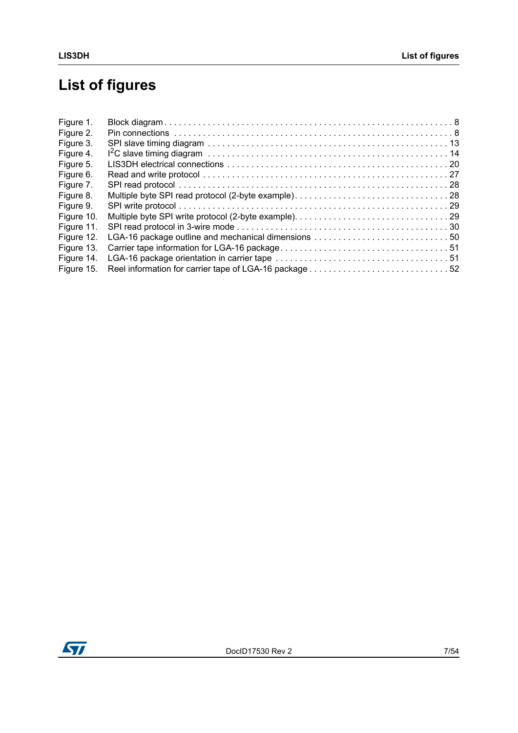# List of figures

| | | |
|---|---|---|
| Figure 1. | Block diagram | 8 |
| Figure 2. | Pin connections | 8 |
| Figure 3. | SPI slave timing diagram | 13 |
| Figure 4. | $I^2C$ slave timing diagram | 14 |
| Figure 5. | LIS3DH electrical connections | 20 |
| Figure 6. | Read and write protocol | 27 |
| Figure 7. | SPI read protocol | 28 |
| Figure 8. | Multiple byte SPI read protocol (2-byte example) | 28 |
| Figure 9. | SPI write protocol | 29 |
| Figure 10. | Multiple byte SPI write protocol (2-byte example) | 29 |
| Figure 11. | SPI read protocol in 3-wire mode | 30 |
| Figure 12. | LGA-16 package outline and mechanical dimensions | 50 |
| Figure 13. | Carrier tape information for LGA-16 package | 51 |
| Figure 14. | LGA-16 package orientation in carrier tape | 51 |
| Figure 15. | Reel information for carrier tape of LGA-16 package | 52 |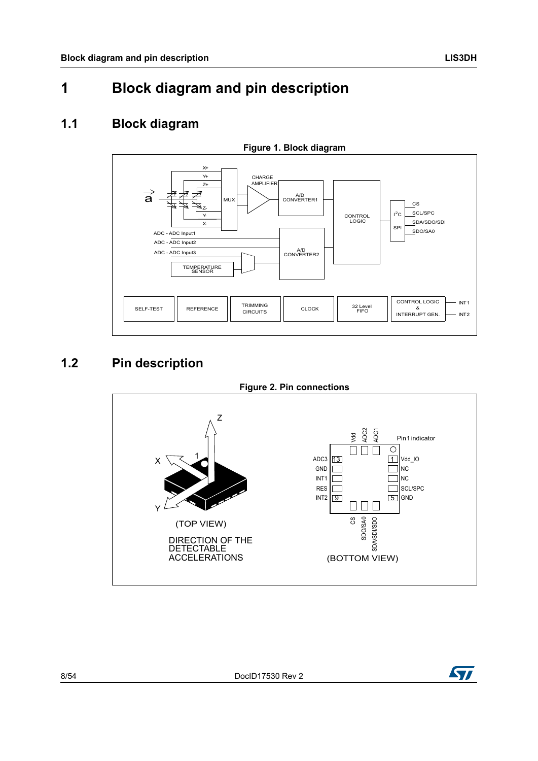# 1 Block diagram and pin description

## 1.1 Block diagram

**Figure 1. Block diagram**

## 1.2 Pin description

**Figure 2. Pin connections**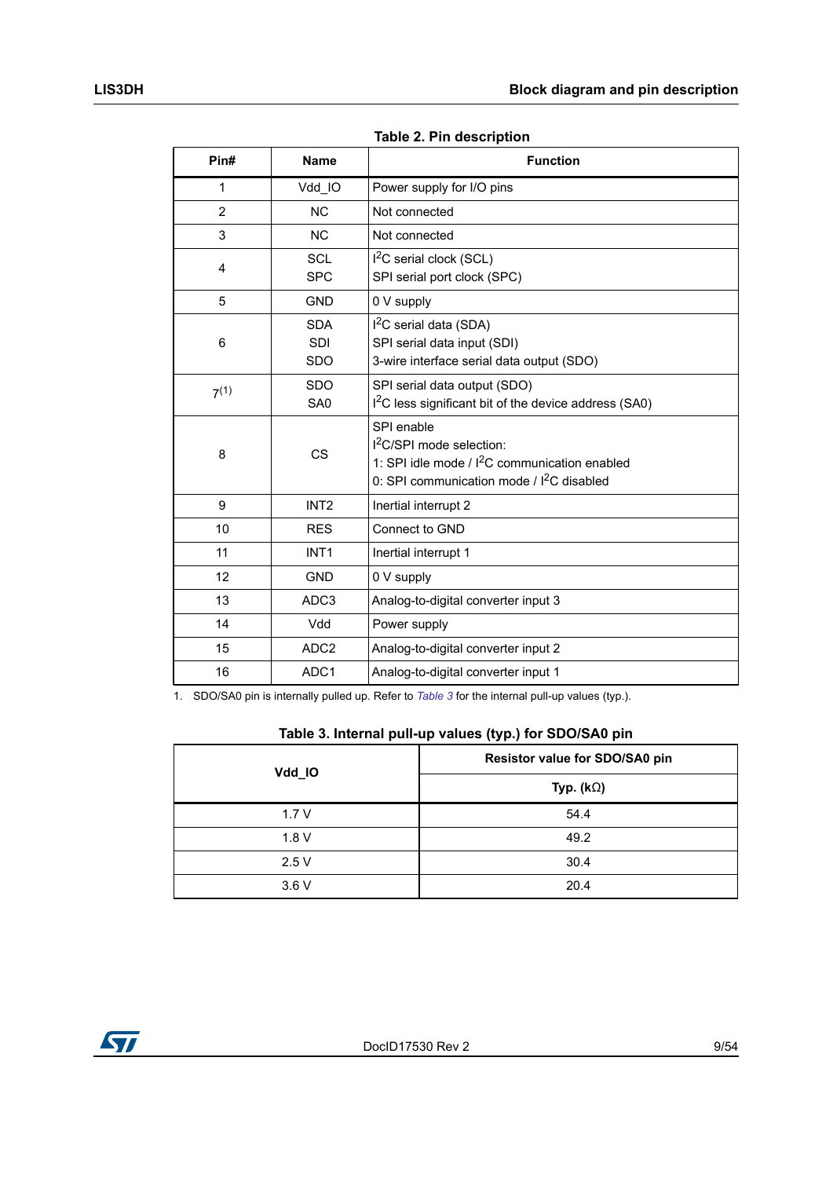**Table 2. Pin description**

| Pin# | Name | Function |
|---|---|---|
| 1 | Vdd_IO | Power supply for I/O pins |
| 2 | NC | Not connected |
| 3 | NC | Not connected |
| 4 | SCL<br>SPC | $I^2C$ serial clock (SCL)<br>SPI serial port clock (SPC) |
| 5 | GND | 0 V supply |
| 6 | SDA<br>SDI<br>SDO | $I^2C$ serial data (SDA)<br>SPI serial data input (SDI)<br>3-wire interface serial data output (SDO) |
| 7[1] | SDO<br>SA0 | SPI serial data output (SDO)<br>$I^2C$ less significant bit of the device address (SA0) |
| 8 | CS | SPI enable<br>$I^2C$/SPI mode selection:<br>1: SPI idle mode / $I^2C$ communication enabled<br>0: SPI communication mode / $I^2C$ disabled |
| 9 | INT2 | Inertial interrupt 2 |
| 10 | RES | Connect to GND |
| 11 | INT1 | Inertial interrupt 1 |
| 12 | GND | 0 V supply |
| 13 | ADC3 | Analog-to-digital converter input 3 |
| 14 | Vdd | Power supply |
| 15 | ADC2 | Analog-to-digital converter input 2 |
| 16 | ADC1 | Analog-to-digital converter input 1 |

1. SDO/SA0 pin is internally pulled up. Refer to *Table 3* for the internal pull-up values (typ.).

**Table 3. Internal pull-up values (typ.) for SDO/SA0 pin**

| Vdd_IO | Resistor value for SDO/SA0 pin |
|---|---|
| | Typ. (kΩ) |
| 1.7 V | 54.4 |
| 1.8 V | 49.2 |
| 2.5 V | 30.4 |
| 3.6 V | 20.4 |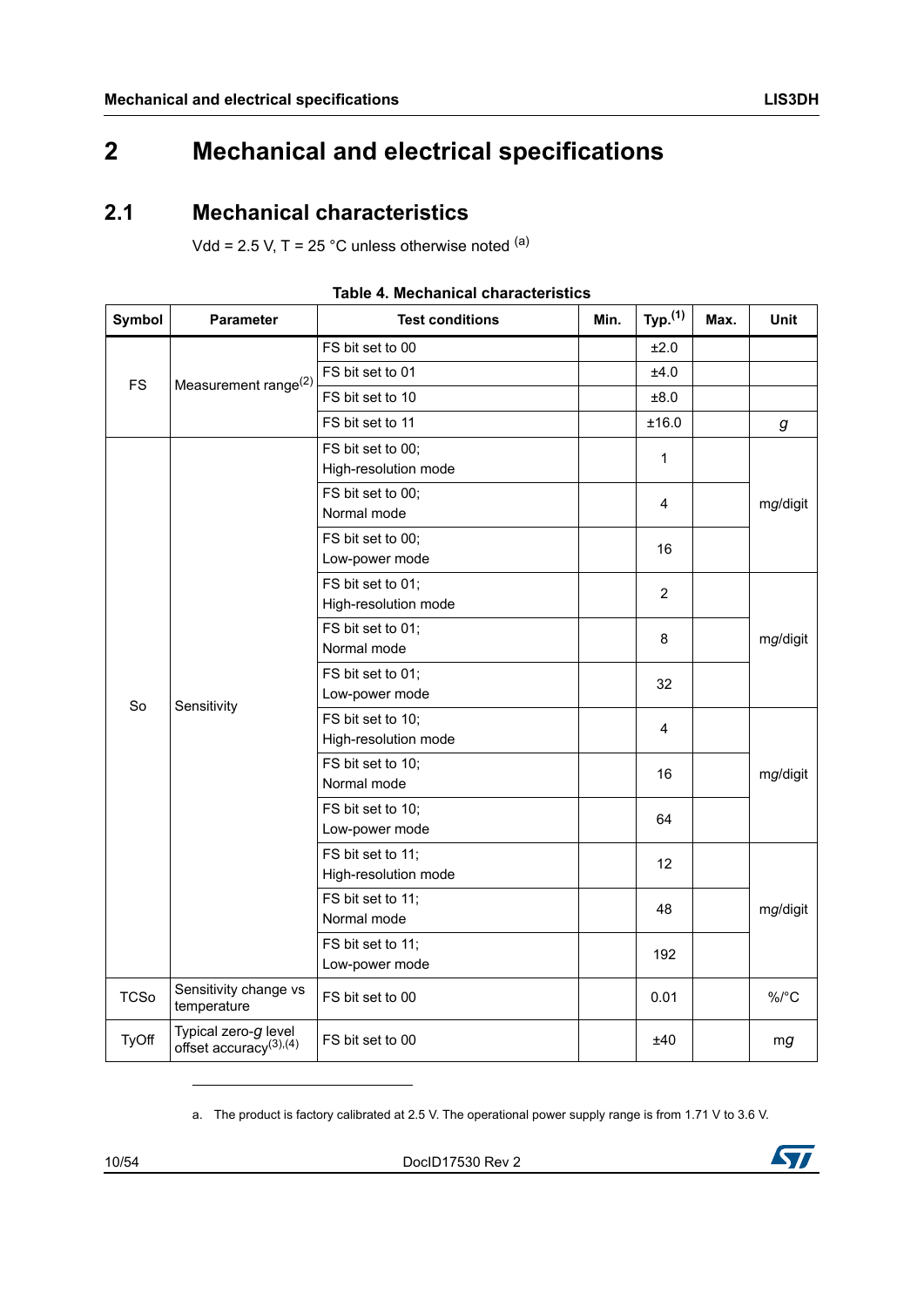# 2 Mechanical and electrical specifications

## 2.1 Mechanical characteristics

Vdd = 2.5 V, T = 25 °C unless otherwise noted [a]

**Table 4. Mechanical characteristics**

| Symbol | Parameter | Test conditions | Min. | Typ.[1] | Max. | Unit |
|---|---|---|---|---|---|---|
| FS | Measurement range[2] | FS bit set to 00 | | ±2.0 | | |
| | | FS bit set to 01 | | ±4.0 | | |
| | | FS bit set to 10 | | ±8.0 | | |
| | | FS bit set to 11 | | ±16.0 | | *g* |
| So | Sensitivity | FS bit set to 00; High-resolution mode | | 1 | | mg/digit |
| | | FS bit set to 00; Normal mode | | 4 | | |
| | | FS bit set to 00; Low-power mode | | 16 | | |
| | | FS bit set to 01; High-resolution mode | | 2 | | mg/digit |
| | | FS bit set to 01; Normal mode | | 8 | | |
| | | FS bit set to 01; Low-power mode | | 32 | | |
| | | FS bit set to 10; High-resolution mode | | 4 | | mg/digit |
| | | FS bit set to 10; Normal mode | | 16 | | |
| | | FS bit set to 10; Low-power mode | | 64 | | |
| | | FS bit set to 11; High-resolution mode | | 12 | | mg/digit |
| | | FS bit set to 11; Normal mode | | 48 | | |
| | | FS bit set to 11; Low-power mode | | 192 | | |
| TCSo | Sensitivity change vs temperature | FS bit set to 00 | | 0.01 | | %/°C |
| TyOff | Typical zero-*g* level offset accuracy[3],[4] | FS bit set to 00 | | ±40 | | m*g* |

a. The product is factory calibrated at 2.5 V. The operational power supply range is from 1.71 V to 3.6 V.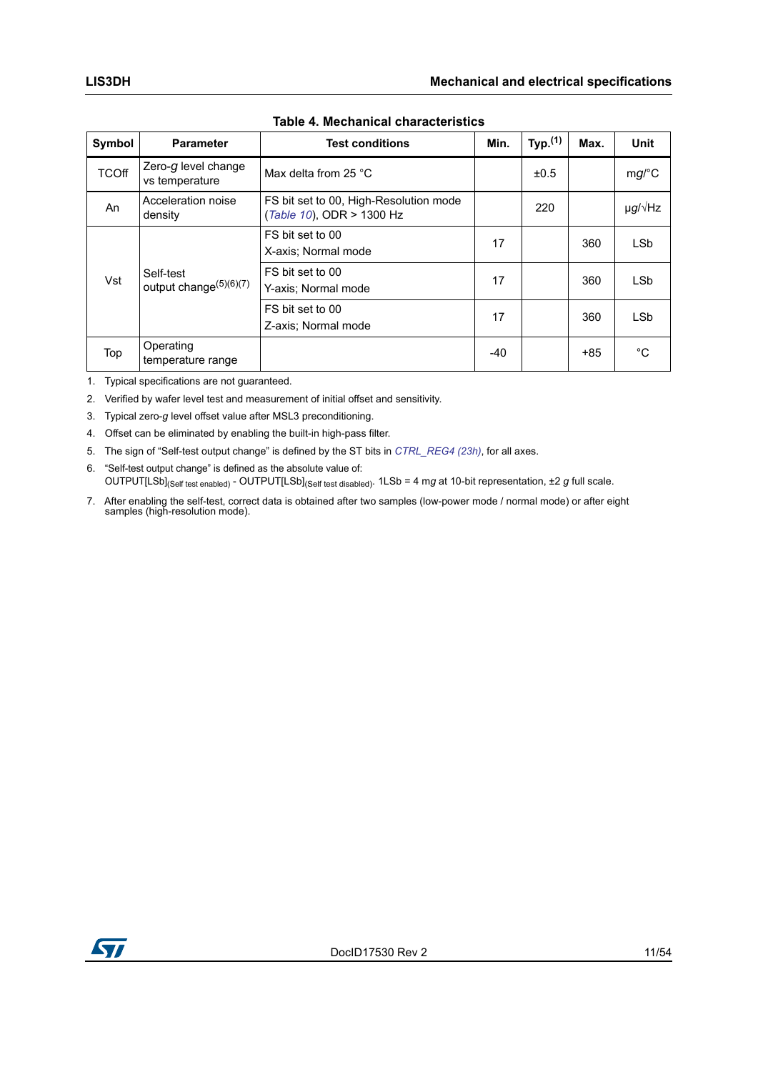**Table 4. Mechanical characteristics**

| Symbol | Parameter | Test conditions | Min. | Typ.[1] | Max. | Unit |
|---|---|---|---|---|---|---|
| TCOff | Zero-*g* level change vs temperature | Max delta from 25 °C | | ±0.5 | | m*g*/°C |
| An | Acceleration noise density | FS bit set to 00, High-Resolution mode (*Table 10*), ODR > 1300 Hz | | 220 | | μ*g*/√Hz |
| Vst | Self-test output change[5][6][7] | FS bit set to 00 X-axis; Normal mode | 17 | | 360 | LSb |
| | | FS bit set to 00 Y-axis; Normal mode | 17 | | 360 | LSb |
| | | FS bit set to 00 Z-axis; Normal mode | 17 | | 360 | LSb |
| Top | Operating temperature range | | -40 | | +85 | °C |

1. Typical specifications are not guaranteed.
2. Verified by wafer level test and measurement of initial offset and sensitivity.
3. Typical zero-*g* level offset value after MSL3 preconditioning.
4. Offset can be eliminated by enabling the built-in high-pass filter.
5. The sign of "Self-test output change" is defined by the ST bits in *CTRL_REG4 (23h)*, for all axes.
6. "Self-test output change" is defined as the absolute value of: $\text{OUTPUT[LSb]}_{\text{(Self test enabled)}} - \text{OUTPUT[LSb]}_{\text{(Self test disabled)}}$. 1LSb = 4 m*g* at 10-bit representation, ±2 *g* full scale.
7. After enabling the self-test, correct data is obtained after two samples (low-power mode / normal mode) or after eight samples (high-resolution mode).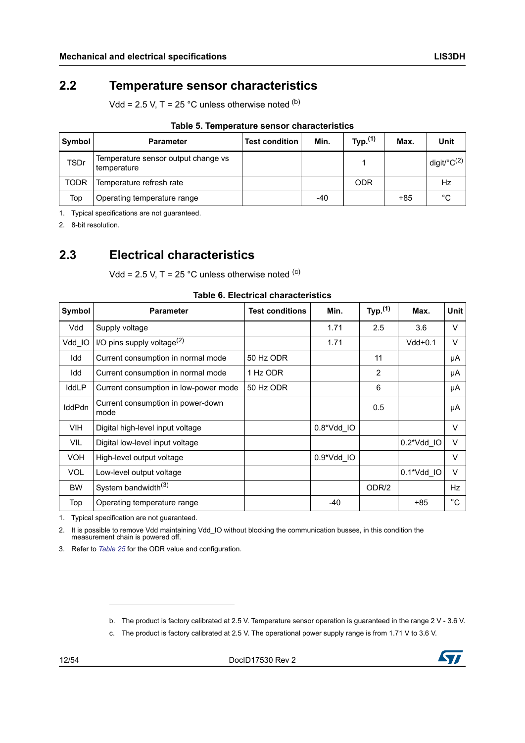## 2.2 Temperature sensor characteristics

Vdd = 2.5 V, T = 25 °C unless otherwise noted [b]

**Table 5. Temperature sensor characteristics**

| Symbol | Parameter | Test condition | Min. | Typ.[1] | Max. | Unit |
|---|---|---|---|---|---|---|
| TSDr | Temperature sensor output change vs temperature | | | 1 | | digit/°C[2] |
| TODR | Temperature refresh rate | | | ODR | | Hz |
| Top | Operating temperature range | | -40 | | +85 | °C |

1. Typical specifications are not guaranteed.
2. 8-bit resolution.

## 2.3 Electrical characteristics

Vdd = 2.5 V, T = 25 °C unless otherwise noted [c]

**Table 6. Electrical characteristics**

| Symbol | Parameter | Test conditions | Min. | Typ.[1] | Max. | Unit |
|---|---|---|---|---|---|---|
| Vdd | Supply voltage | | 1.71 | 2.5 | 3.6 | V |
| Vdd_IO | I/O pins supply voltage[2] | | 1.71 | | Vdd+0.1 | V |
| Idd | Current consumption in normal mode | 50 Hz ODR | | 11 | | µA |
| Idd | Current consumption in normal mode | 1 Hz ODR | | 2 | | µA |
| IddLP | Current consumption in low-power mode | 50 Hz ODR | | 6 | | µA |
| IddPdn | Current consumption in power-down mode | | | 0.5 | | µA |
| VIH | Digital high-level input voltage | | 0.8*Vdd_IO | | | V |
| VIL | Digital low-level input voltage | | | | 0.2*Vdd_IO | V |
| VOH | High-level output voltage | | 0.9*Vdd_IO | | | V |
| VOL | Low-level output voltage | | | | 0.1*Vdd_IO | V |
| BW | System bandwidth[3] | | | ODR/2 | | Hz |
| Top | Operating temperature range | | -40 | | +85 | °C |

1. Typical specification are not guaranteed.
2. It is possible to remove Vdd maintaining Vdd_IO without blocking the communication busses, in this condition the measurement chain is powered off.
3. Refer to *Table 25* for the ODR value and configuration.

---

b. The product is factory calibrated at 2.5 V. Temperature sensor operation is guaranteed in the range 2 V - 3.6 V.

c. The product is factory calibrated at 2.5 V. The operational power supply range is from 1.71 V to 3.6 V.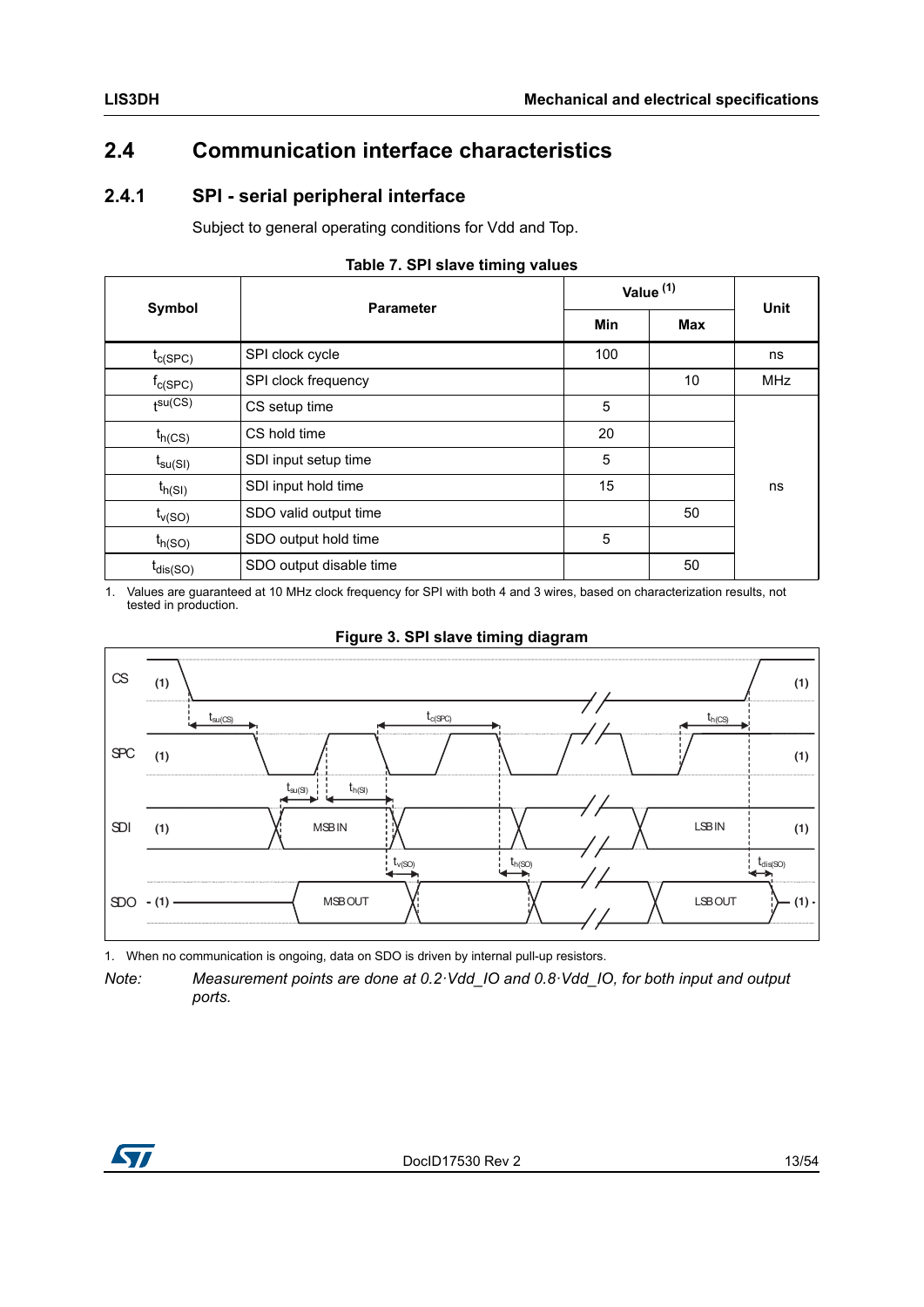## 2.4 Communication interface characteristics

### 2.4.1 SPI - serial peripheral interface

Subject to general operating conditions for Vdd and Top.

**Table 7. SPI slave timing values**

| Symbol | Parameter | Value [(1)] Min | Value [(1)] Max | Unit |
|---|---|---|---|---|
| $t_{c(SPC)}$ | SPI clock cycle | 100 | | ns |
| $f_{c(SPC)}$ | SPI clock frequency | | 10 | MHz |
| $t_{su(CS)}$ | CS setup time | 5 | | ns |
| $t_{h(CS)}$ | CS hold time | 20 | | ns |
| $t_{su(SI)}$ | SDI input setup time | 5 | | ns |
| $t_{h(SI)}$ | SDI input hold time | 15 | | ns |
| $t_{v(SO)}$ | SDO valid output time | | 50 | ns |
| $t_{h(SO)}$ | SDO output hold time | 5 | | ns |
| $t_{dis(SO)}$ | SDO output disable time | | 50 | ns |

1. Values are guaranteed at 10 MHz clock frequency for SPI with both 4 and 3 wires, based on characterization results, not tested in production.

**Figure 3. SPI slave timing diagram**

1. When no communication is ongoing, data on SDO is driven by internal pull-up resistors.

*Note: Measurement points are done at 0.2·Vdd_IO and 0.8·Vdd_IO, for both input and output ports.*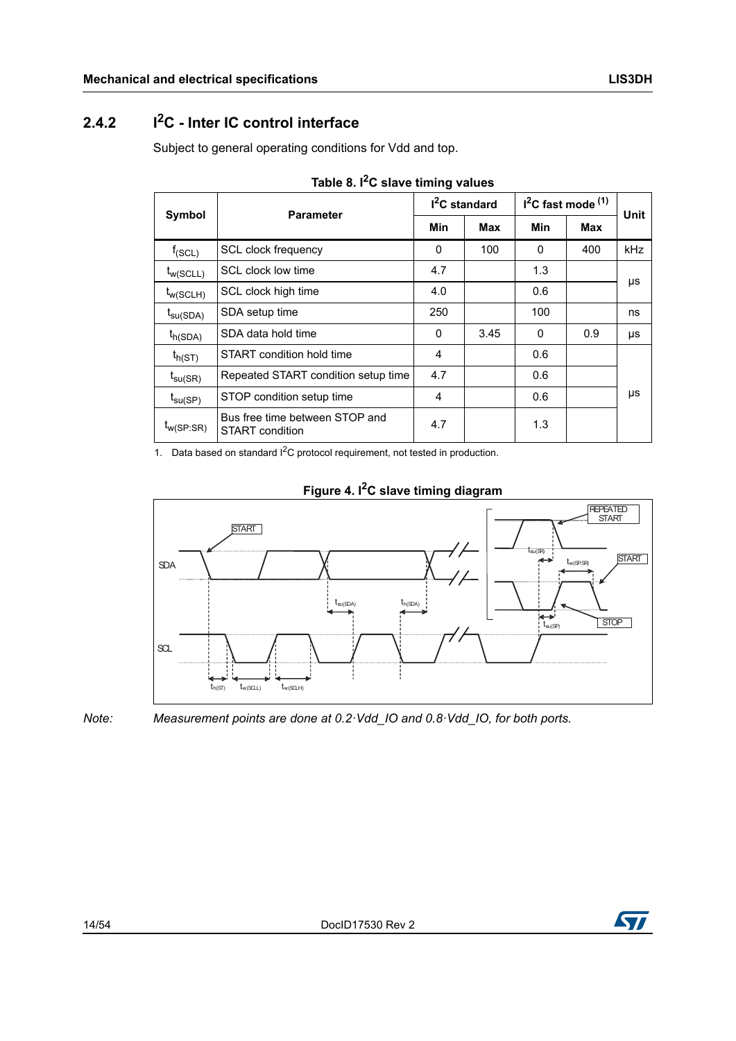### 2.4.2 $I^2C$ - Inter IC control interface

Subject to general operating conditions for Vdd and top.

**Table 8. $I^2C$ slave timing values**

| Symbol | Parameter | $I^2C$ standard | | $I^2C$ fast mode [(1)] | | Unit |
|---|---|---|---|---|---|---|
| | | Min | Max | Min | Max | |
| $f_{(SCL)}$ | SCL clock frequency | 0 | 100 | 0 | 400 | kHz |
| $t_{w(SCLL)}$ | SCL clock low time | 4.7 | | 1.3 | | μs |
| $t_{w(SCLH)}$ | SCL clock high time | 4.0 | | 0.6 | | μs |
| $t_{su(SDA)}$ | SDA setup time | 250 | | 100 | | ns |
| $t_{h(SDA)}$ | SDA data hold time | 0 | 3.45 | 0 | 0.9 | μs |
| $t_{h(ST)}$ | START condition hold time | 4 | | 0.6 | | μs |
| $t_{su(SR)}$ | Repeated START condition setup time | 4.7 | | 0.6 | | μs |
| $t_{su(SP)}$ | STOP condition setup time | 4 | | 0.6 | | μs |
| $t_{w(SP:SR)}$ | Bus free time between STOP and START condition | 4.7 | | 1.3 | | μs |

1. Data based on standard $I^2C$ protocol requirement, not tested in production.

**Figure 4. $I^2C$ slave timing diagram**

*Note: Measurement points are done at 0.2·Vdd_IO and 0.8·Vdd_IO, for both ports.*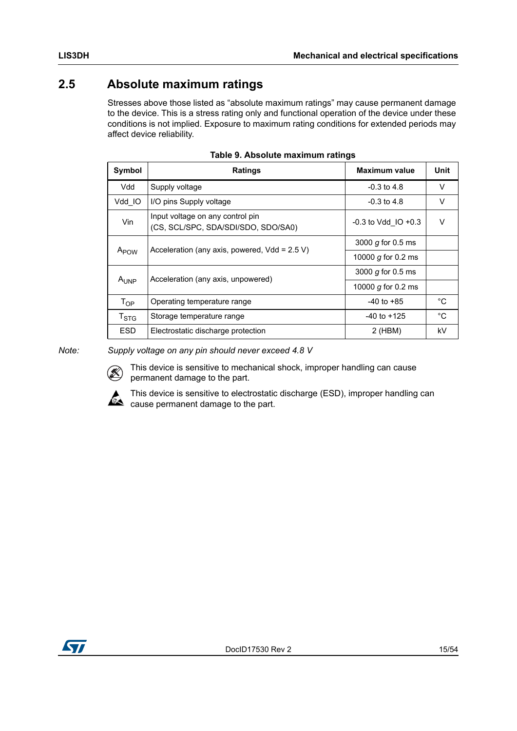## 2.5 Absolute maximum ratings

Stresses above those listed as “absolute maximum ratings” may cause permanent damage to the device. This is a stress rating only and functional operation of the device under these conditions is not implied. Exposure to maximum rating conditions for extended periods may affect device reliability.

**Table 9. Absolute maximum ratings**

| Symbol | Ratings | Maximum value | Unit |
|---|---|---|---|
| Vdd | Supply voltage | -0.3 to 4.8 | V |
| Vdd_IO | I/O pins Supply voltage | -0.3 to 4.8 | V |
| Vin | Input voltage on any control pin (CS, SCL/SPC, SDA/SDI/SDO, SDO/SA0) | -0.3 to Vdd_IO +0.3 | V |
| $A_{POW}$ | Acceleration (any axis, powered, Vdd = 2.5 V) | 3000 *g* for 0.5 ms | |
| | | 10000 *g* for 0.2 ms | |
| $A_{UNP}$ | Acceleration (any axis, unpowered) | 3000 *g* for 0.5 ms | |
| | | 10000 *g* for 0.2 ms | |
| $T_{OP}$ | Operating temperature range | -40 to +85 | °C |
| $T_{STG}$ | Storage temperature range | -40 to +125 | °C |
| ESD | Electrostatic discharge protection | 2 (HBM) | kV |

*Note:* *Supply voltage on any pin should never exceed 4.8 V*

This device is sensitive to mechanical shock, improper handling can cause permanent damage to the part.

This device is sensitive to electrostatic discharge (ESD), improper handling can cause permanent damage to the part.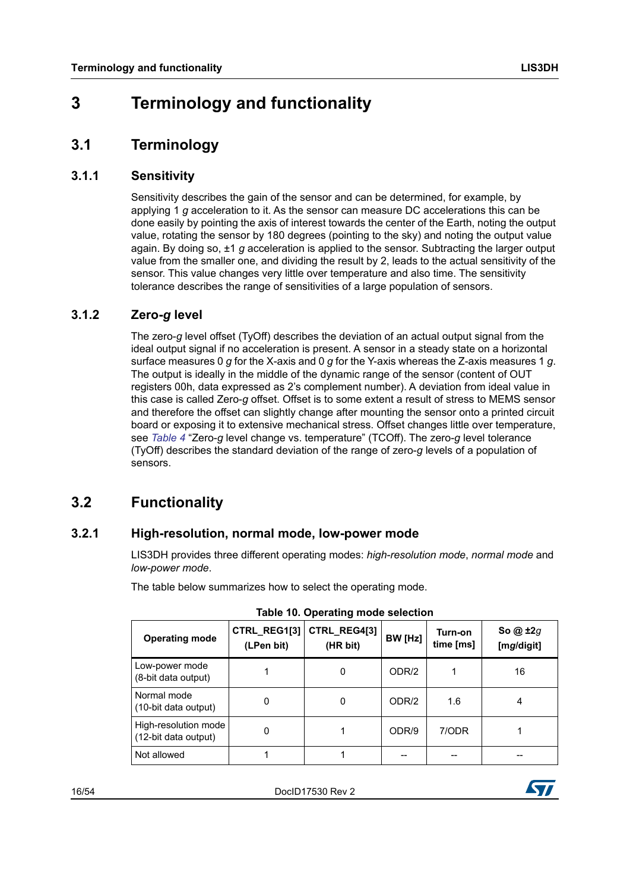# 3 Terminology and functionality

## 3.1 Terminology

### 3.1.1 Sensitivity

Sensitivity describes the gain of the sensor and can be determined, for example, by applying 1 *g* acceleration to it. As the sensor can measure DC accelerations this can be done easily by pointing the axis of interest towards the center of the Earth, noting the output value, rotating the sensor by 180 degrees (pointing to the sky) and noting the output value again. By doing so, ±1 *g* acceleration is applied to the sensor. Subtracting the larger output value from the smaller one, and dividing the result by 2, leads to the actual sensitivity of the sensor. This value changes very little over temperature and also time. The sensitivity tolerance describes the range of sensitivities of a large population of sensors.

### 3.1.2 Zero-*g* level

The zero-*g* level offset (TyOff) describes the deviation of an actual output signal from the ideal output signal if no acceleration is present. A sensor in a steady state on a horizontal surface measures 0 *g* for the X-axis and 0 *g* for the Y-axis whereas the Z-axis measures 1 *g*. The output is ideally in the middle of the dynamic range of the sensor (content of OUT registers 00h, data expressed as 2's complement number). A deviation from ideal value in this case is called Zero-*g* offset. Offset is to some extent a result of stress to MEMS sensor and therefore the offset can slightly change after mounting the sensor onto a printed circuit board or exposing it to extensive mechanical stress. Offset changes little over temperature, see *Table 4* "Zero-*g* level change vs. temperature" (TCOff). The zero-*g* level tolerance (TyOff) describes the standard deviation of the range of zero-*g* levels of a population of sensors.

## 3.2 Functionality

### 3.2.1 High-resolution, normal mode, low-power mode

LIS3DH provides three different operating modes: *high-resolution mode*, *normal mode* and *low-power mode*.

The table below summarizes how to select the operating mode.

**Table 10. Operating mode selection**

| Operating mode | CTRL_REG1[3] (LPen bit) | CTRL_REG4[3] (HR bit) | BW [Hz] | Turn-on time [ms] | So @ ±2*g* [m*g*/digit] |
|---|---|---|---|---|---|
| Low-power mode (8-bit data output) | 1 | 0 | ODR/2 | 1 | 16 |
| Normal mode (10-bit data output) | 0 | 0 | ODR/2 | 1.6 | 4 |
| High-resolution mode (12-bit data output) | 0 | 1 | ODR/9 | 7/ODR | 1 |
| Not allowed | 1 | 1 | -- | -- | -- |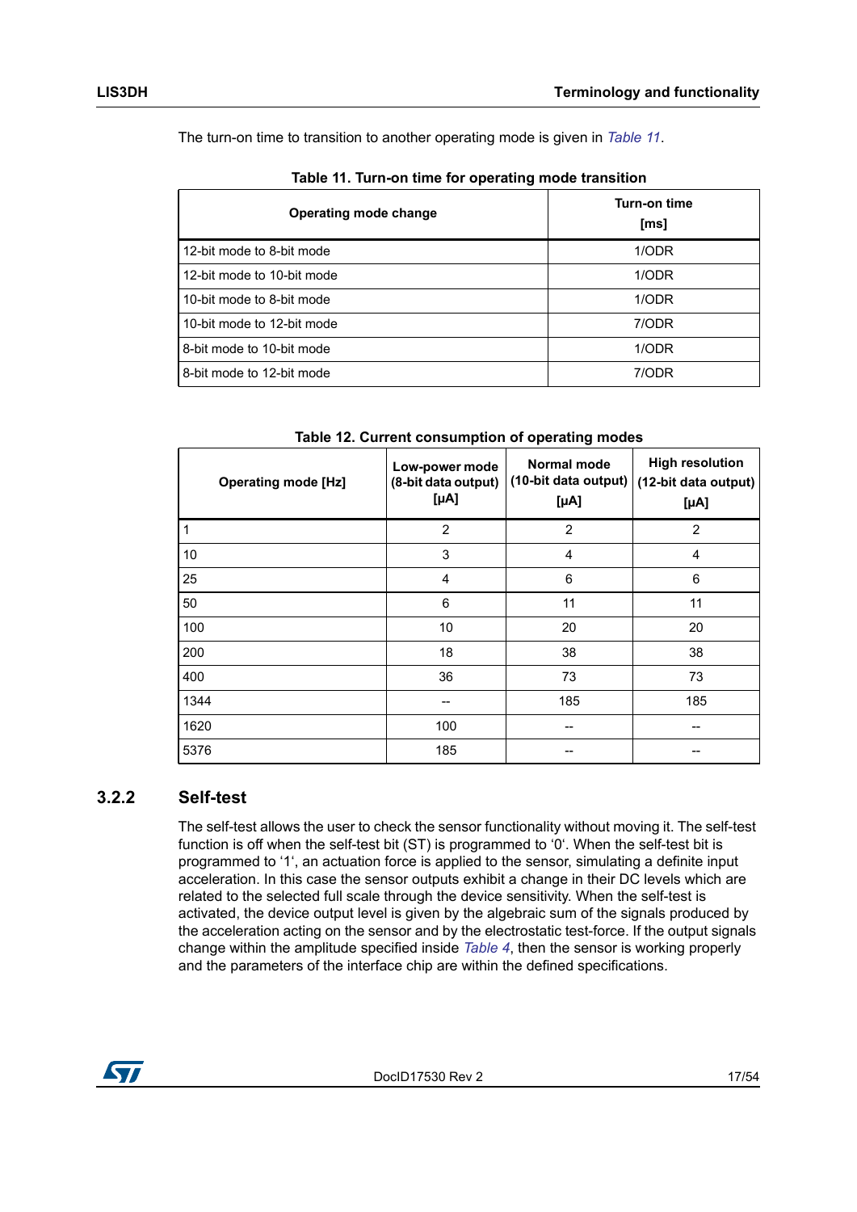The turn-on time to transition to another operating mode is given in *Table 11*.

**Table 11. Turn-on time for operating mode transition**

| Operating mode change | Turn-on time [ms] |
|---|---|
| 12-bit mode to 8-bit mode | 1/ODR |
| 12-bit mode to 10-bit mode | 1/ODR |
| 10-bit mode to 8-bit mode | 1/ODR |
| 10-bit mode to 12-bit mode | 7/ODR |
| 8-bit mode to 10-bit mode | 1/ODR |
| 8-bit mode to 12-bit mode | 7/ODR |

**Table 12. Current consumption of operating modes**

| Operating mode [Hz] | Low-power mode (8-bit data output) [µA] | Normal mode (10-bit data output) [µA] | High resolution (12-bit data output) [µA] |
|---|---|---|---|
| 1 | 2 | 2 | 2 |
| 10 | 3 | 4 | 4 |
| 25 | 4 | 6 | 6 |
| 50 | 6 | 11 | 11 |
| 100 | 10 | 20 | 20 |
| 200 | 18 | 38 | 38 |
| 400 | 36 | 73 | 73 |
| 1344 | -- | 185 | 185 |
| 1620 | 100 | -- | -- |
| 5376 | 185 | -- | -- |

### 3.2.2 Self-test

The self-test allows the user to check the sensor functionality without moving it. The self-test function is off when the self-test bit (ST) is programmed to '0'. When the self-test bit is programmed to '1', an actuation force is applied to the sensor, simulating a definite input acceleration. In this case the sensor outputs exhibit a change in their DC levels which are related to the selected full scale through the device sensitivity. When the self-test is activated, the device output level is given by the algebraic sum of the signals produced by the acceleration acting on the sensor and by the electrostatic test-force. If the output signals change within the amplitude specified inside *Table 4*, then the sensor is working properly and the parameters of the interface chip are within the defined specifications.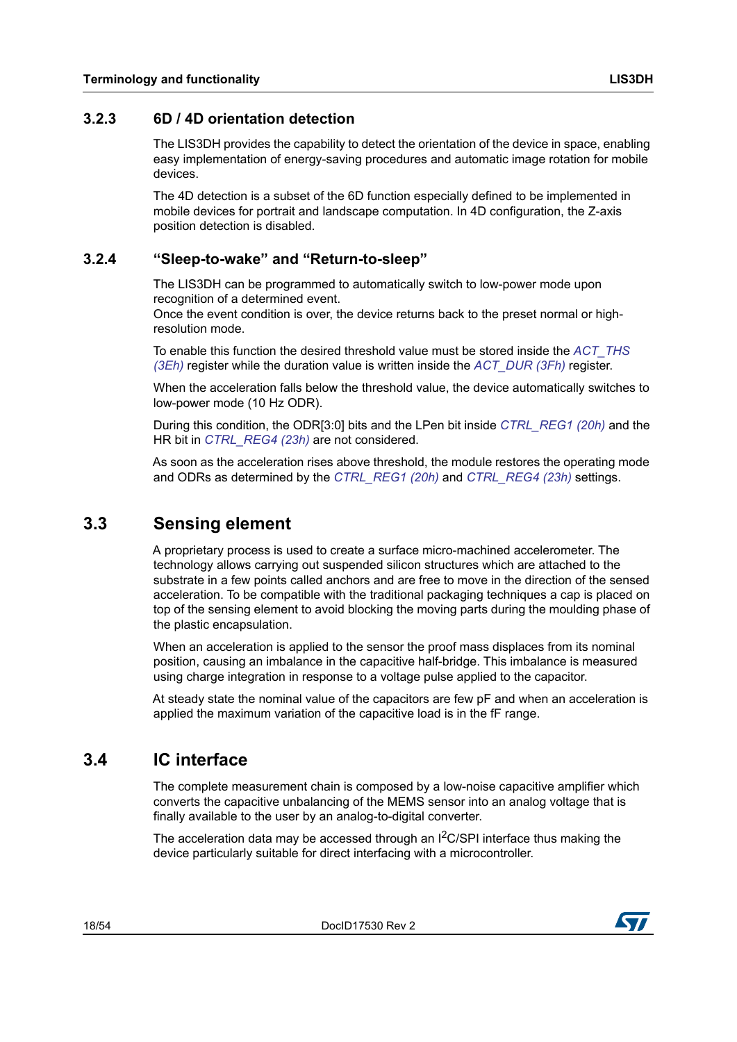### 3.2.3 6D / 4D orientation detection

The LIS3DH provides the capability to detect the orientation of the device in space, enabling easy implementation of energy-saving procedures and automatic image rotation for mobile devices.

The 4D detection is a subset of the 6D function especially defined to be implemented in mobile devices for portrait and landscape computation. In 4D configuration, the Z-axis position detection is disabled.

### 3.2.4 "Sleep-to-wake" and "Return-to-sleep"

The LIS3DH can be programmed to automatically switch to low-power mode upon recognition of a determined event.
Once the event condition is over, the device returns back to the preset normal or high-resolution mode.

To enable this function the desired threshold value must be stored inside the *ACT_THS (3Eh)* register while the duration value is written inside the *ACT_DUR (3Fh)* register.

When the acceleration falls below the threshold value, the device automatically switches to low-power mode (10 Hz ODR).

During this condition, the ODR[3:0] bits and the LPen bit inside *CTRL_REG1 (20h)* and the HR bit in *CTRL_REG4 (23h)* are not considered.

As soon as the acceleration rises above threshold, the module restores the operating mode and ODRs as determined by the *CTRL_REG1 (20h)* and *CTRL_REG4 (23h)* settings.

## 3.3 Sensing element

A proprietary process is used to create a surface micro-machined accelerometer. The technology allows carrying out suspended silicon structures which are attached to the substrate in a few points called anchors and are free to move in the direction of the sensed acceleration. To be compatible with the traditional packaging techniques a cap is placed on top of the sensing element to avoid blocking the moving parts during the moulding phase of the plastic encapsulation.

When an acceleration is applied to the sensor the proof mass displaces from its nominal position, causing an imbalance in the capacitive half-bridge. This imbalance is measured using charge integration in response to a voltage pulse applied to the capacitor.

At steady state the nominal value of the capacitors are few pF and when an acceleration is applied the maximum variation of the capacitive load is in the fF range.

## 3.4 IC interface

The complete measurement chain is composed by a low-noise capacitive amplifier which converts the capacitive unbalancing of the MEMS sensor into an analog voltage that is finally available to the user by an analog-to-digital converter.

The acceleration data may be accessed through an $I^2C$/SPI interface thus making the device particularly suitable for direct interfacing with a microcontroller.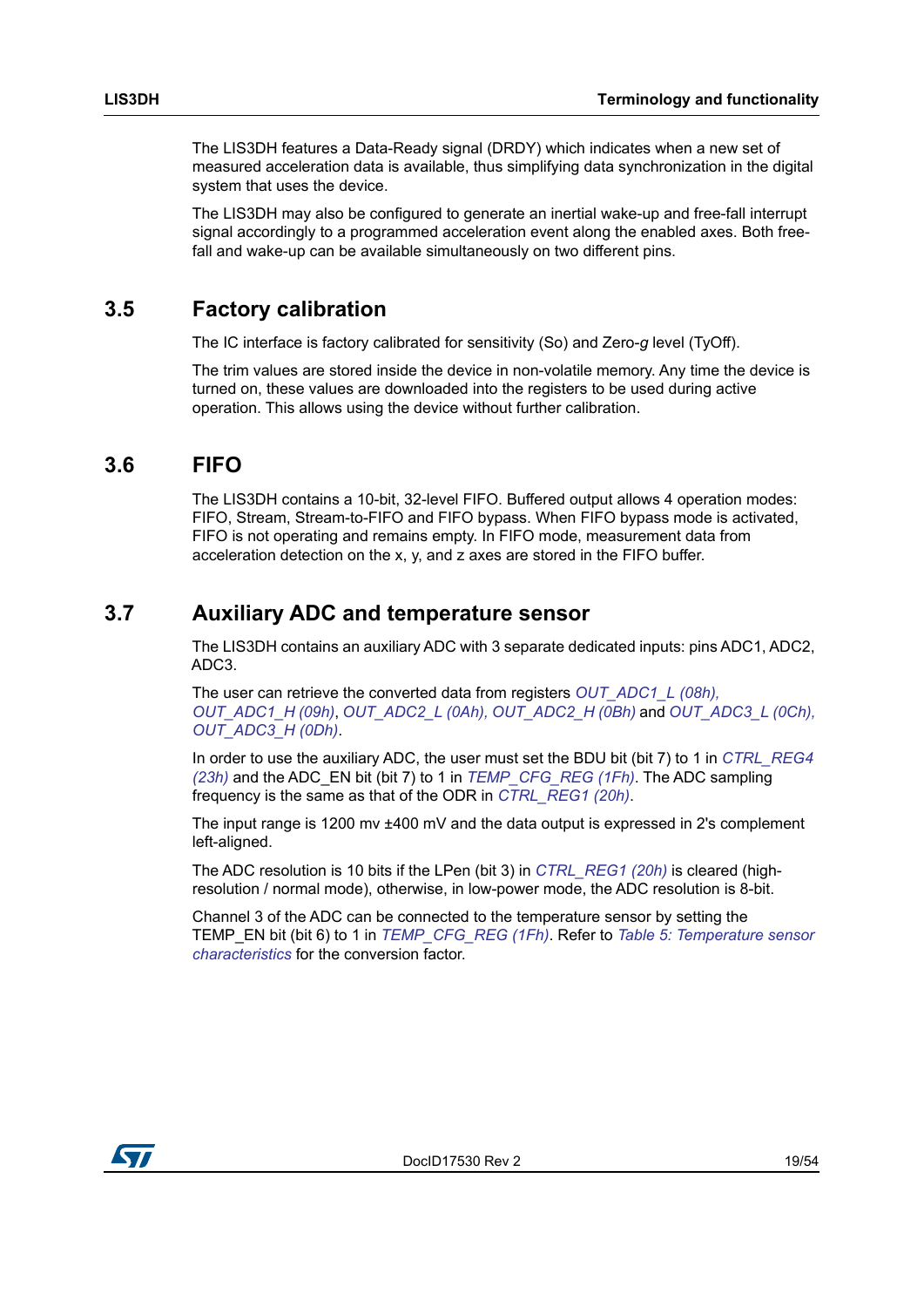The LIS3DH features a Data-Ready signal (DRDY) which indicates when a new set of measured acceleration data is available, thus simplifying data synchronization in the digital system that uses the device.

The LIS3DH may also be configured to generate an inertial wake-up and free-fall interrupt signal accordingly to a programmed acceleration event along the enabled axes. Both free-fall and wake-up can be available simultaneously on two different pins.

## 3.5 Factory calibration

The IC interface is factory calibrated for sensitivity (So) and Zero-*g* level (TyOff).

The trim values are stored inside the device in non-volatile memory. Any time the device is turned on, these values are downloaded into the registers to be used during active operation. This allows using the device without further calibration.

## 3.6 FIFO

The LIS3DH contains a 10-bit, 32-level FIFO. Buffered output allows 4 operation modes: FIFO, Stream, Stream-to-FIFO and FIFO bypass. When FIFO bypass mode is activated, FIFO is not operating and remains empty. In FIFO mode, measurement data from acceleration detection on the x, y, and z axes are stored in the FIFO buffer.

## 3.7 Auxiliary ADC and temperature sensor

The LIS3DH contains an auxiliary ADC with 3 separate dedicated inputs: pins ADC1, ADC2, ADC3.

The user can retrieve the converted data from registers *OUT_ADC1_L (08h), OUT_ADC1_H (09h)*, *OUT_ADC2_L (0Ah), OUT_ADC2_H (0Bh)* and *OUT_ADC3_L (0Ch), OUT_ADC3_H (0Dh)*.

In order to use the auxiliary ADC, the user must set the BDU bit (bit 7) to 1 in *CTRL_REG4 (23h)* and the ADC_EN bit (bit 7) to 1 in *TEMP_CFG_REG (1Fh)*. The ADC sampling frequency is the same as that of the ODR in *CTRL_REG1 (20h)*.

The input range is 1200 mv ±400 mV and the data output is expressed in 2's complement left-aligned.

The ADC resolution is 10 bits if the LPen (bit 3) in *CTRL_REG1 (20h)* is cleared (high-resolution / normal mode), otherwise, in low-power mode, the ADC resolution is 8-bit.

Channel 3 of the ADC can be connected to the temperature sensor by setting the TEMP_EN bit (bit 6) to 1 in *TEMP_CFG_REG (1Fh)*. Refer to *Table 5: Temperature sensor characteristics* for the conversion factor.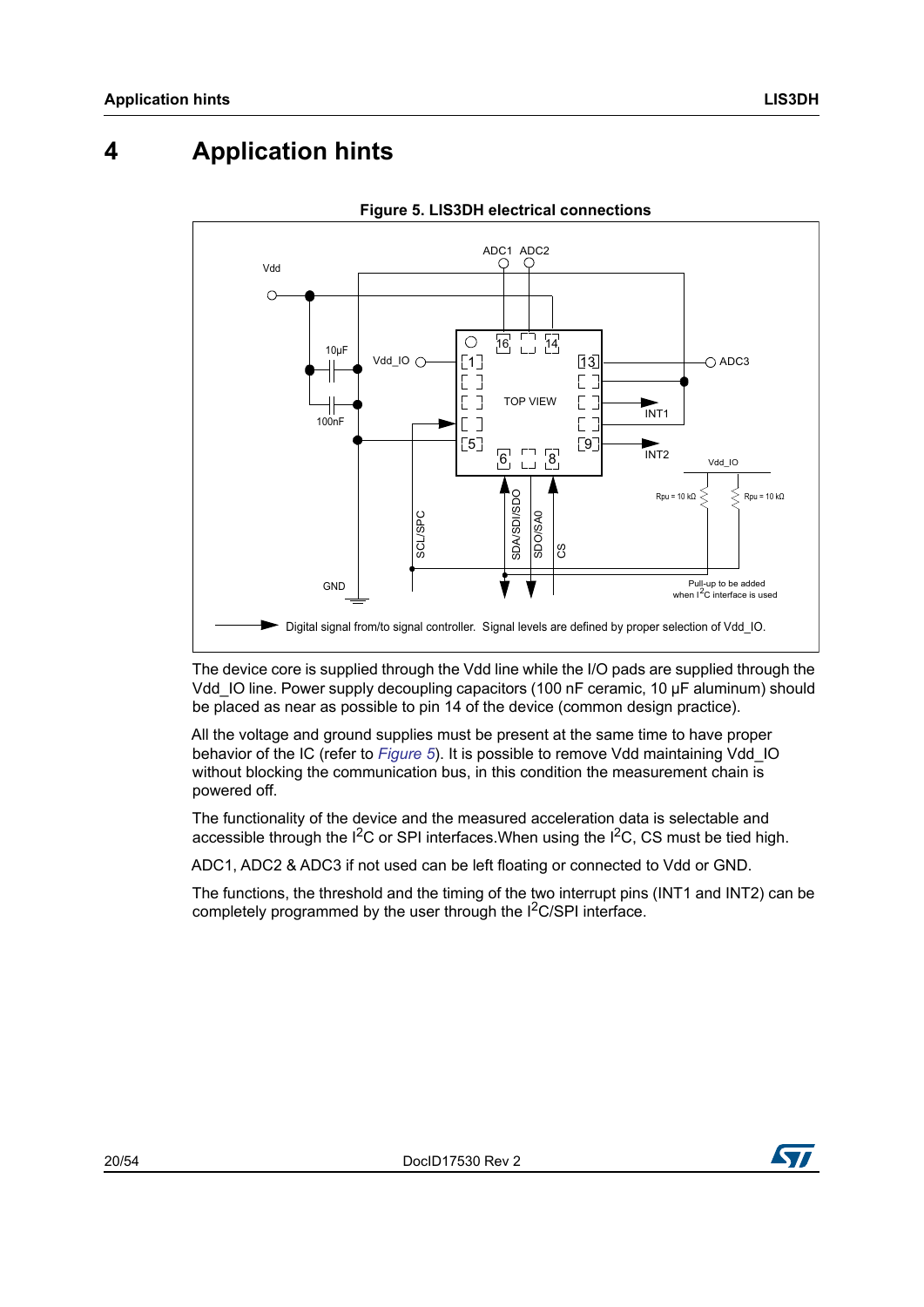# 4 Application hints

**Figure 5. LIS3DH electrical connections**

Digital signal from/to signal controller. Signal levels are defined by proper selection of Vdd_IO.

The device core is supplied through the Vdd line while the I/O pads are supplied through the Vdd_IO line. Power supply decoupling capacitors (100 nF ceramic, 10 µF aluminum) should be placed as near as possible to pin 14 of the device (common design practice).

All the voltage and ground supplies must be present at the same time to have proper behavior of the IC (refer to *Figure 5*). It is possible to remove Vdd maintaining Vdd_IO without blocking the communication bus, in this condition the measurement chain is powered off.

The functionality of the device and the measured acceleration data is selectable and accessible through the I$^2$C or SPI interfaces.When using the I$^2$C, CS must be tied high.

ADC1, ADC2 & ADC3 if not used can be left floating or connected to Vdd or GND.

The functions, the threshold and the timing of the two interrupt pins (INT1 and INT2) can be completely programmed by the user through the I$^2$C/SPI interface.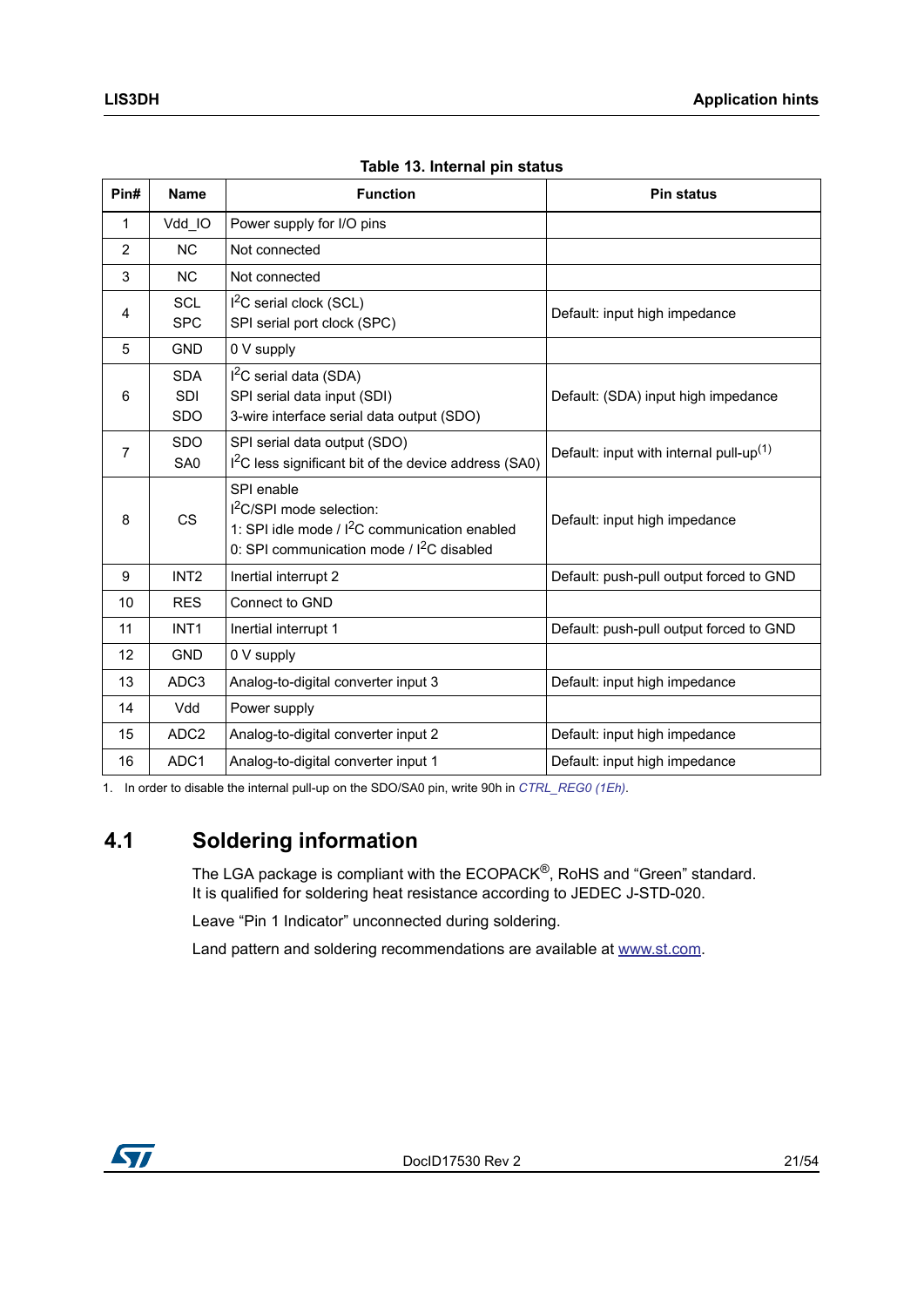**Table 13. Internal pin status**

| Pin# | Name | Function | Pin status |
|---|---|---|---|
| 1 | Vdd_IO | Power supply for I/O pins | |
| 2 | NC | Not connected | |
| 3 | NC | Not connected | |
| 4 | SCL<br>SPC | I²C serial clock (SCL)<br>SPI serial port clock (SPC) | Default: input high impedance |
| 5 | GND | 0 V supply | |
| 6 | SDA<br>SDI<br>SDO | I²C serial data (SDA)<br>SPI serial data input (SDI)<br>3-wire interface serial data output (SDO) | Default: (SDA) input high impedance |
| 7 | SDO<br>SA0 | SPI serial data output (SDO)<br>I²C less significant bit of the device address (SA0) | Default: input with internal pull-up[1] |
| 8 | CS | SPI enable<br>I²C/SPI mode selection:<br>1: SPI idle mode / I²C communication enabled<br>0: SPI communication mode / I²C disabled | Default: input high impedance |
| 9 | INT2 | Inertial interrupt 2 | Default: push-pull output forced to GND |
| 10 | RES | Connect to GND | |
| 11 | INT1 | Inertial interrupt 1 | Default: push-pull output forced to GND |
| 12 | GND | 0 V supply | |
| 13 | ADC3 | Analog-to-digital converter input 3 | Default: input high impedance |
| 14 | Vdd | Power supply | |
| 15 | ADC2 | Analog-to-digital converter input 2 | Default: input high impedance |
| 16 | ADC1 | Analog-to-digital converter input 1 | Default: input high impedance |

1. In order to disable the internal pull-up on the SDO/SA0 pin, write 90h in *CTRL_REG0 (1Eh)*.

## 4.1 Soldering information

The LGA package is compliant with the ECOPACK®, RoHS and "Green" standard. It is qualified for soldering heat resistance according to JEDEC J-STD-020.

Leave "Pin 1 Indicator" unconnected during soldering.

Land pattern and soldering recommendations are available at www.st.com.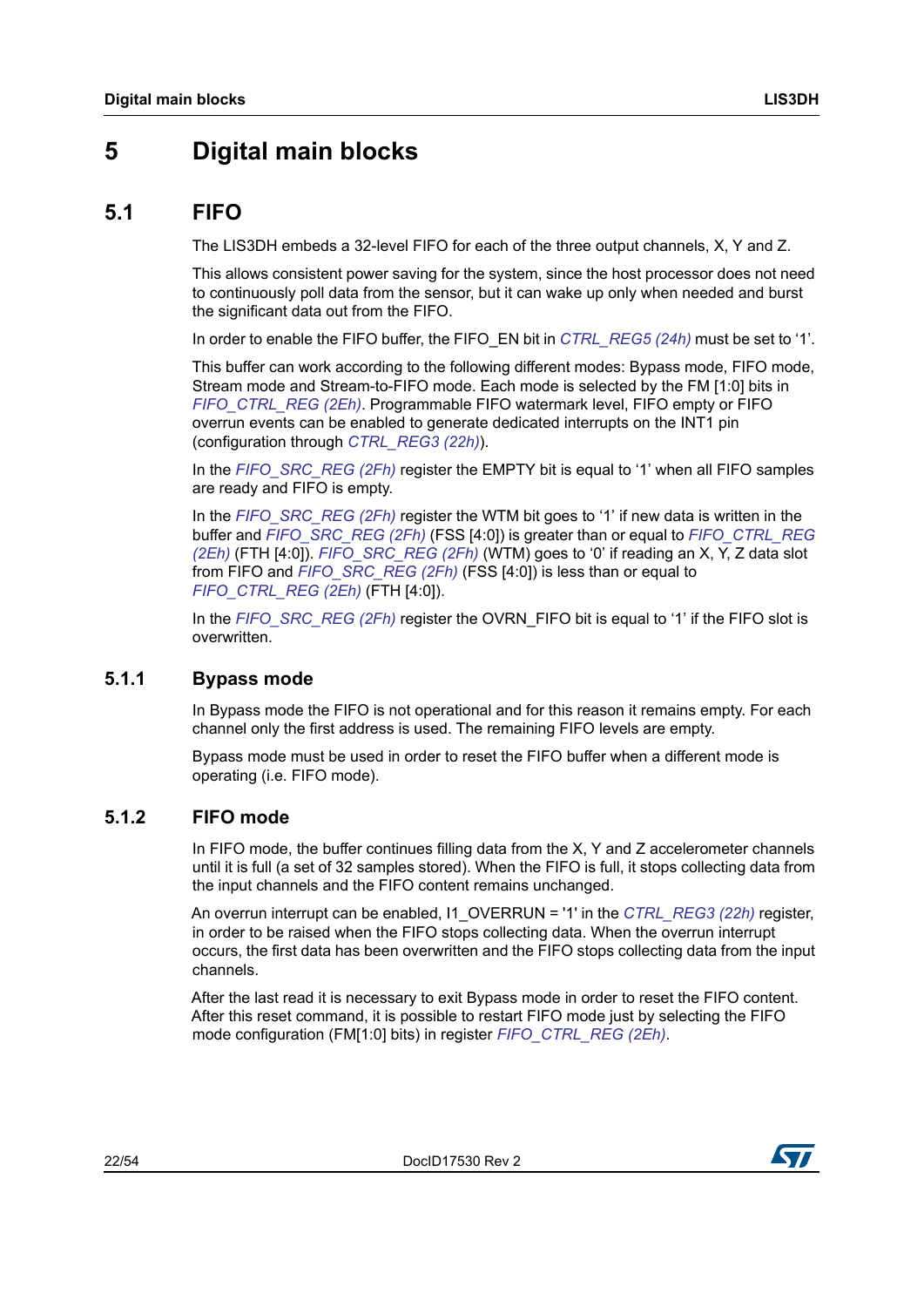# 5 Digital main blocks

## 5.1 FIFO

The LIS3DH embeds a 32-level FIFO for each of the three output channels, X, Y and Z.

This allows consistent power saving for the system, since the host processor does not need to continuously poll data from the sensor, but it can wake up only when needed and burst the significant data out from the FIFO.

In order to enable the FIFO buffer, the FIFO_EN bit in *CTRL_REG5 (24h)* must be set to '1'.

This buffer can work according to the following different modes: Bypass mode, FIFO mode, Stream mode and Stream-to-FIFO mode. Each mode is selected by the FM [1:0] bits in *FIFO_CTRL_REG (2Eh)*. Programmable FIFO watermark level, FIFO empty or FIFO overrun events can be enabled to generate dedicated interrupts on the INT1 pin (configuration through *CTRL_REG3 (22h)*).

In the *FIFO_SRC_REG (2Fh)* register the EMPTY bit is equal to '1' when all FIFO samples are ready and FIFO is empty.

In the *FIFO_SRC_REG (2Fh)* register the WTM bit goes to '1' if new data is written in the buffer and *FIFO_SRC_REG (2Fh)* (FSS [4:0]) is greater than or equal to *FIFO_CTRL_REG (2Eh)* (FTH [4:0]). *FIFO_SRC_REG (2Fh)* (WTM) goes to '0' if reading an X, Y, Z data slot from FIFO and *FIFO_SRC_REG (2Fh)* (FSS [4:0]) is less than or equal to *FIFO_CTRL_REG (2Eh)* (FTH [4:0]).

In the *FIFO_SRC_REG (2Fh)* register the OVRN_FIFO bit is equal to '1' if the FIFO slot is overwritten.

### 5.1.1 Bypass mode

In Bypass mode the FIFO is not operational and for this reason it remains empty. For each channel only the first address is used. The remaining FIFO levels are empty.

Bypass mode must be used in order to reset the FIFO buffer when a different mode is operating (i.e. FIFO mode).

### 5.1.2 FIFO mode

In FIFO mode, the buffer continues filling data from the X, Y and Z accelerometer channels until it is full (a set of 32 samples stored). When the FIFO is full, it stops collecting data from the input channels and the FIFO content remains unchanged.

An overrun interrupt can be enabled, I1_OVERRUN = '1' in the *CTRL_REG3 (22h)* register, in order to be raised when the FIFO stops collecting data. When the overrun interrupt occurs, the first data has been overwritten and the FIFO stops collecting data from the input channels.

After the last read it is necessary to exit Bypass mode in order to reset the FIFO content. After this reset command, it is possible to restart FIFO mode just by selecting the FIFO mode configuration (FM[1:0] bits) in register *FIFO_CTRL_REG (2Eh)*.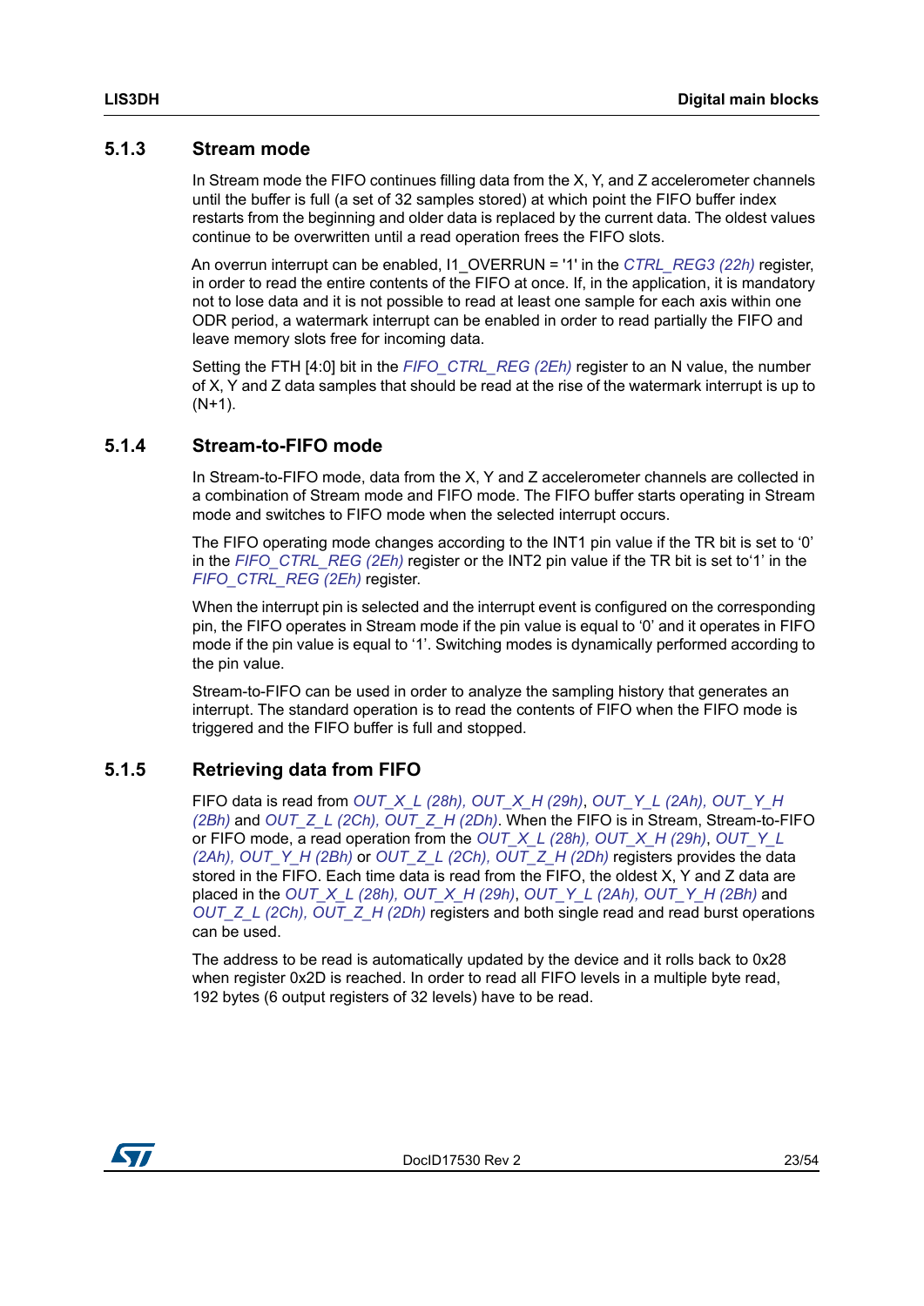### 5.1.3 Stream mode

In Stream mode the FIFO continues filling data from the X, Y, and Z accelerometer channels until the buffer is full (a set of 32 samples stored) at which point the FIFO buffer index restarts from the beginning and older data is replaced by the current data. The oldest values continue to be overwritten until a read operation frees the FIFO slots.

An overrun interrupt can be enabled, I1_OVERRUN = '1' in the *CTRL_REG3 (22h)* register, in order to read the entire contents of the FIFO at once. If, in the application, it is mandatory not to lose data and it is not possible to read at least one sample for each axis within one ODR period, a watermark interrupt can be enabled in order to read partially the FIFO and leave memory slots free for incoming data.

Setting the FTH [4:0] bit in the *FIFO_CTRL_REG (2Eh)* register to an N value, the number of X, Y and Z data samples that should be read at the rise of the watermark interrupt is up to (N+1).

### 5.1.4 Stream-to-FIFO mode

In Stream-to-FIFO mode, data from the X, Y and Z accelerometer channels are collected in a combination of Stream mode and FIFO mode. The FIFO buffer starts operating in Stream mode and switches to FIFO mode when the selected interrupt occurs.

The FIFO operating mode changes according to the INT1 pin value if the TR bit is set to '0' in the *FIFO_CTRL_REG (2Eh)* register or the INT2 pin value if the TR bit is set to'1' in the *FIFO_CTRL_REG (2Eh)* register.

When the interrupt pin is selected and the interrupt event is configured on the corresponding pin, the FIFO operates in Stream mode if the pin value is equal to '0' and it operates in FIFO mode if the pin value is equal to '1'. Switching modes is dynamically performed according to the pin value.

Stream-to-FIFO can be used in order to analyze the sampling history that generates an interrupt. The standard operation is to read the contents of FIFO when the FIFO mode is triggered and the FIFO buffer is full and stopped.

### 5.1.5 Retrieving data from FIFO

FIFO data is read from *OUT_X_L (28h), OUT_X_H (29h)*, *OUT_Y_L (2Ah), OUT_Y_H (2Bh)* and *OUT_Z_L (2Ch), OUT_Z_H (2Dh)*. When the FIFO is in Stream, Stream-to-FIFO or FIFO mode, a read operation from the *OUT_X_L (28h), OUT_X_H (29h)*, *OUT_Y_L (2Ah), OUT_Y_H (2Bh)* or *OUT_Z_L (2Ch), OUT_Z_H (2Dh)* registers provides the data stored in the FIFO. Each time data is read from the FIFO, the oldest X, Y and Z data are placed in the *OUT_X_L (28h), OUT_X_H (29h)*, *OUT_Y_L (2Ah), OUT_Y_H (2Bh)* and *OUT_Z_L (2Ch), OUT_Z_H (2Dh)* registers and both single read and read burst operations can be used.

The address to be read is automatically updated by the device and it rolls back to 0x28 when register 0x2D is reached. In order to read all FIFO levels in a multiple byte read, 192 bytes (6 output registers of 32 levels) have to be read.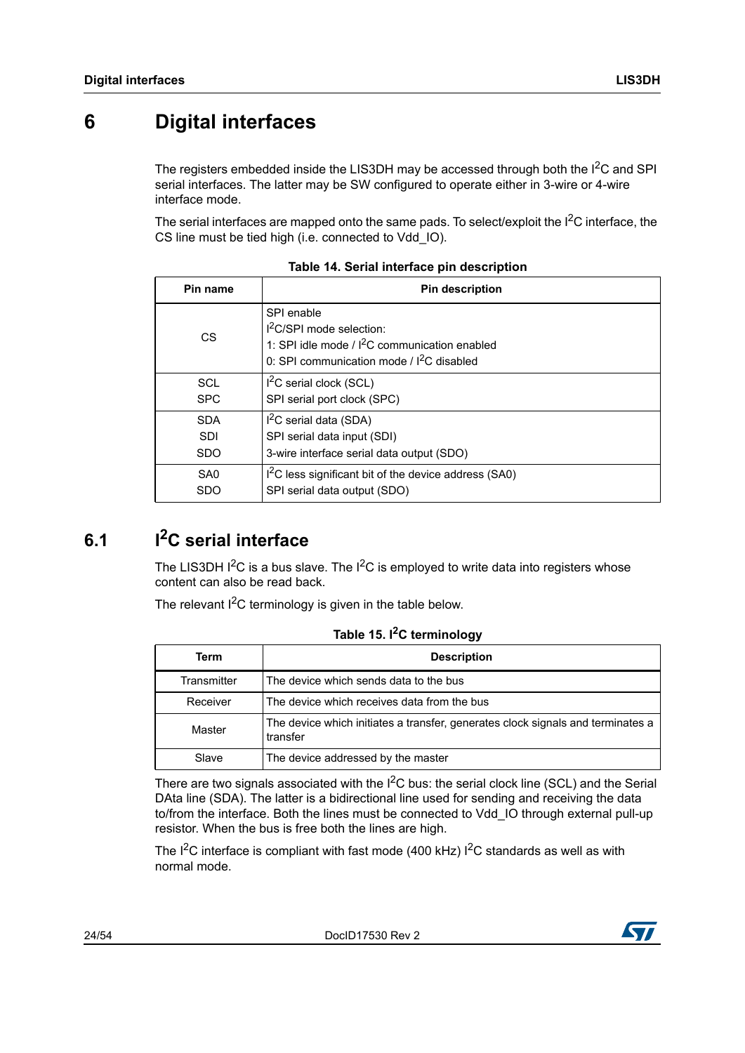# 6 Digital interfaces

The registers embedded inside the LIS3DH may be accessed through both the I$^2$C and SPI serial interfaces. The latter may be SW configured to operate either in 3-wire or 4-wire interface mode.

The serial interfaces are mapped onto the same pads. To select/exploit the I$^2$C interface, the CS line must be tied high (i.e. connected to Vdd_IO).

**Table 14. Serial interface pin description**

| Pin name | Pin description |
|---|---|
| CS | SPI enable<br>I$^2$C/SPI mode selection:<br>1: SPI idle mode / I$^2$C communication enabled<br>0: SPI communication mode / I$^2$C disabled |
| SCL<br>SPC | I$^2$C serial clock (SCL)<br>SPI serial port clock (SPC) |
| SDA<br>SDI<br>SDO | I$^2$C serial data (SDA)<br>SPI serial data input (SDI)<br>3-wire interface serial data output (SDO) |
| SA0<br>SDO | I$^2$C less significant bit of the device address (SA0)<br>SPI serial data output (SDO) |

## 6.1 I$^2$C serial interface

The LIS3DH I$^2$C is a bus slave. The I$^2$C is employed to write data into registers whose content can also be read back.

The relevant I$^2$C terminology is given in the table below.

**Table 15. I$^2$C terminology**

| Term | Description |
|---|---|
| Transmitter | The device which sends data to the bus |
| Receiver | The device which receives data from the bus |
| Master | The device which initiates a transfer, generates clock signals and terminates a transfer |
| Slave | The device addressed by the master |

There are two signals associated with the I$^2$C bus: the serial clock line (SCL) and the Serial DAta line (SDA). The latter is a bidirectional line used for sending and receiving the data to/from the interface. Both the lines must be connected to Vdd_IO through external pull-up resistor. When the bus is free both the lines are high.

The I$^2$C interface is compliant with fast mode (400 kHz) I$^2$C standards as well as with normal mode.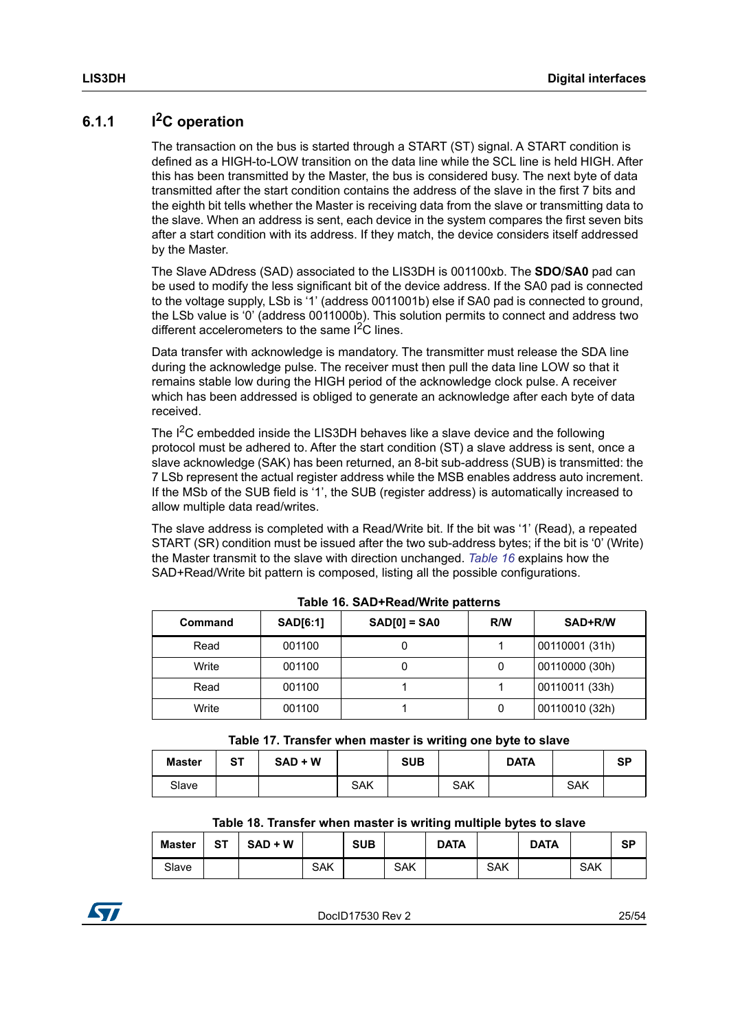### 6.1.1 $I^2C$ operation

The transaction on the bus is started through a START (ST) signal. A START condition is defined as a HIGH-to-LOW transition on the data line while the SCL line is held HIGH. After this has been transmitted by the Master, the bus is considered busy. The next byte of data transmitted after the start condition contains the address of the slave in the first 7 bits and the eighth bit tells whether the Master is receiving data from the slave or transmitting data to the slave. When an address is sent, each device in the system compares the first seven bits after a start condition with its address. If they match, the device considers itself addressed by the Master.

The Slave ADdress (SAD) associated to the LIS3DH is 001100xb. The **SDO**/**SA0** pad can be used to modify the less significant bit of the device address. If the SA0 pad is connected to the voltage supply, LSb is ‘1’ (address 0011001b) else if SA0 pad is connected to ground, the LSb value is ‘0’ (address 0011000b). This solution permits to connect and address two different accelerometers to the same $I^2C$ lines.

Data transfer with acknowledge is mandatory. The transmitter must release the SDA line during the acknowledge pulse. The receiver must then pull the data line LOW so that it remains stable low during the HIGH period of the acknowledge clock pulse. A receiver which has been addressed is obliged to generate an acknowledge after each byte of data received.

The $I^2C$ embedded inside the LIS3DH behaves like a slave device and the following protocol must be adhered to. After the start condition (ST) a slave address is sent, once a slave acknowledge (SAK) has been returned, an 8-bit sub-address (SUB) is transmitted: the 7 LSb represent the actual register address while the MSB enables address auto increment. If the MSb of the SUB field is ‘1’, the SUB (register address) is automatically increased to allow multiple data read/writes.

The slave address is completed with a Read/Write bit. If the bit was ‘1’ (Read), a repeated START (SR) condition must be issued after the two sub-address bytes; if the bit is ‘0’ (Write) the Master transmit to the slave with direction unchanged. *Table 16* explains how the SAD+Read/Write bit pattern is composed, listing all the possible configurations.

**Table 16. SAD+Read/Write patterns**

| Command | SAD[6:1] | SAD[0] = SA0 | R/W | SAD+R/W |
|---|---|---|---|---|
| Read | 001100 | 0 | 1 | 00110001 (31h) |
| Write | 001100 | 0 | 0 | 00110000 (30h) |
| Read | 001100 | 1 | 1 | 00110011 (33h) |
| Write | 001100 | 1 | 0 | 00110010 (32h) |

**Table 17. Transfer when master is writing one byte to slave**

| Master | ST | SAD + W | | SUB | | DATA | | SP |
|---|---|---|---|---|---|---|---|---|
| Slave | | | SAK | | SAK | | SAK | |

**Table 18. Transfer when master is writing multiple bytes to slave**

| Master | ST | SAD + W | | SUB | | DATA | | DATA | | SP |
|---|---|---|---|---|---|---|---|---|---|---|
| Slave | | | SAK | | SAK | | SAK | | SAK | |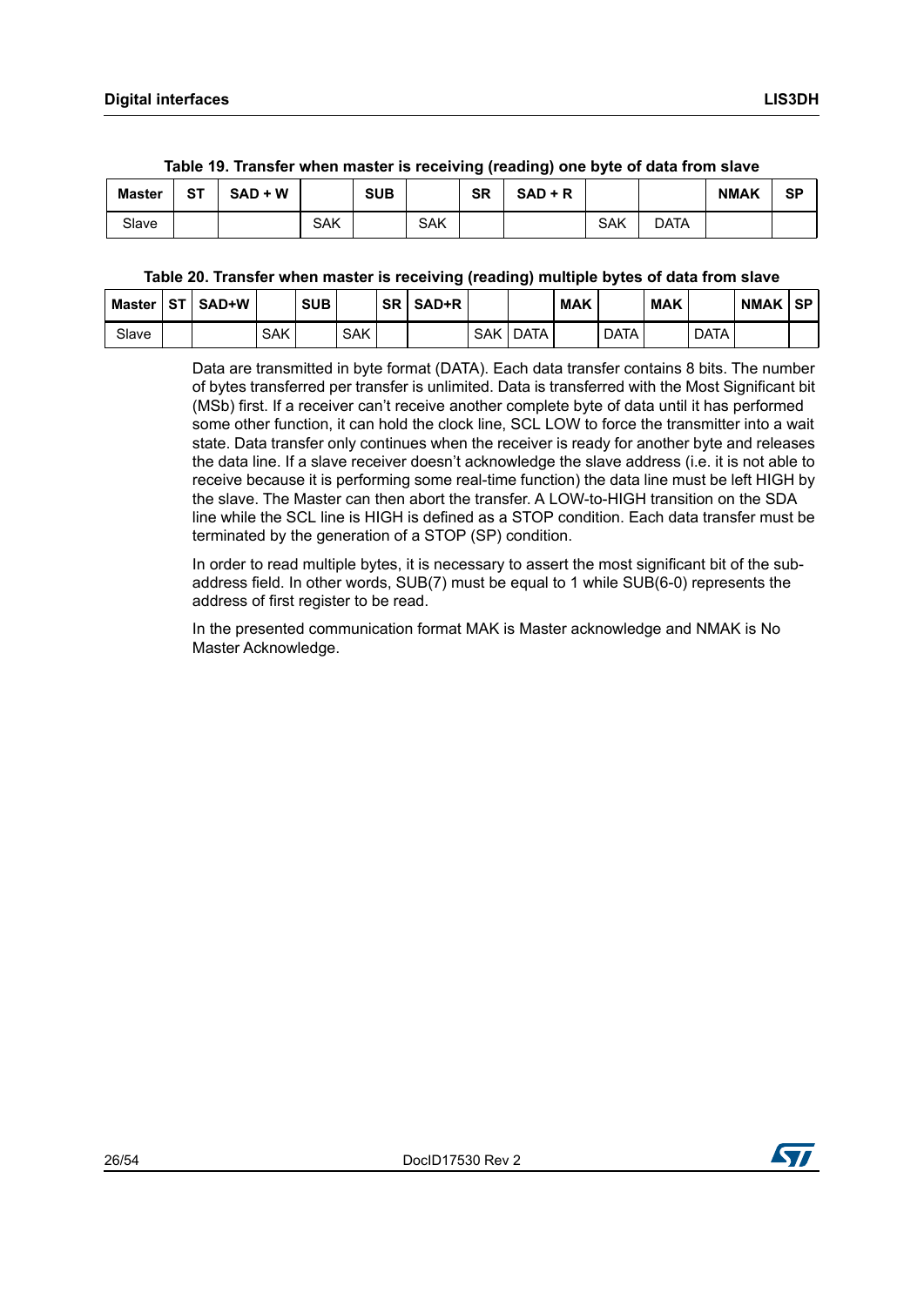**Table 19. Transfer when master is receiving (reading) one byte of data from slave**

| Master | ST | SAD + W | | SUB | | SR | SAD + R | | | NMAK | SP |
|---|---|---|---|---|---|---|---|---|---|---|---|
| Slave | | | SAK | | SAK | | | SAK | DATA | | |

**Table 20. Transfer when master is receiving (reading) multiple bytes of data from slave**

| Master | ST | SAD+W | | SUB | | SR | SAD+R | | | MAK | | MAK | | NMAK | SP |
|---|---|---|---|---|---|---|---|---|---|---|---|---|---|---|---|
| Slave | | | SAK | | SAK | | | SAK | DATA | | DATA | | DATA | | |

Data are transmitted in byte format (DATA). Each data transfer contains 8 bits. The number of bytes transferred per transfer is unlimited. Data is transferred with the Most Significant bit (MSb) first. If a receiver can't receive another complete byte of data until it has performed some other function, it can hold the clock line, SCL LOW to force the transmitter into a wait state. Data transfer only continues when the receiver is ready for another byte and releases the data line. If a slave receiver doesn't acknowledge the slave address (i.e. it is not able to receive because it is performing some real-time function) the data line must be left HIGH by the slave. The Master can then abort the transfer. A LOW-to-HIGH transition on the SDA line while the SCL line is HIGH is defined as a STOP condition. Each data transfer must be terminated by the generation of a STOP (SP) condition.

In order to read multiple bytes, it is necessary to assert the most significant bit of the sub-address field. In other words, SUB(7) must be equal to 1 while SUB(6-0) represents the address of first register to be read.

In the presented communication format MAK is Master acknowledge and NMAK is No Master Acknowledge.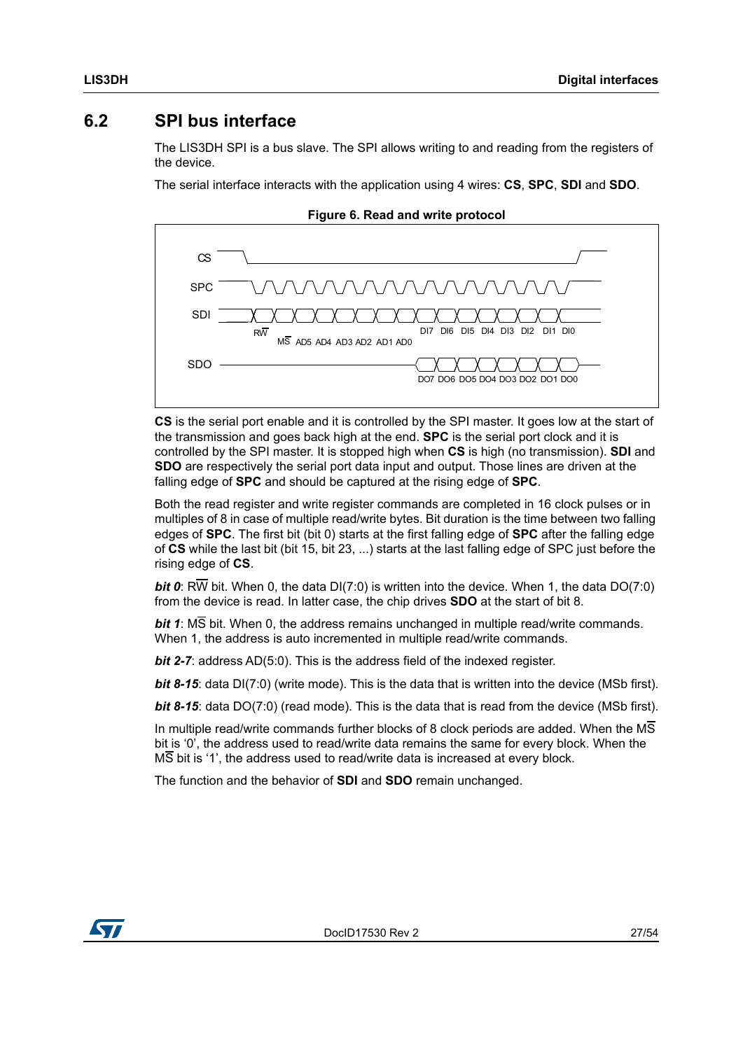## 6.2 SPI bus interface

The LIS3DH SPI is a bus slave. The SPI allows writing to and reading from the registers of the device.

The serial interface interacts with the application using 4 wires: **CS**, **SPC**, **SDI** and **SDO**.

**Figure 6. Read and write protocol**

**CS** is the serial port enable and it is controlled by the SPI master. It goes low at the start of the transmission and goes back high at the end. **SPC** is the serial port clock and it is controlled by the SPI master. It is stopped high when **CS** is high (no transmission). **SDI** and **SDO** are respectively the serial port data input and output. Those lines are driven at the falling edge of **SPC** and should be captured at the rising edge of **SPC**.

Both the read register and write register commands are completed in 16 clock pulses or in multiples of 8 in case of multiple read/write bytes. Bit duration is the time between two falling edges of **SPC**. The first bit (bit 0) starts at the first falling edge of **SPC** after the falling edge of **CS** while the last bit (bit 15, bit 23, ...) starts at the last falling edge of SPC just before the rising edge of **CS**.

***bit 0***: R$\overline{\text{W}}$ bit. When 0, the data DI(7:0) is written into the device. When 1, the data DO(7:0) from the device is read. In latter case, the chip drives **SDO** at the start of bit 8.

***bit 1***: M$\overline{\text{S}}$ bit. When 0, the address remains unchanged in multiple read/write commands. When 1, the address is auto incremented in multiple read/write commands.

***bit 2-7***: address AD(5:0). This is the address field of the indexed register.

***bit 8-15***: data DI(7:0) (write mode). This is the data that is written into the device (MSb first).

***bit 8-15***: data DO(7:0) (read mode). This is the data that is read from the device (MSb first).

In multiple read/write commands further blocks of 8 clock periods are added. When the M$\overline{\text{S}}$ bit is '0', the address used to read/write data remains the same for every block. When the M$\overline{\text{S}}$ bit is '1', the address used to read/write data is increased at every block.

The function and the behavior of **SDI** and **SDO** remain unchanged.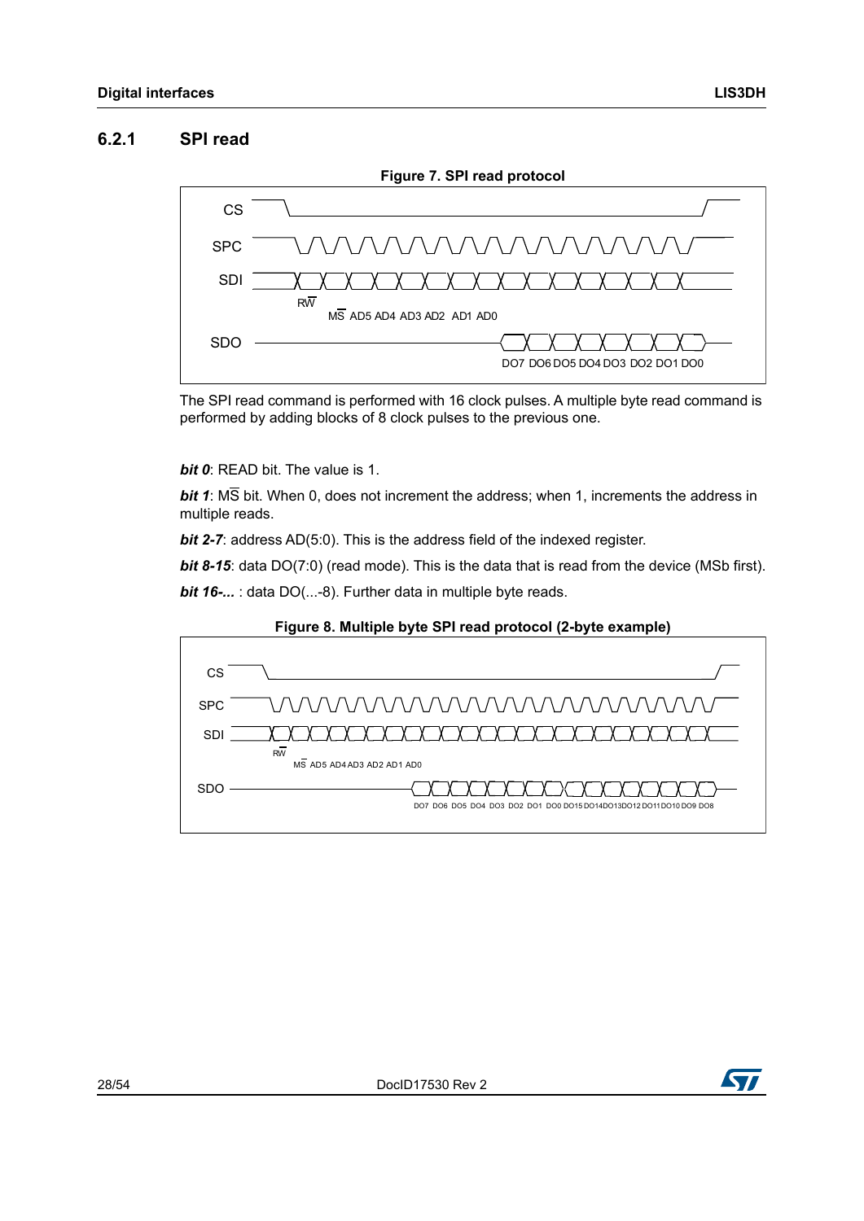### 6.2.1 SPI read

**Figure 7. SPI read protocol**

CS

SPC

SDI

RW̄

MS̄ AD5 AD4 AD3 AD2 AD1 AD0

SDO

DO7 DO6 DO5 DO4 DO3 DO2 DO1 DO0

The SPI read command is performed with 16 clock pulses. A multiple byte read command is performed by adding blocks of 8 clock pulses to the previous one.

***bit 0***: READ bit. The value is 1.

***bit 1***: MS̄ bit. When 0, does not increment the address; when 1, increments the address in multiple reads.

***bit 2-7***: address AD(5:0). This is the address field of the indexed register.

***bit 8-15***: data DO(7:0) (read mode). This is the data that is read from the device (MSb first).

***bit 16-...*** : data DO(...-8). Further data in multiple byte reads.

**Figure 8. Multiple byte SPI read protocol (2-byte example)**

CS

SPC

SDI

RW̄

MS̄ AD5 AD4 AD3 AD2 AD1 AD0

SDO

DO7 DO6 DO5 DO4 DO3 DO2 DO1 DO0 DO15 DO14 DO13 DO12 DO11 DO10 DO9 DO8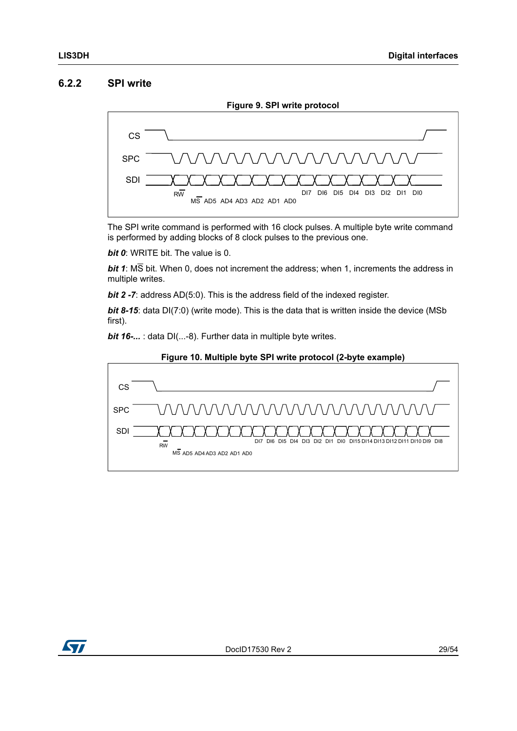### 6.2.2 SPI write

**Figure 9. SPI write protocol**

CS

SPC

SDI

RW

MS AD5 AD4 AD3 AD2 AD1 AD0

DI7 DI6 DI5 DI4 DI3 DI2 DI1 DI0

The SPI write command is performed with 16 clock pulses. A multiple byte write command is performed by adding blocks of 8 clock pulses to the previous one.

***bit 0***: WRITE bit. The value is 0.

***bit 1***: MS bit. When 0, does not increment the address; when 1, increments the address in multiple writes.

***bit 2 -7***: address AD(5:0). This is the address field of the indexed register.

***bit 8-15***: data DI(7:0) (write mode). This is the data that is written inside the device (MSb first).

***bit 16-...*** : data DI(...-8). Further data in multiple byte writes.

**Figure 10. Multiple byte SPI write protocol (2-byte example)**

CS

SPC

SDI

RW

MS AD5 AD4 AD3 AD2 AD1 AD0

DI7 DI6 DI5 DI4 DI3 DI2 DI1 DI0 DI15 DI14 DI13 DI12 DI11 DI10 DI9 DI8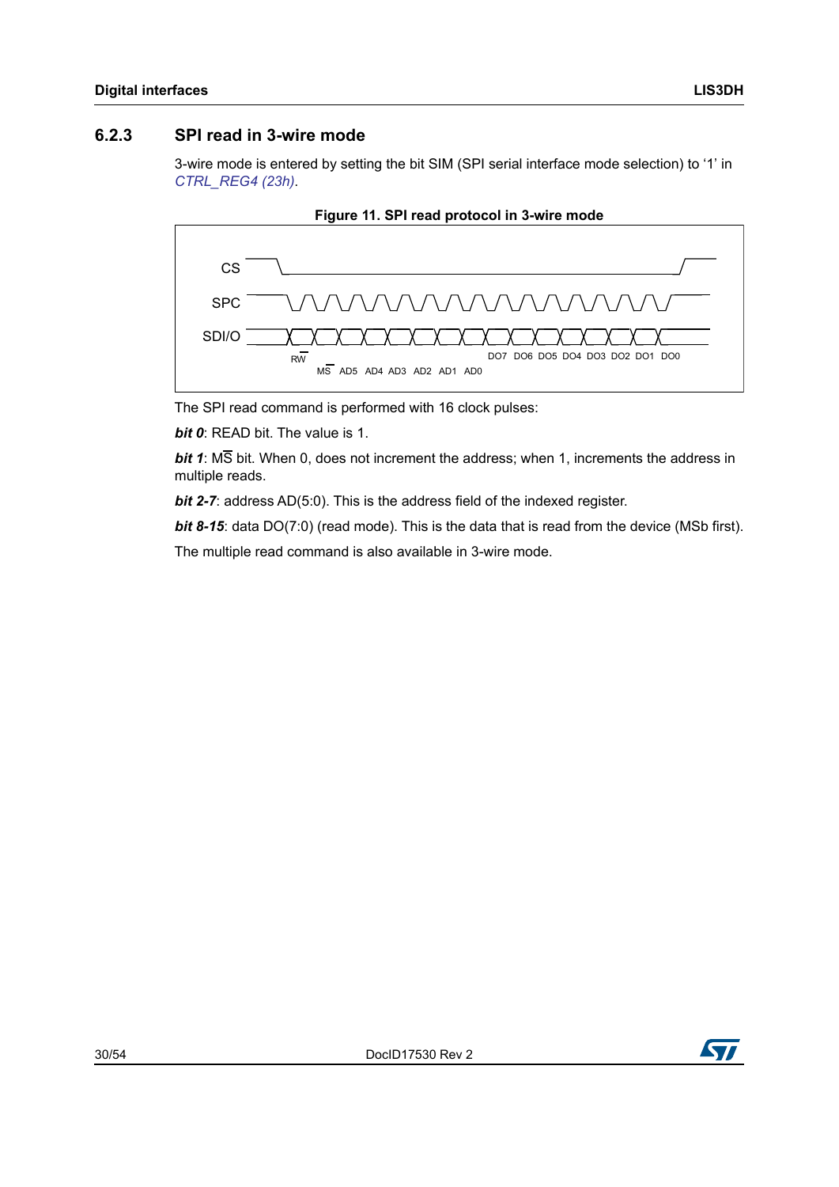### 6.2.3 SPI read in 3-wire mode

3-wire mode is entered by setting the bit SIM (SPI serial interface mode selection) to '1' in *CTRL_REG4 (23h)*.

**Figure 11. SPI read protocol in 3-wire mode**

The SPI read command is performed with 16 clock pulses:

***bit 0***: READ bit. The value is 1.

***bit 1***: $M\overline{S}$ bit. When 0, does not increment the address; when 1, increments the address in multiple reads.

***bit 2-7***: address AD(5:0). This is the address field of the indexed register.

***bit 8-15***: data DO(7:0) (read mode). This is the data that is read from the device (MSb first).

The multiple read command is also available in 3-wire mode.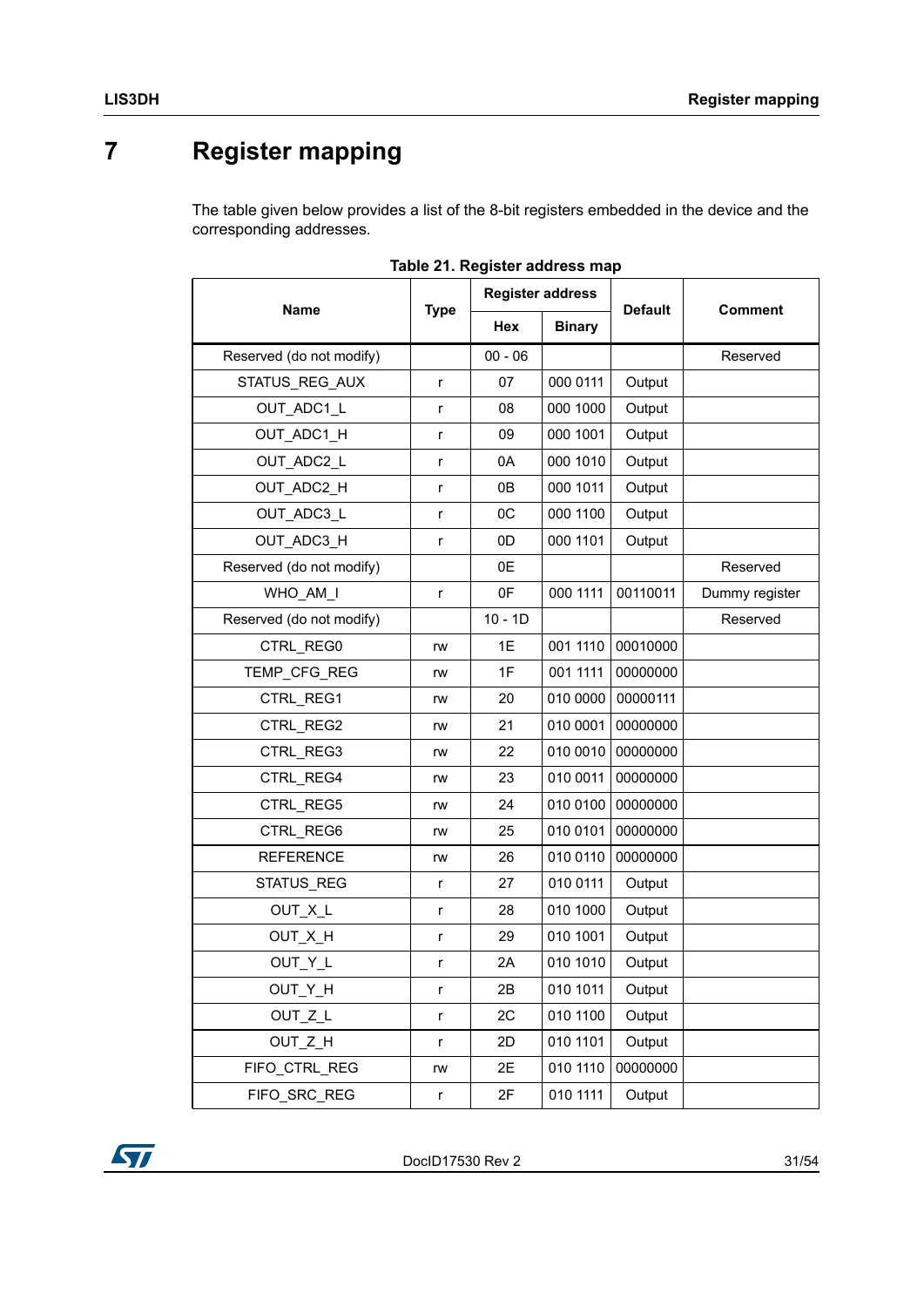# 7 Register mapping

The table given below provides a list of the 8-bit registers embedded in the device and the corresponding addresses.

**Table 21. Register address map**

| Name | Type | Register address | | Default | Comment |
|---|---|---|---|---|---|
| | | Hex | Binary | | |
| Reserved (do not modify) | | 00 - 06 | | | Reserved |
| STATUS_REG_AUX | r | 07 | 000 0111 | Output | |
| OUT_ADC1_L | r | 08 | 000 1000 | Output | |
| OUT_ADC1_H | r | 09 | 000 1001 | Output | |
| OUT_ADC2_L | r | 0A | 000 1010 | Output | |
| OUT_ADC2_H | r | 0B | 000 1011 | Output | |
| OUT_ADC3_L | r | 0C | 000 1100 | Output | |
| OUT_ADC3_H | r | 0D | 000 1101 | Output | |
| Reserved (do not modify) | | 0E | | | Reserved |
| WHO_AM_I | r | 0F | 000 1111 | 00110011 | Dummy register |
| Reserved (do not modify) | | 10 - 1D | | | Reserved |
| CTRL_REG0 | rw | 1E | 001 1110 | 00010000 | |
| TEMP_CFG_REG | rw | 1F | 001 1111 | 00000000 | |
| CTRL_REG1 | rw | 20 | 010 0000 | 00000111 | |
| CTRL_REG2 | rw | 21 | 010 0001 | 00000000 | |
| CTRL_REG3 | rw | 22 | 010 0010 | 00000000 | |
| CTRL_REG4 | rw | 23 | 010 0011 | 00000000 | |
| CTRL_REG5 | rw | 24 | 010 0100 | 00000000 | |
| CTRL_REG6 | rw | 25 | 010 0101 | 00000000 | |
| REFERENCE | rw | 26 | 010 0110 | 00000000 | |
| STATUS_REG | r | 27 | 010 0111 | Output | |
| OUT_X_L | r | 28 | 010 1000 | Output | |
| OUT_X_H | r | 29 | 010 1001 | Output | |
| OUT_Y_L | r | 2A | 010 1010 | Output | |
| OUT_Y_H | r | 2B | 010 1011 | Output | |
| OUT_Z_L | r | 2C | 010 1100 | Output | |
| OUT_Z_H | r | 2D | 010 1101 | Output | |
| FIFO_CTRL_REG | rw | 2E | 010 1110 | 00000000 | |
| FIFO_SRC_REG | r | 2F | 010 1111 | Output | |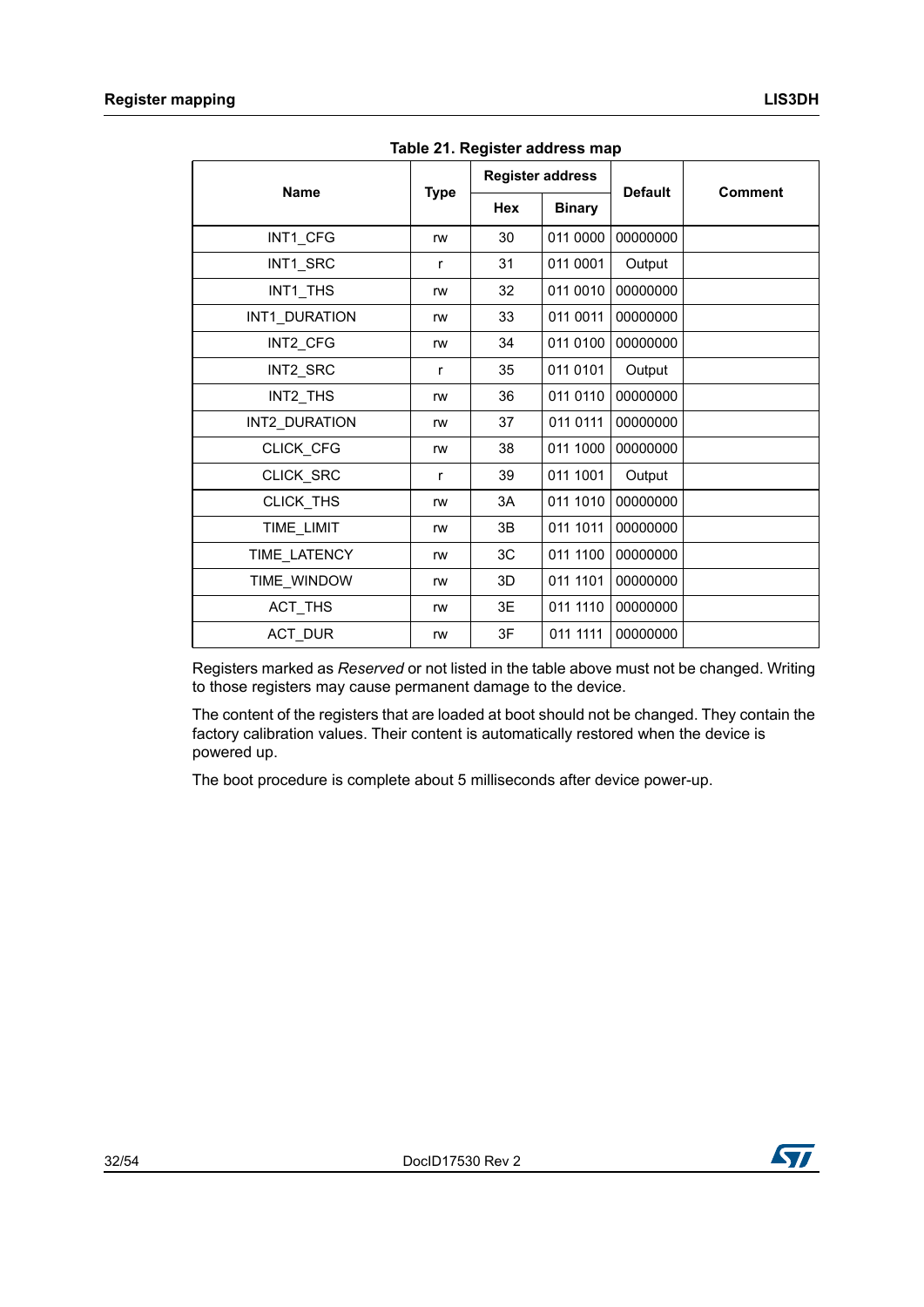Table 21. Register address map

| Name | Type | Register address | | Default | Comment |
|---|---|---|---|---|---|
| | | Hex | Binary | | |
| INT1_CFG | rw | 30 | 011 0000 | 00000000 | |
| INT1_SRC | r | 31 | 011 0001 | Output | |
| INT1_THS | rw | 32 | 011 0010 | 00000000 | |
| INT1_DURATION | rw | 33 | 011 0011 | 00000000 | |
| INT2_CFG | rw | 34 | 011 0100 | 00000000 | |
| INT2_SRC | r | 35 | 011 0101 | Output | |
| INT2_THS | rw | 36 | 011 0110 | 00000000 | |
| INT2_DURATION | rw | 37 | 011 0111 | 00000000 | |
| CLICK_CFG | rw | 38 | 011 1000 | 00000000 | |
| CLICK_SRC | r | 39 | 011 1001 | Output | |
| CLICK_THS | rw | 3A | 011 1010 | 00000000 | |
| TIME_LIMIT | rw | 3B | 011 1011 | 00000000 | |
| TIME_LATENCY | rw | 3C | 011 1100 | 00000000 | |
| TIME_WINDOW | rw | 3D | 011 1101 | 00000000 | |
| ACT_THS | rw | 3E | 011 1110 | 00000000 | |
| ACT_DUR | rw | 3F | 011 1111 | 00000000 | |

Registers marked as *Reserved* or not listed in the table above must not be changed. Writing to those registers may cause permanent damage to the device.

The content of the registers that are loaded at boot should not be changed. They contain the factory calibration values. Their content is automatically restored when the device is powered up.

The boot procedure is complete about 5 milliseconds after device power-up.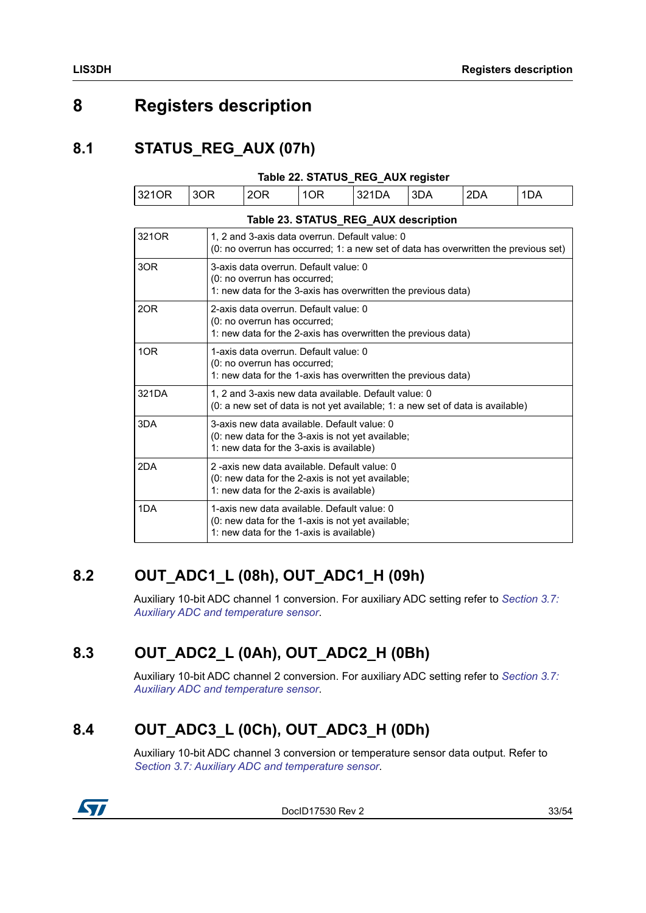# 8 Registers description

## 8.1 STATUS_REG_AUX (07h)

**Table 22. STATUS_REG_AUX register**

| 321OR | 3OR | 2OR | 1OR | 321DA | 3DA | 2DA | 1DA |
|---|---|---|---|---|---|---|---|

**Table 23. STATUS_REG_AUX description**

| | |
|---|---|
| 321OR | 1, 2 and 3-axis data overrun. Default value: 0<br>(0: no overrun has occurred; 1: a new set of data has overwritten the previous set) |
| 3OR | 3-axis data overrun. Default value: 0<br>(0: no overrun has occurred;<br>1: new data for the 3-axis has overwritten the previous data) |
| 2OR | 2-axis data overrun. Default value: 0<br>(0: no overrun has occurred;<br>1: new data for the 2-axis has overwritten the previous data) |
| 1OR | 1-axis data overrun. Default value: 0<br>(0: no overrun has occurred;<br>1: new data for the 1-axis has overwritten the previous data) |
| 321DA | 1, 2 and 3-axis new data available. Default value: 0<br>(0: a new set of data is not yet available; 1: a new set of data is available) |
| 3DA | 3-axis new data available. Default value: 0<br>(0: new data for the 3-axis is not yet available;<br>1: new data for the 3-axis is available) |
| 2DA | 2 -axis new data available. Default value: 0<br>(0: new data for the 2-axis is not yet available;<br>1: new data for the 2-axis is available) |
| 1DA | 1-axis new data available. Default value: 0<br>(0: new data for the 1-axis is not yet available;<br>1: new data for the 1-axis is available) |

## 8.2 OUT_ADC1_L (08h), OUT_ADC1_H (09h)

Auxiliary 10-bit ADC channel 1 conversion. For auxiliary ADC setting refer to *Section 3.7: Auxiliary ADC and temperature sensor*.

## 8.3 OUT_ADC2_L (0Ah), OUT_ADC2_H (0Bh)

Auxiliary 10-bit ADC channel 2 conversion. For auxiliary ADC setting refer to *Section 3.7: Auxiliary ADC and temperature sensor*.

## 8.4 OUT_ADC3_L (0Ch), OUT_ADC3_H (0Dh)

Auxiliary 10-bit ADC channel 3 conversion or temperature sensor data output. Refer to *Section 3.7: Auxiliary ADC and temperature sensor*.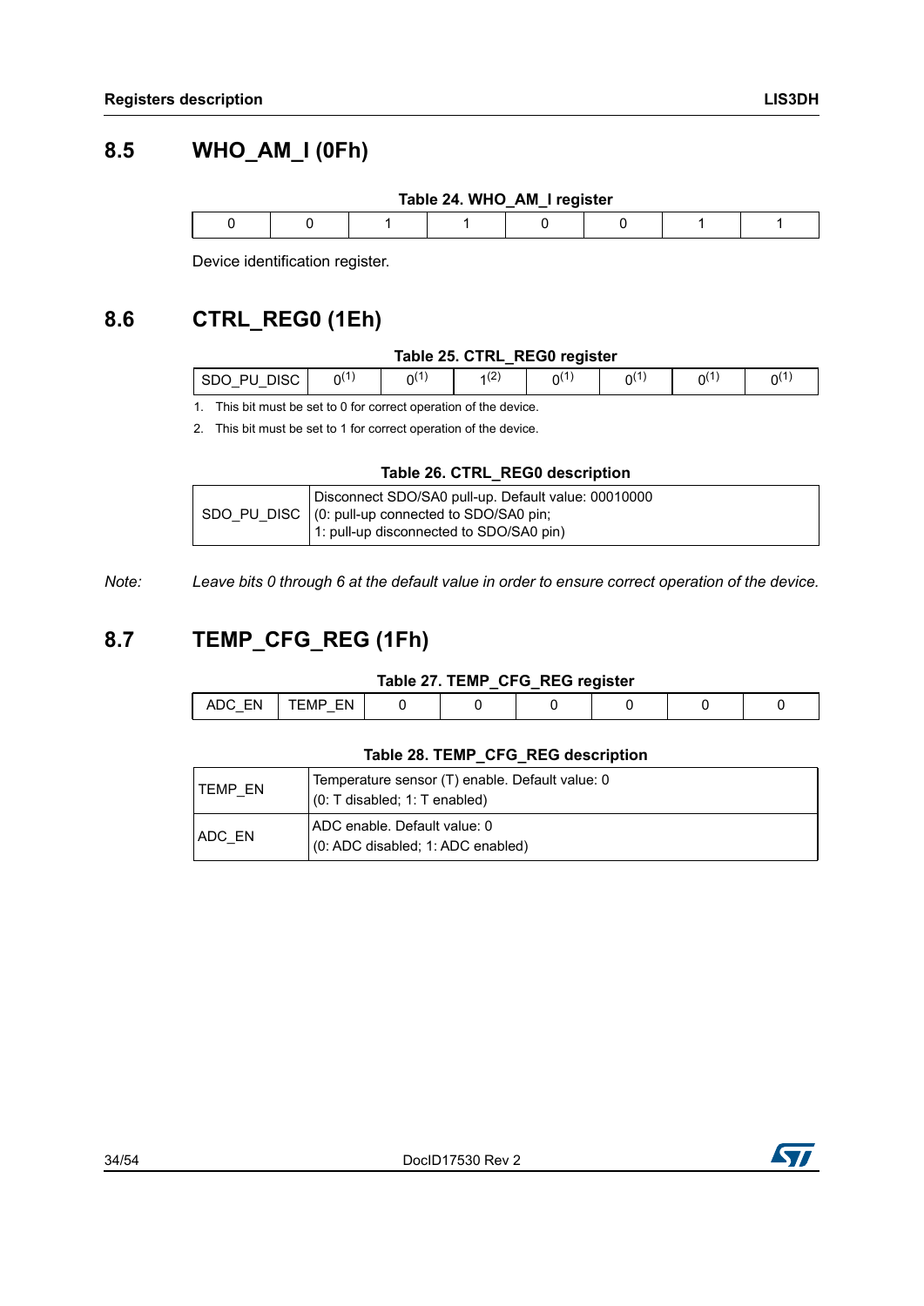## 8.5 WHO_AM_I (0Fh)

**Table 24. WHO_AM_I register**

| 0 | 0 | 1 | 1 | 0 | 0 | 1 | 1 |
|---|---|---|---|---|---|---|---|

Device identification register.

## 8.6 CTRL_REG0 (1Eh)

**Table 25. CTRL_REG0 register**

| SDO_PU_DISC | 0(1) | 0(1) | 1(2) | 0(1) | 0(1) | 0(1) | 0(1) |
|---|---|---|---|---|---|---|---|

1. This bit must be set to 0 for correct operation of the device.
2. This bit must be set to 1 for correct operation of the device.

**Table 26. CTRL_REG0 description**

| | |
|---|---|
| SDO_PU_DISC | Disconnect SDO/SA0 pull-up. Default value: 00010000<br>(0: pull-up connected to SDO/SA0 pin;<br>1: pull-up disconnected to SDO/SA0 pin) |

*Note: Leave bits 0 through 6 at the default value in order to ensure correct operation of the device.*

## 8.7 TEMP_CFG_REG (1Fh)

**Table 27. TEMP_CFG_REG register**

| ADC_EN | TEMP_EN | 0 | 0 | 0 | 0 | 0 | 0 |
|---|---|---|---|---|---|---|---|

**Table 28. TEMP_CFG_REG description**

| | |
|---|---|
| TEMP_EN | Temperature sensor (T) enable. Default value: 0<br>(0: T disabled; 1: T enabled) |
| ADC_EN | ADC enable. Default value: 0<br>(0: ADC disabled; 1: ADC enabled) |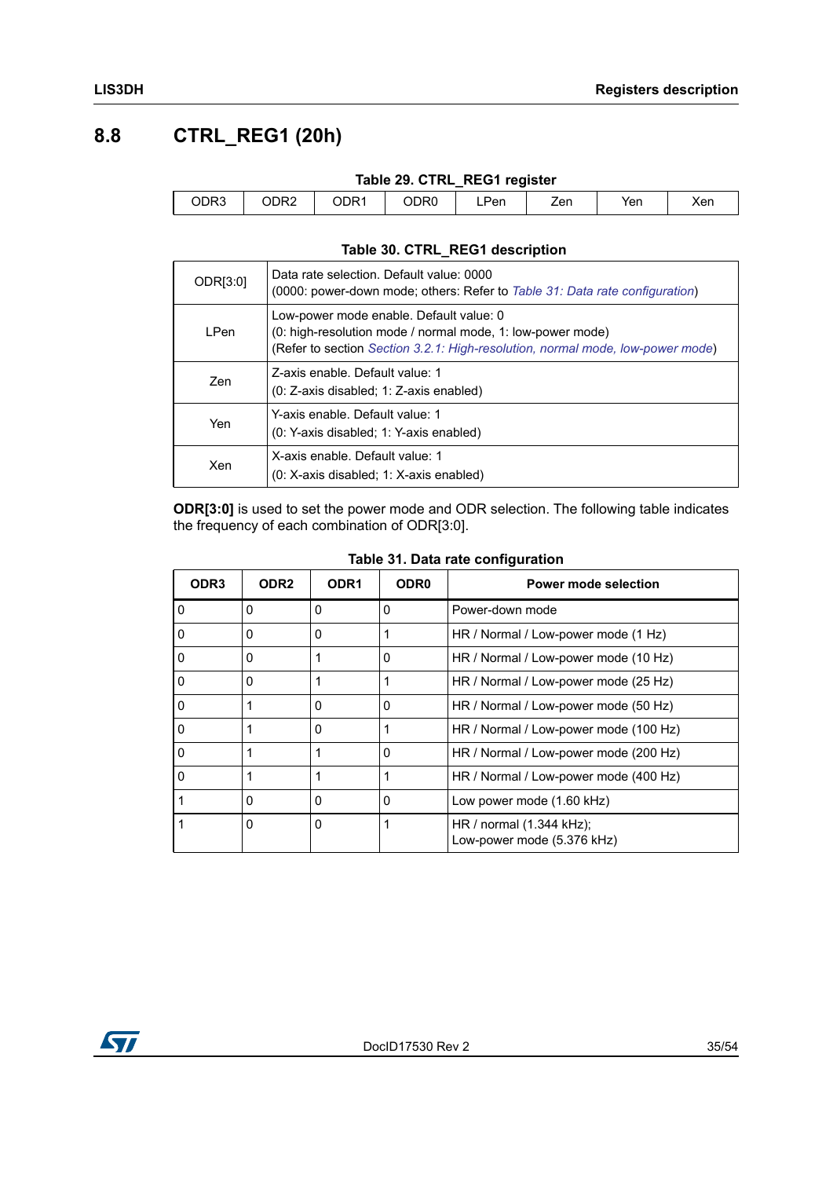## 8.8 CTRL_REG1 (20h)

**Table 29. CTRL_REG1 register**

| ODR3 | ODR2 | ODR1 | ODR0 | LPen | Zen | Yen | Xen |
|---|---|---|---|---|---|---|---|

**Table 30. CTRL_REG1 description**

| | |
|---|---|
| ODR[3:0] | Data rate selection. Default value: 0000<br>(0000: power-down mode; others: Refer to *Table 31: Data rate configuration*) |
| LPen | Low-power mode enable. Default value: 0<br>(0: high-resolution mode / normal mode, 1: low-power mode)<br>(Refer to section *Section 3.2.1: High-resolution, normal mode, low-power mode*) |
| Zen | Z-axis enable. Default value: 1<br>(0: Z-axis disabled; 1: Z-axis enabled) |
| Yen | Y-axis enable. Default value: 1<br>(0: Y-axis disabled; 1: Y-axis enabled) |
| Xen | X-axis enable. Default value: 1<br>(0: X-axis disabled; 1: X-axis enabled) |

**ODR[3:0]** is used to set the power mode and ODR selection. The following table indicates the frequency of each combination of ODR[3:0].

**Table 31. Data rate configuration**

| ODR3 | ODR2 | ODR1 | ODR0 | Power mode selection |
|---|---|---|---|---|
| 0 | 0 | 0 | 0 | Power-down mode |
| 0 | 0 | 0 | 1 | HR / Normal / Low-power mode (1 Hz) |
| 0 | 0 | 1 | 0 | HR / Normal / Low-power mode (10 Hz) |
| 0 | 0 | 1 | 1 | HR / Normal / Low-power mode (25 Hz) |
| 0 | 1 | 0 | 0 | HR / Normal / Low-power mode (50 Hz) |
| 0 | 1 | 0 | 1 | HR / Normal / Low-power mode (100 Hz) |
| 0 | 1 | 1 | 0 | HR / Normal / Low-power mode (200 Hz) |
| 0 | 1 | 1 | 1 | HR / Normal / Low-power mode (400 Hz) |
| 1 | 0 | 0 | 0 | Low power mode (1.60 kHz) |
| 1 | 0 | 0 | 1 | HR / normal (1.344 kHz);<br>Low-power mode (5.376 kHz) |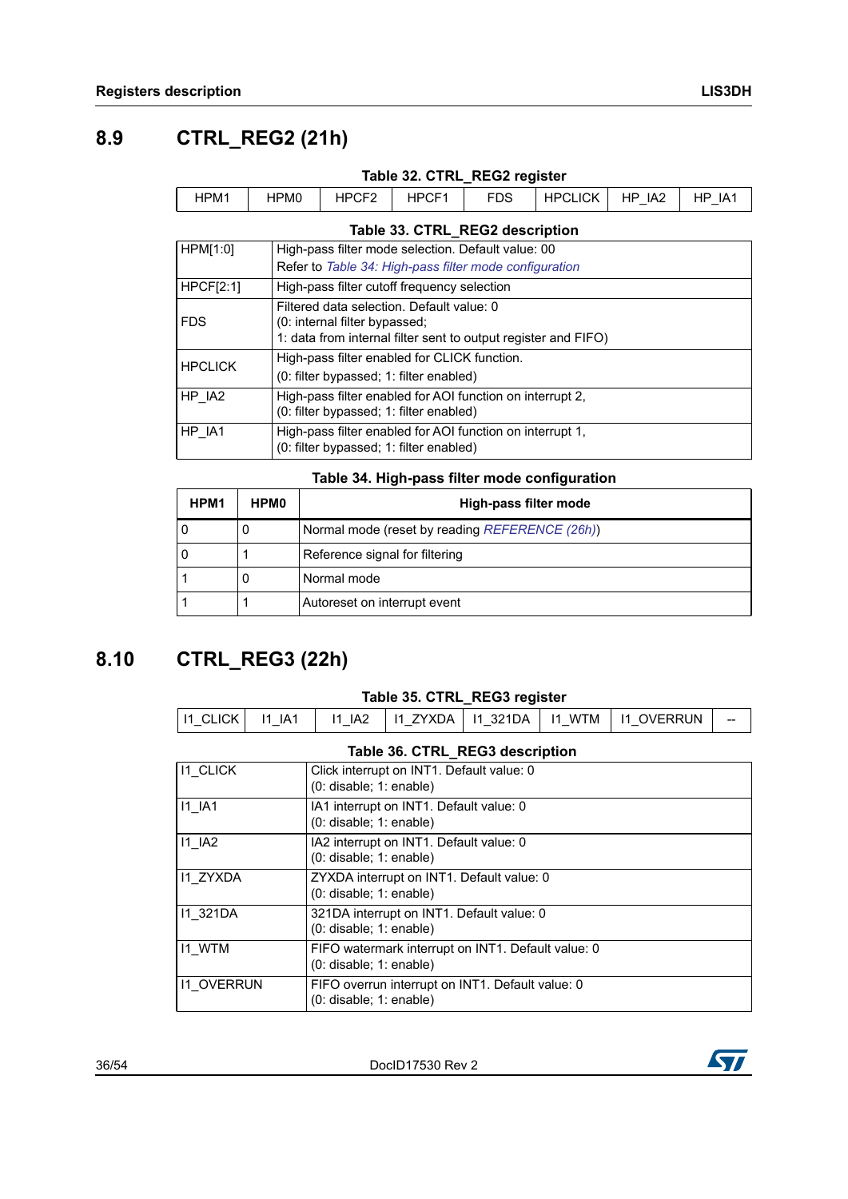## 8.9 CTRL_REG2 (21h)

**Table 32. CTRL_REG2 register**

| HPM1 | HPM0 | HPCF2 | HPCF1 | FDS | HPCLICK | HP_IA2 | HP_IA1 |
|---|---|---|---|---|---|---|---|

**Table 33. CTRL_REG2 description**

| | |
|---|---|
| HPM[1:0] | High-pass filter mode selection. Default value: 00<br>Refer to *Table 34: High-pass filter mode configuration* |
| HPCF[2:1] | High-pass filter cutoff frequency selection |
| FDS | Filtered data selection. Default value: 0<br>(0: internal filter bypassed;<br>1: data from internal filter sent to output register and FIFO) |
| HPCLICK | High-pass filter enabled for CLICK function.<br>(0: filter bypassed; 1: filter enabled) |
| HP_IA2 | High-pass filter enabled for AOI function on interrupt 2,<br>(0: filter bypassed; 1: filter enabled) |
| HP_IA1 | High-pass filter enabled for AOI function on interrupt 1,<br>(0: filter bypassed; 1: filter enabled) |

**Table 34. High-pass filter mode configuration**

| HPM1 | HPM0 | High-pass filter mode |
|---|---|---|
| 0 | 0 | Normal mode (reset by reading *REFERENCE (26h)*) |
| 0 | 1 | Reference signal for filtering |
| 1 | 0 | Normal mode |
| 1 | 1 | Autoreset on interrupt event |

## 8.10 CTRL_REG3 (22h)

**Table 35. CTRL_REG3 register**

| I1_CLICK | I1_IA1 | I1_IA2 | I1_ZYXDA | I1_321DA | I1_WTM | I1_OVERRUN | -- |
|---|---|---|---|---|---|---|---|

**Table 36. CTRL_REG3 description**

| | |
|---|---|
| I1_CLICK | Click interrupt on INT1. Default value: 0<br>(0: disable; 1: enable) |
| I1_IA1 | IA1 interrupt on INT1. Default value: 0<br>(0: disable; 1: enable) |
| I1_IA2 | IA2 interrupt on INT1. Default value: 0<br>(0: disable; 1: enable) |
| I1_ZYXDA | ZYXDA interrupt on INT1. Default value: 0<br>(0: disable; 1: enable) |
| I1_321DA | 321DA interrupt on INT1. Default value: 0<br>(0: disable; 1: enable) |
| I1_WTM | FIFO watermark interrupt on INT1. Default value: 0<br>(0: disable; 1: enable) |
| I1_OVERRUN | FIFO overrun interrupt on INT1. Default value: 0<br>(0: disable; 1: enable) |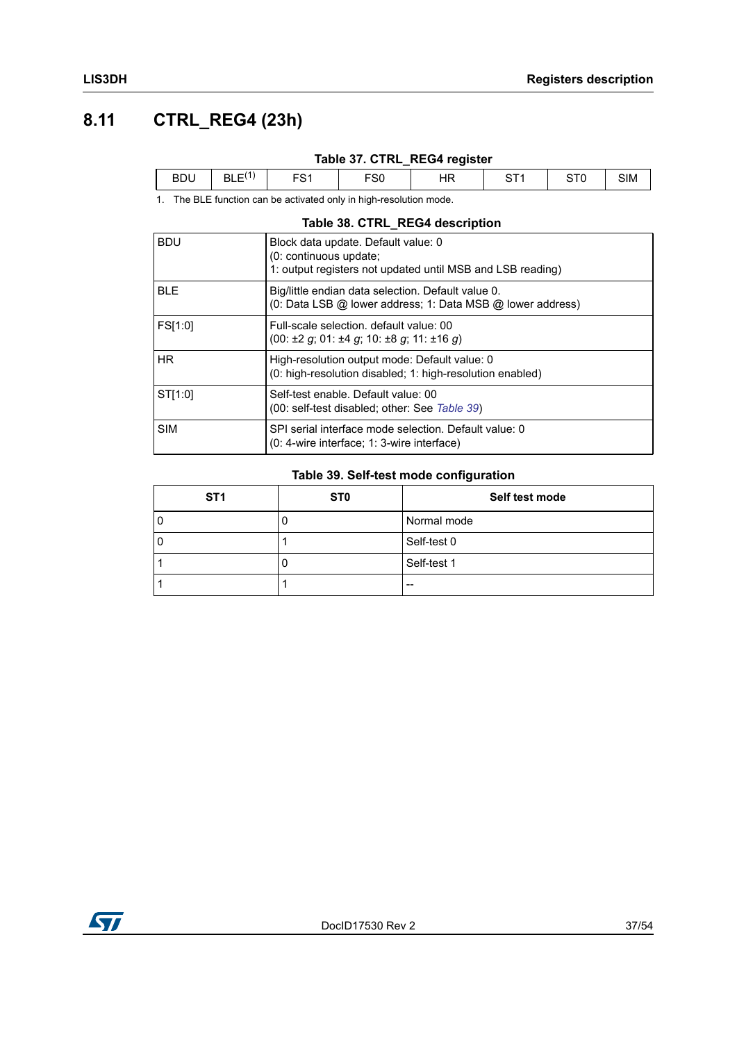## 8.11 CTRL_REG4 (23h)

**Table 37. CTRL_REG4 register**

| BDU | BLE[1] | FS1 | FS0 | HR | ST1 | ST0 | SIM |
|---|---|---|---|---|---|---|---|

1. The BLE function can be activated only in high-resolution mode.

**Table 38. CTRL_REG4 description**

| | |
|---|---|
| BDU | Block data update. Default value: 0<br>(0: continuous update;<br>1: output registers not updated until MSB and LSB reading) |
| BLE | Big/little endian data selection. Default value 0.<br>(0: Data LSB @ lower address; 1: Data MSB @ lower address) |
| FS[1:0] | Full-scale selection. default value: 00<br>(00: ±2 *g*; 01: ±4 *g*; 10: ±8 *g*; 11: ±16 *g*) |
| HR | High-resolution output mode: Default value: 0<br>(0: high-resolution disabled; 1: high-resolution enabled) |
| ST[1:0] | Self-test enable. Default value: 00<br>(00: self-test disabled; other: See *Table 39*) |
| SIM | SPI serial interface mode selection. Default value: 0<br>(0: 4-wire interface; 1: 3-wire interface) |

**Table 39. Self-test mode configuration**

| ST1 | ST0 | Self test mode |
|---|---|---|
| 0 | 0 | Normal mode |
| 0 | 1 | Self-test 0 |
| 1 | 0 | Self-test 1 |
| 1 | 1 | -- |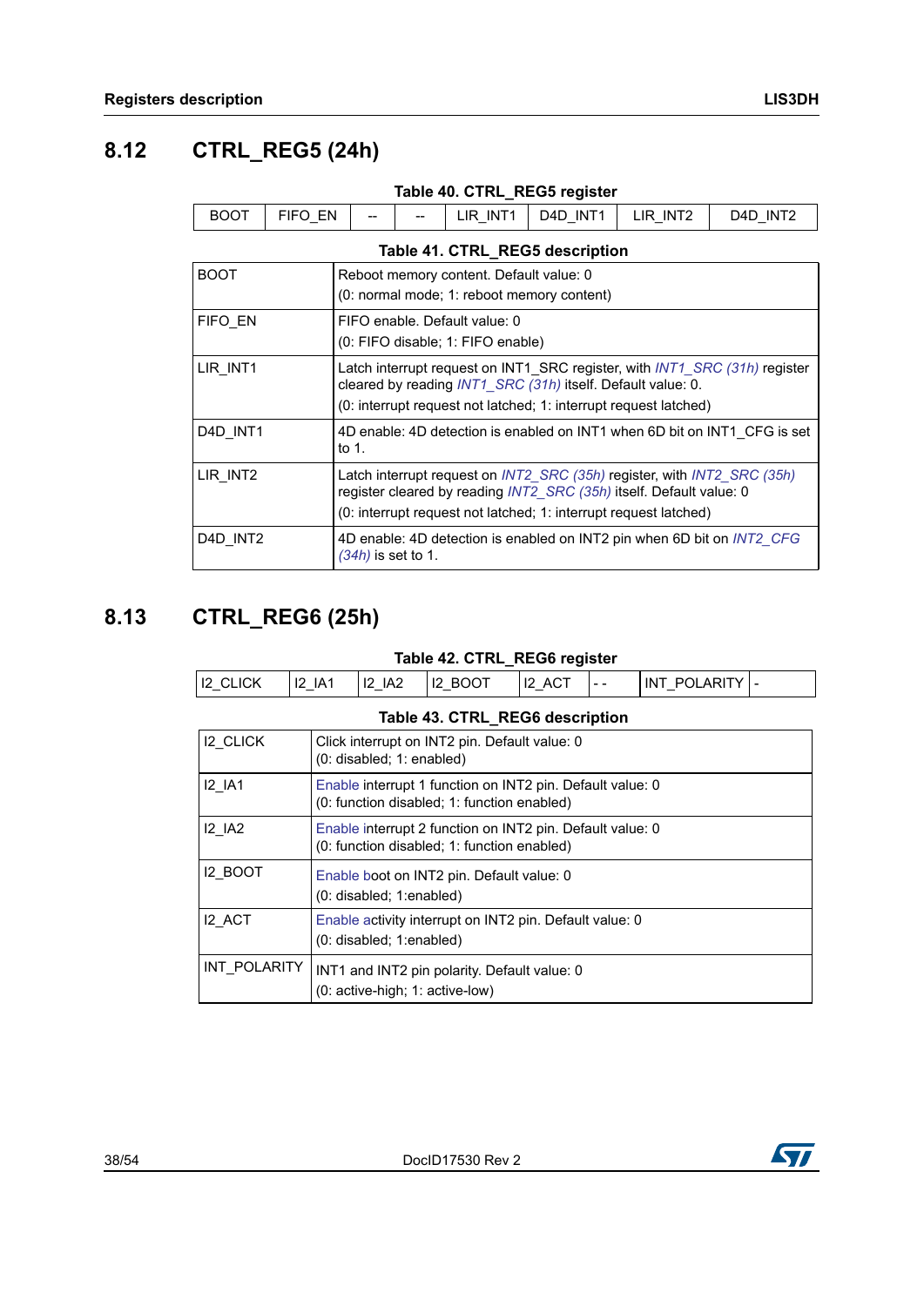## 8.12 CTRL_REG5 (24h)

**Table 40. CTRL_REG5 register**

| BOOT | FIFO_EN | -- | -- | LIR_INT1 | D4D_INT1 | LIR_INT2 | D4D_INT2 |
|---|---|---|---|---|---|---|---|

**Table 41. CTRL_REG5 description**

| | |
|---|---|
| BOOT | Reboot memory content. Default value: 0<br>(0: normal mode; 1: reboot memory content) |
| FIFO_EN | FIFO enable. Default value: 0<br>(0: FIFO disable; 1: FIFO enable) |
| LIR_INT1 | Latch interrupt request on INT1_SRC register, with *INT1_SRC (31h)* register cleared by reading *INT1_SRC (31h)* itself. Default value: 0.<br>(0: interrupt request not latched; 1: interrupt request latched) |
| D4D_INT1 | 4D enable: 4D detection is enabled on INT1 when 6D bit on INT1_CFG is set to 1. |
| LIR_INT2 | Latch interrupt request on *INT2_SRC (35h)* register, with *INT2_SRC (35h)* register cleared by reading *INT2_SRC (35h)* itself. Default value: 0<br>(0: interrupt request not latched; 1: interrupt request latched) |
| D4D_INT2 | 4D enable: 4D detection is enabled on INT2 pin when 6D bit on *INT2_CFG (34h)* is set to 1. |

## 8.13 CTRL_REG6 (25h)

**Table 42. CTRL_REG6 register**

| I2_CLICK | I2_IA1 | I2_IA2 | I2_BOOT | I2_ACT | - - | INT_POLARITY | - |
|---|---|---|---|---|---|---|---|

**Table 43. CTRL_REG6 description**

| | |
|---|---|
| I2_CLICK | Click interrupt on INT2 pin. Default value: 0<br>(0: disabled; 1: enabled) |
| I2_IA1 | Enable interrupt 1 function on INT2 pin. Default value: 0<br>(0: function disabled; 1: function enabled) |
| I2_IA2 | Enable interrupt 2 function on INT2 pin. Default value: 0<br>(0: function disabled; 1: function enabled) |
| I2_BOOT | Enable boot on INT2 pin. Default value: 0<br>(0: disabled; 1:enabled) |
| I2_ACT | Enable activity interrupt on INT2 pin. Default value: 0<br>(0: disabled; 1:enabled) |
| INT_POLARITY | INT1 and INT2 pin polarity. Default value: 0<br>(0: active-high; 1: active-low) |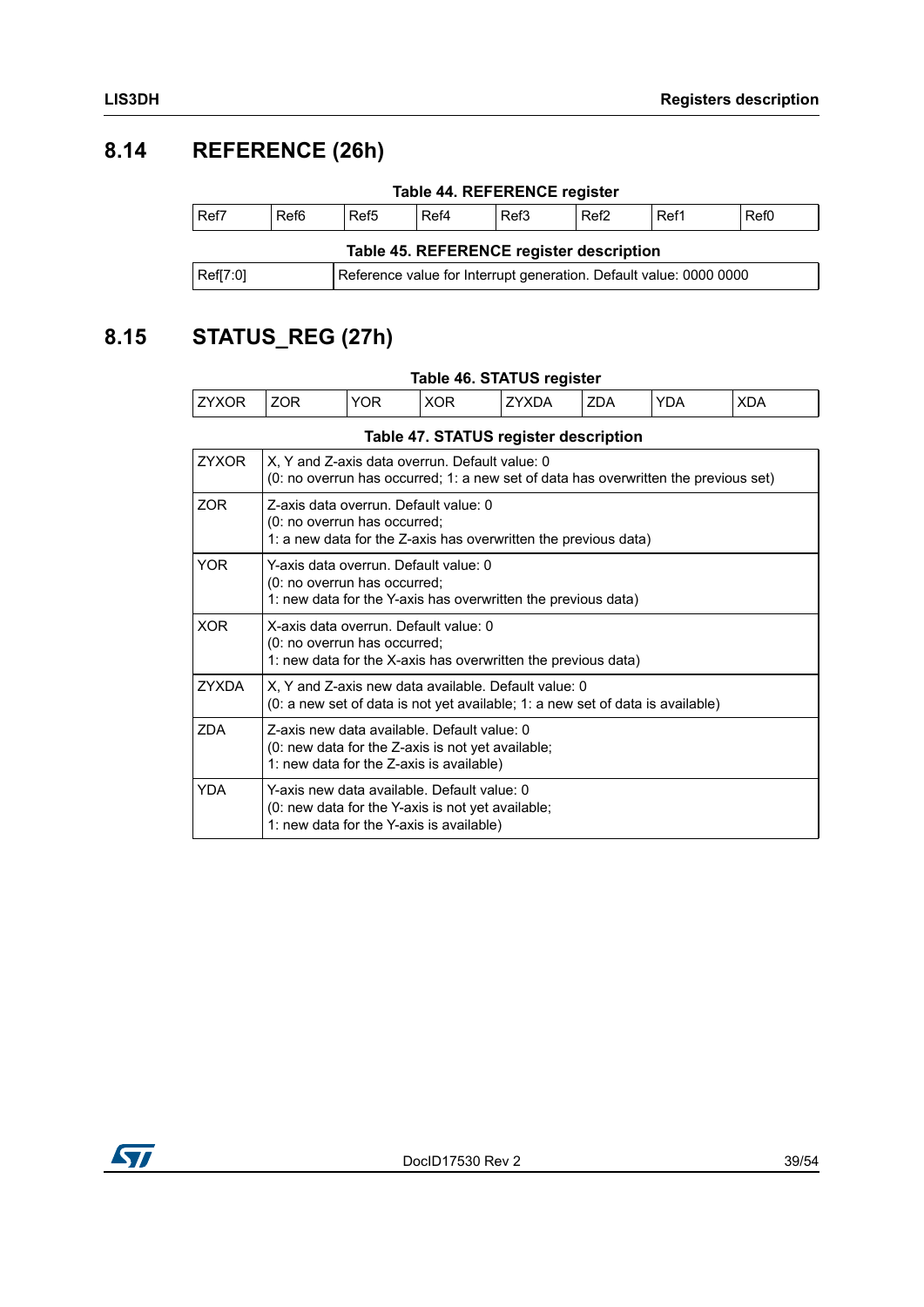## 8.14 REFERENCE (26h)

**Table 44. REFERENCE register**

| Ref7 | Ref6 | Ref5 | Ref4 | Ref3 | Ref2 | Ref1 | Ref0 |
|---|---|---|---|---|---|---|---|

**Table 45. REFERENCE register description**

| | |
|---|---|
| Ref[7:0] | Reference value for Interrupt generation. Default value: 0000 0000 |

## 8.15 STATUS_REG (27h)

**Table 46. STATUS register**

| ZYXOR | ZOR | YOR | XOR | ZYXDA | ZDA | YDA | XDA |
|---|---|---|---|---|---|---|---|

**Table 47. STATUS register description**

| | |
|---|---|
| ZYXOR | X, Y and Z-axis data overrun. Default value: 0<br>(0: no overrun has occurred; 1: a new set of data has overwritten the previous set) |
| ZOR | Z-axis data overrun. Default value: 0<br>(0: no overrun has occurred;<br>1: a new data for the Z-axis has overwritten the previous data) |
| YOR | Y-axis data overrun. Default value: 0<br>(0: no overrun has occurred;<br>1: new data for the Y-axis has overwritten the previous data) |
| XOR | X-axis data overrun. Default value: 0<br>(0: no overrun has occurred;<br>1: new data for the X-axis has overwritten the previous data) |
| ZYXDA | X, Y and Z-axis new data available. Default value: 0<br>(0: a new set of data is not yet available; 1: a new set of data is available) |
| ZDA | Z-axis new data available. Default value: 0<br>(0: new data for the Z-axis is not yet available;<br>1: new data for the Z-axis is available) |
| YDA | Y-axis new data available. Default value: 0<br>(0: new data for the Y-axis is not yet available;<br>1: new data for the Y-axis is available) |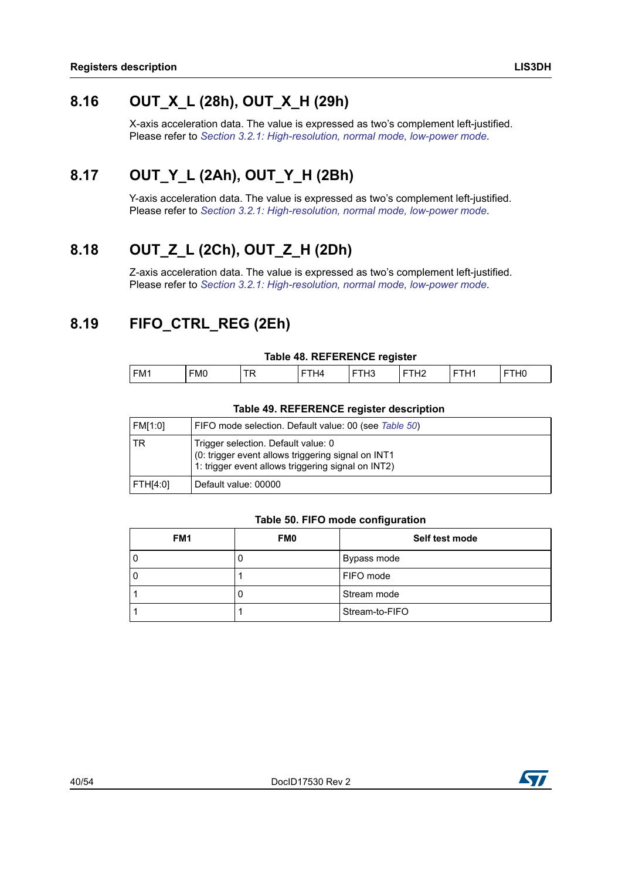## 8.16 OUT_X_L (28h), OUT_X_H (29h)

X-axis acceleration data. The value is expressed as two's complement left-justified.
Please refer to *Section 3.2.1: High-resolution, normal mode, low-power mode*.

## 8.17 OUT_Y_L (2Ah), OUT_Y_H (2Bh)

Y-axis acceleration data. The value is expressed as two's complement left-justified.
Please refer to *Section 3.2.1: High-resolution, normal mode, low-power mode*.

## 8.18 OUT_Z_L (2Ch), OUT_Z_H (2Dh)

Z-axis acceleration data. The value is expressed as two's complement left-justified.
Please refer to *Section 3.2.1: High-resolution, normal mode, low-power mode*.

## 8.19 FIFO_CTRL_REG (2Eh)

**Table 48. REFERENCE register**

| FM1 | FM0 | TR | FTH4 | FTH3 | FTH2 | FTH1 | FTH0 |
|---|---|---|---|---|---|---|---|

**Table 49. REFERENCE register description**

| | |
|---|---|
| FM[1:0] | FIFO mode selection. Default value: 00 (see *Table 50*) |
| TR | Trigger selection. Default value: 0<br>(0: trigger event allows triggering signal on INT1<br>1: trigger event allows triggering signal on INT2) |
| FTH[4:0] | Default value: 00000 |

**Table 50. FIFO mode configuration**

| FM1 | FM0 | Self test mode |
|---|---|---|
| 0 | 0 | Bypass mode |
| 0 | 1 | FIFO mode |
| 1 | 0 | Stream mode |
| 1 | 1 | Stream-to-FIFO |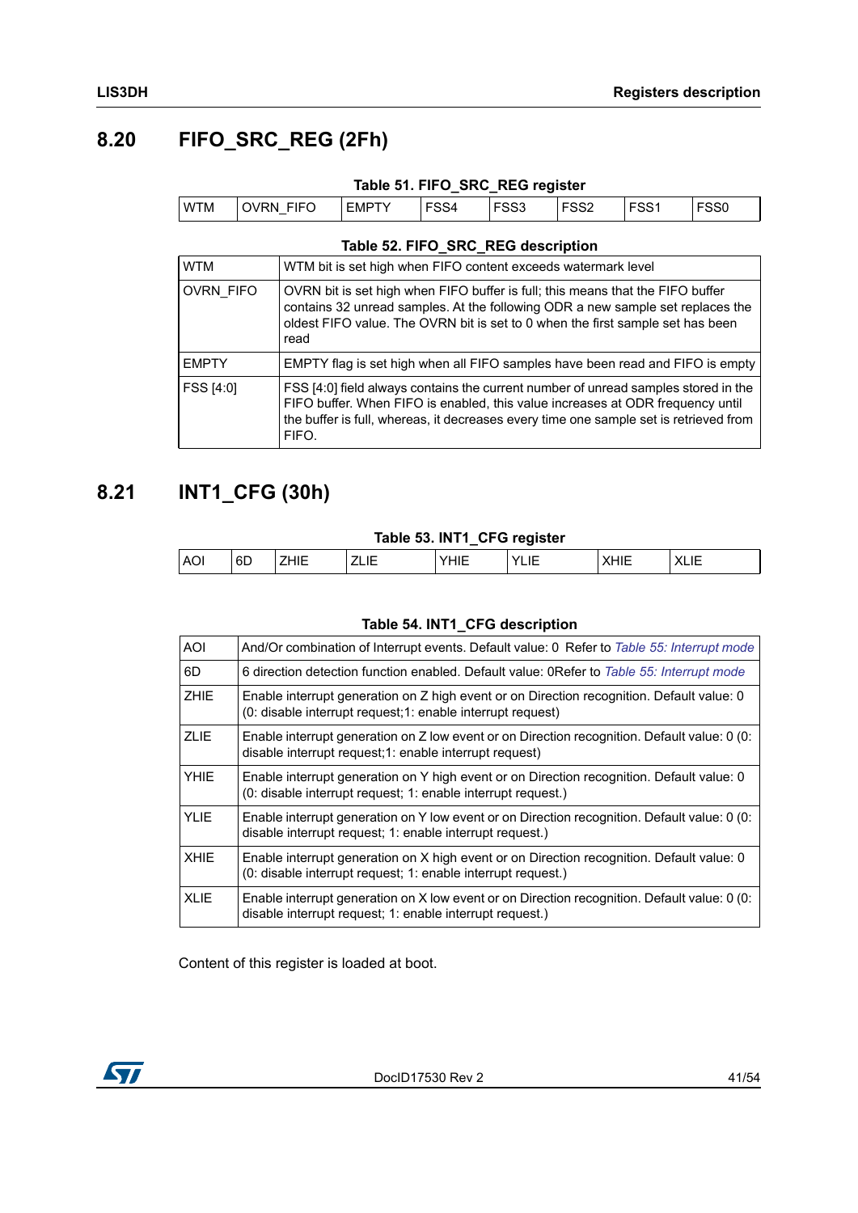## 8.20 FIFO_SRC_REG (2Fh)

**Table 51. FIFO_SRC_REG register**

| WTM | OVRN_FIFO | EMPTY | FSS4 | FSS3 | FSS2 | FSS1 | FSS0 |
|---|---|---|---|---|---|---|---|

**Table 52. FIFO_SRC_REG description**

| | |
|---|---|
| WTM | WTM bit is set high when FIFO content exceeds watermark level |
| OVRN_FIFO | OVRN bit is set high when FIFO buffer is full; this means that the FIFO buffer contains 32 unread samples. At the following ODR a new sample set replaces the oldest FIFO value. The OVRN bit is set to 0 when the first sample set has been read |
| EMPTY | EMPTY flag is set high when all FIFO samples have been read and FIFO is empty |
| FSS [4:0] | FSS [4:0] field always contains the current number of unread samples stored in the FIFO buffer. When FIFO is enabled, this value increases at ODR frequency until the buffer is full, whereas, it decreases every time one sample set is retrieved from FIFO. |

## 8.21 INT1_CFG (30h)

**Table 53. INT1_CFG register**

| AOI | 6D | ZHIE | ZLIE | YHIE | YLIE | XHIE | XLIE |
|---|---|---|---|---|---|---|---|

**Table 54. INT1_CFG description**

| | |
|---|---|
| AOI | And/Or combination of Interrupt events. Default value: 0 Refer to *Table 55: Interrupt mode* |
| 6D | 6 direction detection function enabled. Default value: 0Refer to *Table 55: Interrupt mode* |
| ZHIE | Enable interrupt generation on Z high event or on Direction recognition. Default value: 0 (0: disable interrupt request;1: enable interrupt request) |
| ZLIE | Enable interrupt generation on Z low event or on Direction recognition. Default value: 0 (0: disable interrupt request;1: enable interrupt request) |
| YHIE | Enable interrupt generation on Y high event or on Direction recognition. Default value: 0 (0: disable interrupt request; 1: enable interrupt request.) |
| YLIE | Enable interrupt generation on Y low event or on Direction recognition. Default value: 0 (0: disable interrupt request; 1: enable interrupt request.) |
| XHIE | Enable interrupt generation on X high event or on Direction recognition. Default value: 0 (0: disable interrupt request; 1: enable interrupt request.) |
| XLIE | Enable interrupt generation on X low event or on Direction recognition. Default value: 0 (0: disable interrupt request; 1: enable interrupt request.) |

Content of this register is loaded at boot.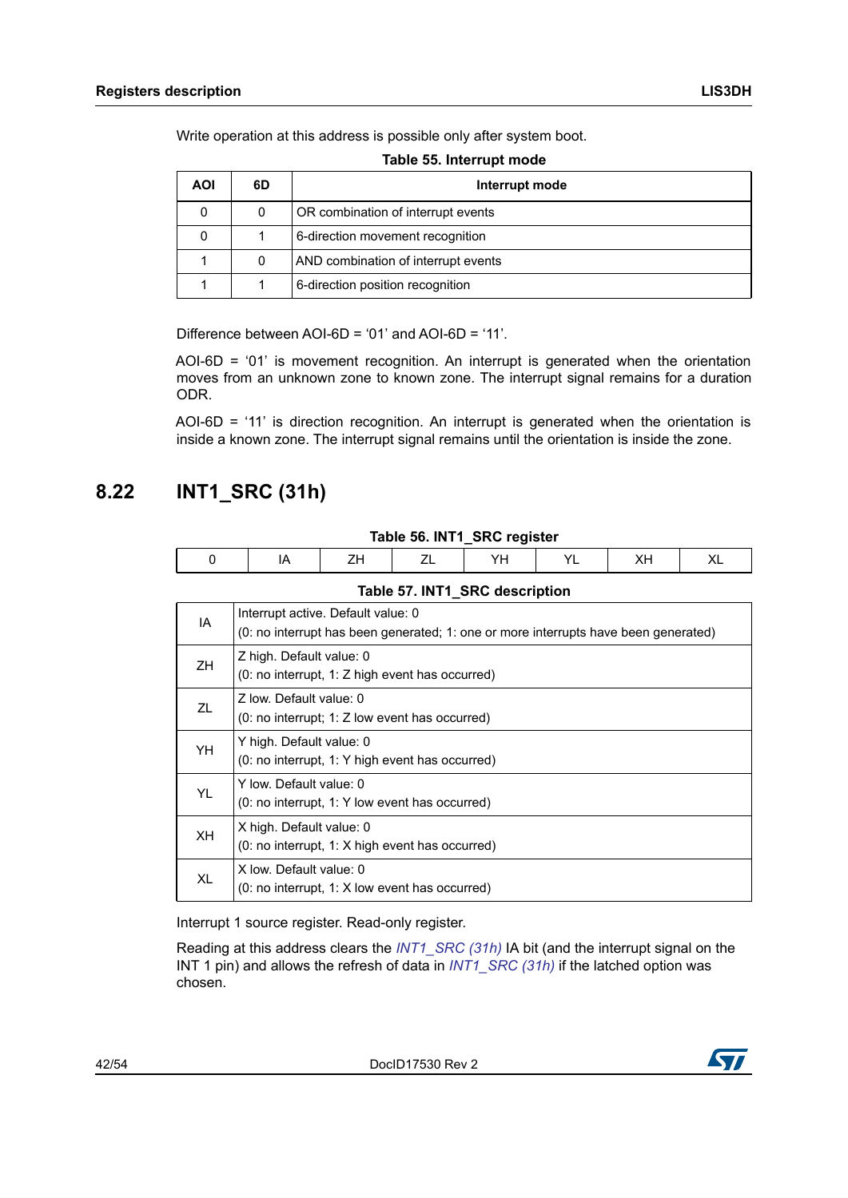Write operation at this address is possible only after system boot.

**Table 55. Interrupt mode**

| AOI | 6D | Interrupt mode |
|---|---|---|
| 0 | 0 | OR combination of interrupt events |
| 0 | 1 | 6-direction movement recognition |
| 1 | 0 | AND combination of interrupt events |
| 1 | 1 | 6-direction position recognition |

Difference between AOI-6D = ‘01’ and AOI-6D = ‘11’.

AOI-6D = ‘01’ is movement recognition. An interrupt is generated when the orientation moves from an unknown zone to known zone. The interrupt signal remains for a duration ODR.

AOI-6D = ‘11’ is direction recognition. An interrupt is generated when the orientation is inside a known zone. The interrupt signal remains until the orientation is inside the zone.

## 8.22 INT1_SRC (31h)

**Table 56. INT1_SRC register**

| 0 | IA | ZH | ZL | YH | YL | XH | XL |
|---|---|---|---|---|---|---|---|

**Table 57. INT1_SRC description**

| | |
|---|---|
| IA | Interrupt active. Default value: 0<br>(0: no interrupt has been generated; 1: one or more interrupts have been generated) |
| ZH | Z high. Default value: 0<br>(0: no interrupt, 1: Z high event has occurred) |
| ZL | Z low. Default value: 0<br>(0: no interrupt; 1: Z low event has occurred) |
| YH | Y high. Default value: 0<br>(0: no interrupt, 1: Y high event has occurred) |
| YL | Y low. Default value: 0<br>(0: no interrupt, 1: Y low event has occurred) |
| XH | X high. Default value: 0<br>(0: no interrupt, 1: X high event has occurred) |
| XL | X low. Default value: 0<br>(0: no interrupt, 1: X low event has occurred) |

Interrupt 1 source register. Read-only register.

Reading at this address clears the *INT1_SRC (31h)* IA bit (and the interrupt signal on the INT 1 pin) and allows the refresh of data in *INT1_SRC (31h)* if the latched option was chosen.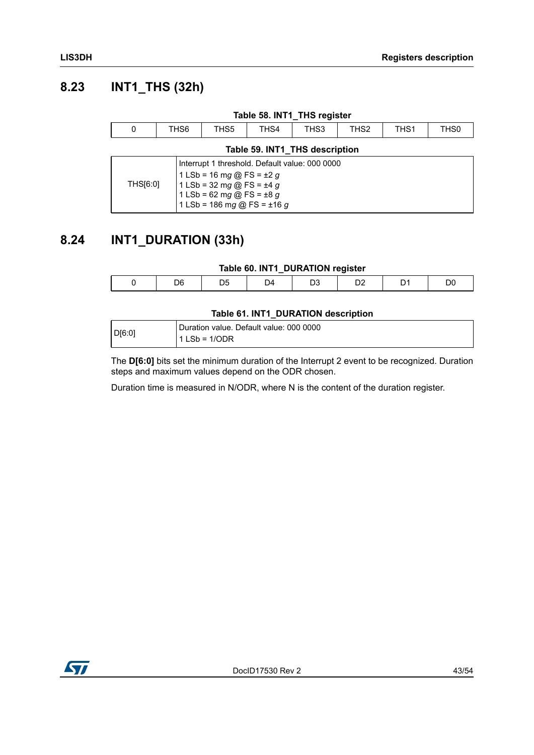## 8.23 INT1_THS (32h)

**Table 58. INT1_THS register**

| 0 | THS6 | THS5 | THS4 | THS3 | THS2 | THS1 | THS0 |
|---|---|---|---|---|---|---|---|

**Table 59. INT1_THS description**

| | |
|---|---|
| THS[6:0] | Interrupt 1 threshold. Default value: 000 0000<br>1 LSb = 16 *mg* @ FS = ±2 *g*<br>1 LSb = 32 *mg* @ FS = ±4 *g*<br>1 LSb = 62 *mg* @ FS = ±8 *g*<br>1 LSb = 186 *mg* @ FS = ±16 *g* |

## 8.24 INT1_DURATION (33h)

**Table 60. INT1_DURATION register**

| 0 | D6 | D5 | D4 | D3 | D2 | D1 | D0 |
|---|---|---|---|---|---|---|---|

**Table 61. INT1_DURATION description**

| | |
|---|---|
| D[6:0] | Duration value. Default value: 000 0000<br>1 LSb = 1/ODR |

The **D[6:0]** bits set the minimum duration of the Interrupt 2 event to be recognized. Duration steps and maximum values depend on the ODR chosen.

Duration time is measured in N/ODR, where N is the content of the duration register.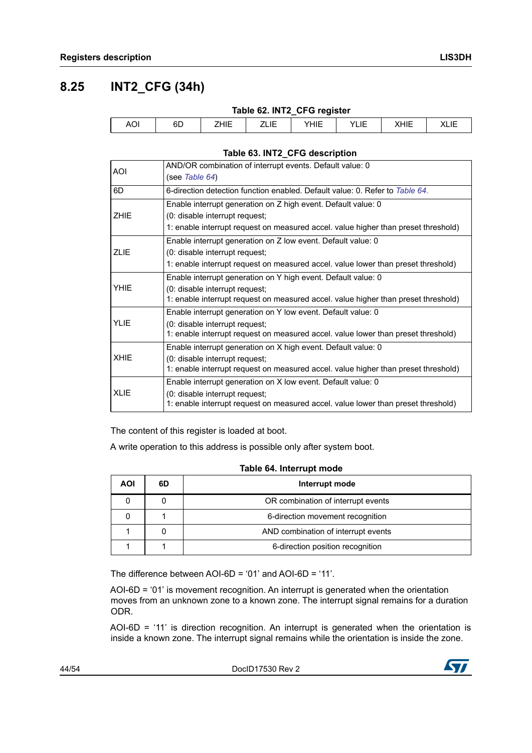## 8.25 INT2_CFG (34h)

**Table 62. INT2_CFG register**

| AOI | 6D | ZHIE | ZLIE | YHIE | YLIE | XHIE | XLIE |
|---|---|---|---|---|---|---|---|

**Table 63. INT2_CFG description**

| | |
|---|---|
| AOI | AND/OR combination of interrupt events. Default value: 0<br>(see *Table 64*) |
| 6D | 6-direction detection function enabled. Default value: 0. Refer to *Table 64.* |
| ZHIE | Enable interrupt generation on Z high event. Default value: 0<br>(0: disable interrupt request;<br>1: enable interrupt request on measured accel. value higher than preset threshold) |
| ZLIE | Enable interrupt generation on Z low event. Default value: 0<br>(0: disable interrupt request;<br>1: enable interrupt request on measured accel. value lower than preset threshold) |
| YHIE | Enable interrupt generation on Y high event. Default value: 0<br>(0: disable interrupt request;<br>1: enable interrupt request on measured accel. value higher than preset threshold) |
| YLIE | Enable interrupt generation on Y low event. Default value: 0<br>(0: disable interrupt request;<br>1: enable interrupt request on measured accel. value lower than preset threshold) |
| XHIE | Enable interrupt generation on X high event. Default value: 0<br>(0: disable interrupt request;<br>1: enable interrupt request on measured accel. value higher than preset threshold) |
| XLIE | Enable interrupt generation on X low event. Default value: 0<br>(0: disable interrupt request;<br>1: enable interrupt request on measured accel. value lower than preset threshold) |

The content of this register is loaded at boot.

A write operation to this address is possible only after system boot.

**Table 64. Interrupt mode**

| AOI | 6D | Interrupt mode |
|---|---|---|
| 0 | 0 | OR combination of interrupt events |
| 0 | 1 | 6-direction movement recognition |
| 1 | 0 | AND combination of interrupt events |
| 1 | 1 | 6-direction position recognition |

The difference between AOI-6D = ‘01’ and AOI-6D = ‘11’.

AOI-6D = ‘01’ is movement recognition. An interrupt is generated when the orientation moves from an unknown zone to a known zone. The interrupt signal remains for a duration ODR.

AOI-6D = ‘11’ is direction recognition. An interrupt is generated when the orientation is inside a known zone. The interrupt signal remains while the orientation is inside the zone.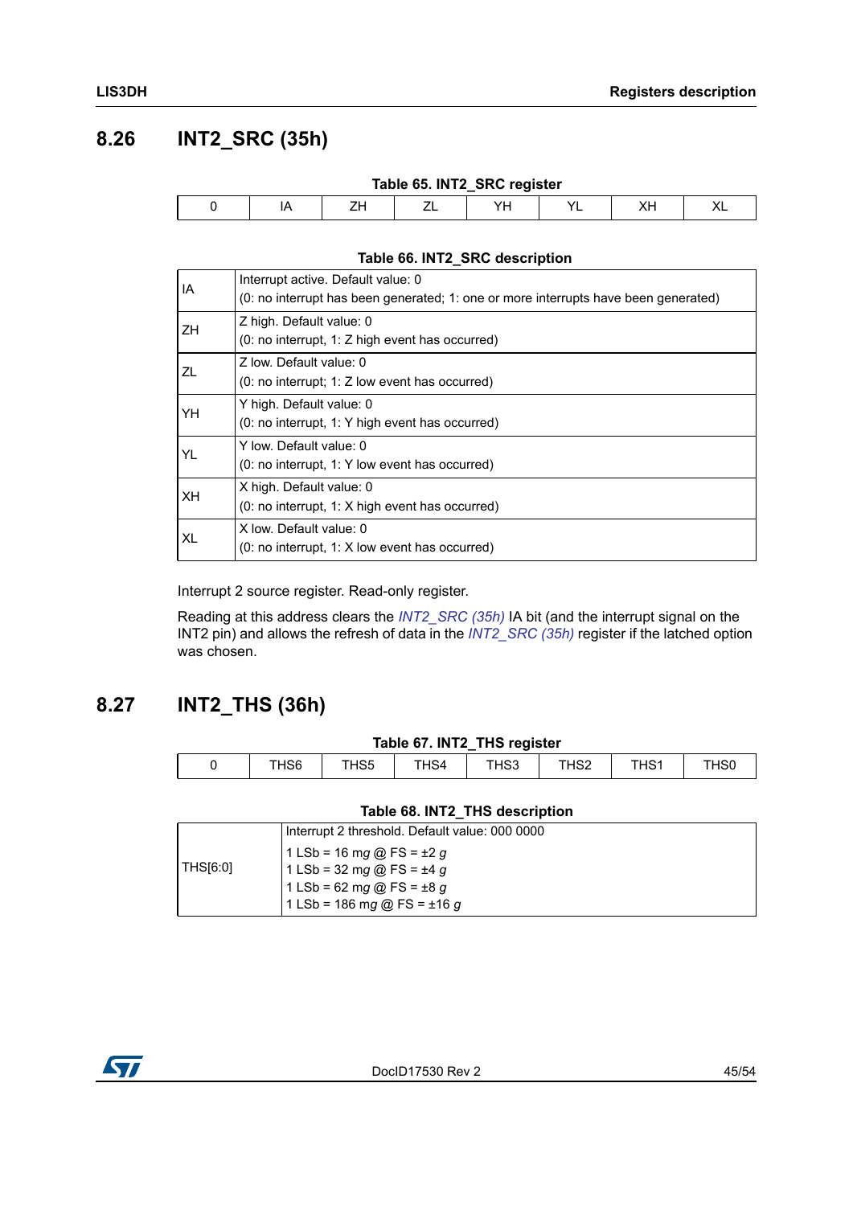## 8.26 INT2_SRC (35h)

**Table 65. INT2_SRC register**

| 0 | IA | ZH | ZL | YH | YL | XH | XL |
|---|---|---|---|---|---|---|---|

**Table 66. INT2_SRC description**

| | |
|---|---|
| IA | Interrupt active. Default value: 0<br>(0: no interrupt has been generated; 1: one or more interrupts have been generated) |
| ZH | Z high. Default value: 0<br>(0: no interrupt, 1: Z high event has occurred) |
| ZL | Z low. Default value: 0<br>(0: no interrupt; 1: Z low event has occurred) |
| YH | Y high. Default value: 0<br>(0: no interrupt, 1: Y high event has occurred) |
| YL | Y low. Default value: 0<br>(0: no interrupt, 1: Y low event has occurred) |
| XH | X high. Default value: 0<br>(0: no interrupt, 1: X high event has occurred) |
| XL | X low. Default value: 0<br>(0: no interrupt, 1: X low event has occurred) |

Interrupt 2 source register. Read-only register.

Reading at this address clears the *INT2_SRC (35h)* IA bit (and the interrupt signal on the INT2 pin) and allows the refresh of data in the *INT2_SRC (35h)* register if the latched option was chosen.

## 8.27 INT2_THS (36h)

**Table 67. INT2_THS register**

| 0 | THS6 | THS5 | THS4 | THS3 | THS2 | THS1 | THS0 |
|---|---|---|---|---|---|---|---|

**Table 68. INT2_THS description**

| | |
|---|---|
| THS[6:0] | Interrupt 2 threshold. Default value: 000 0000<br>1 LSb = 16 *mg* @ FS = ±2 *g*<br>1 LSb = 32 *mg* @ FS = ±4 *g*<br>1 LSb = 62 *mg* @ FS = ±8 *g*<br>1 LSb = 186 *mg* @ FS = ±16 *g* |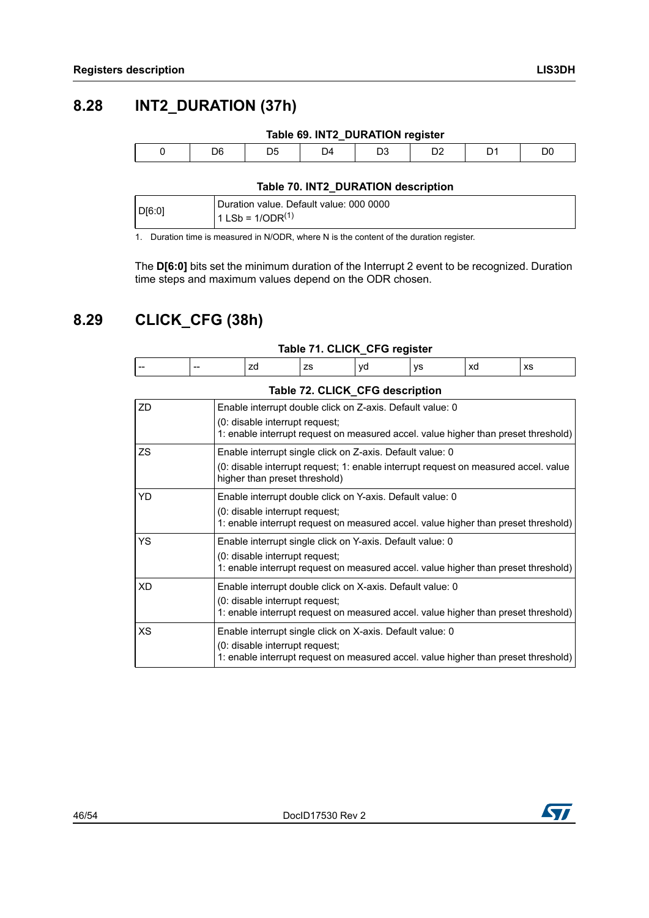## 8.28 INT2_DURATION (37h)

**Table 69. INT2_DURATION register**

| 0 | D6 | D5 | D4 | D3 | D2 | D1 | D0 |
|---|---|---|---|---|---|---|---|

**Table 70. INT2_DURATION description**

| | |
|---|---|
| D[6:0] | Duration value. Default value: 000 0000<br>1 LSb = 1/ODR[(1)] |

1. Duration time is measured in N/ODR, where N is the content of the duration register.

The **D[6:0]** bits set the minimum duration of the Interrupt 2 event to be recognized. Duration time steps and maximum values depend on the ODR chosen.

## 8.29 CLICK_CFG (38h)

**Table 71. CLICK_CFG register**

| -- | -- | zd | zs | yd | ys | xd | xs |
|---|---|---|---|---|---|---|---|

**Table 72. CLICK_CFG description**

| | |
|---|---|
| ZD | Enable interrupt double click on Z-axis. Default value: 0<br>(0: disable interrupt request;<br>1: enable interrupt request on measured accel. value higher than preset threshold) |
| ZS | Enable interrupt single click on Z-axis. Default value: 0<br>(0: disable interrupt request; 1: enable interrupt request on measured accel. value higher than preset threshold) |
| YD | Enable interrupt double click on Y-axis. Default value: 0<br>(0: disable interrupt request;<br>1: enable interrupt request on measured accel. value higher than preset threshold) |
| YS | Enable interrupt single click on Y-axis. Default value: 0<br>(0: disable interrupt request;<br>1: enable interrupt request on measured accel. value higher than preset threshold) |
| XD | Enable interrupt double click on X-axis. Default value: 0<br>(0: disable interrupt request;<br>1: enable interrupt request on measured accel. value higher than preset threshold) |
| XS | Enable interrupt single click on X-axis. Default value: 0<br>(0: disable interrupt request;<br>1: enable interrupt request on measured accel. value higher than preset threshold) |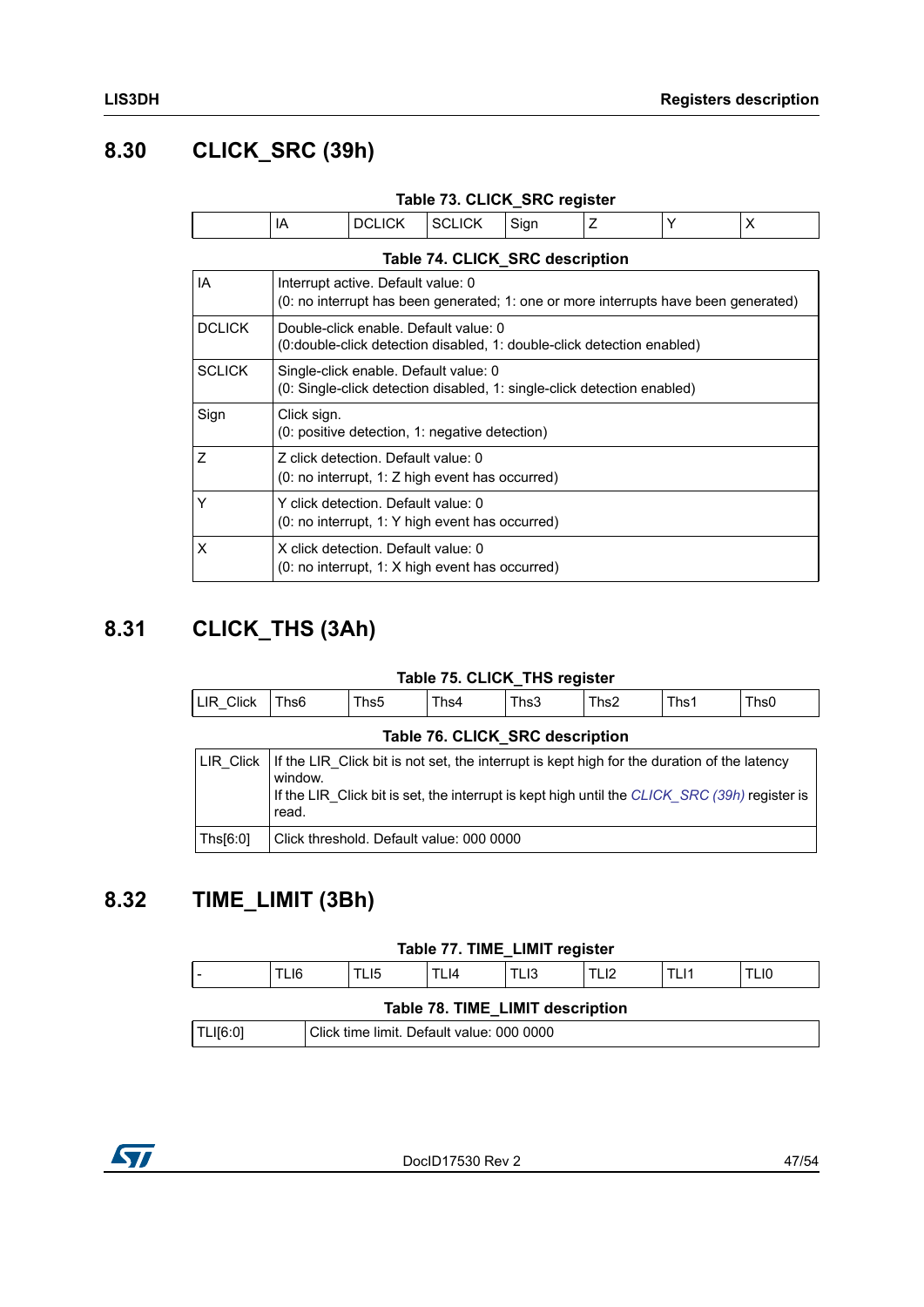## 8.30 CLICK_SRC (39h)

**Table 73. CLICK_SRC register**

| | IA | DCLICK | SCLICK | Sign | Z | Y | X |
|---|---|---|---|---|---|---|---|

**Table 74. CLICK_SRC description**

| | |
|---|---|
| IA | Interrupt active. Default value: 0<br>(0: no interrupt has been generated; 1: one or more interrupts have been generated) |
| DCLICK | Double-click enable. Default value: 0<br>(0:double-click detection disabled, 1: double-click detection enabled) |
| SCLICK | Single-click enable. Default value: 0<br>(0: Single-click detection disabled, 1: single-click detection enabled) |
| Sign | Click sign.<br>(0: positive detection, 1: negative detection) |
| Z | Z click detection. Default value: 0<br>(0: no interrupt, 1: Z high event has occurred) |
| Y | Y click detection. Default value: 0<br>(0: no interrupt, 1: Y high event has occurred) |
| X | X click detection. Default value: 0<br>(0: no interrupt, 1: X high event has occurred) |

## 8.31 CLICK_THS (3Ah)

**Table 75. CLICK_THS register**

| LIR_Click | Ths6 | Ths5 | Ths4 | Ths3 | Ths2 | Ths1 | Ths0 |
|---|---|---|---|---|---|---|---|

**Table 76. CLICK_SRC description**

| | |
|---|---|
| LIR_Click | If the LIR_Click bit is not set, the interrupt is kept high for the duration of the latency window.<br>If the LIR_Click bit is set, the interrupt is kept high until the *CLICK_SRC (39h)* register is read. |
| Ths[6:0] | Click threshold. Default value: 000 0000 |

## 8.32 TIME_LIMIT (3Bh)

**Table 77. TIME_LIMIT register**

| - | TLI6 | TLI5 | TLI4 | TLI3 | TLI2 | TLI1 | TLI0 |
|---|---|---|---|---|---|---|---|

**Table 78. TIME_LIMIT description**

| | |
|---|---|
| TLI[6:0] | Click time limit. Default value: 000 0000 |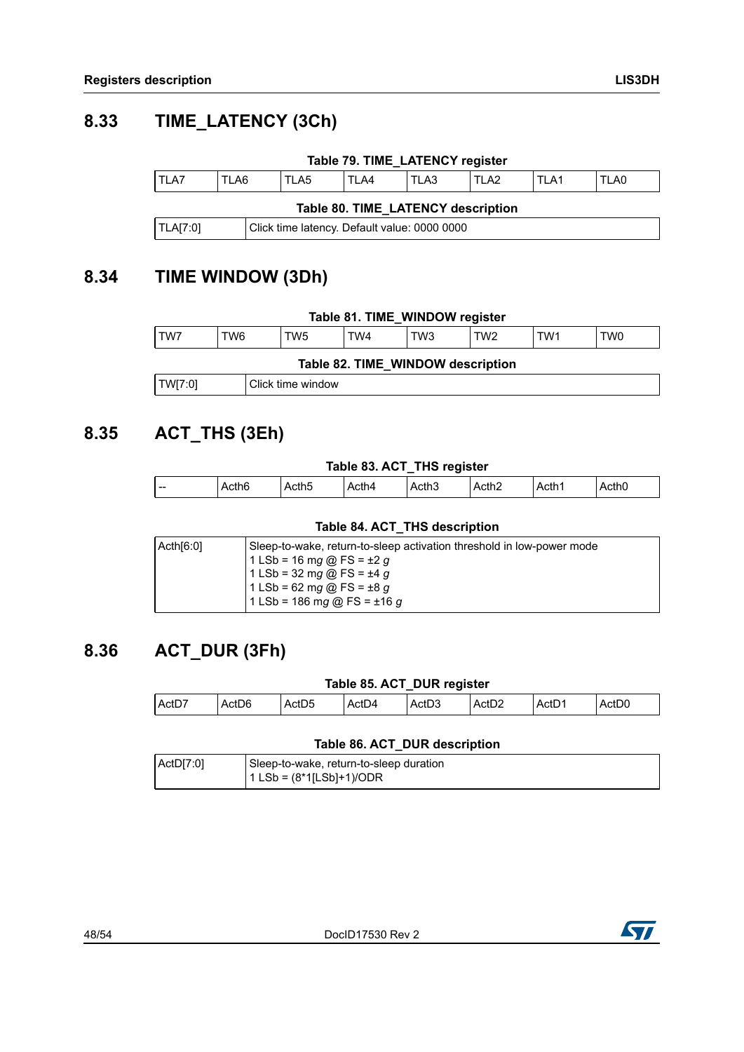## 8.33 TIME_LATENCY (3Ch)

**Table 79. TIME_LATENCY register**

| TLA7 | TLA6 | TLA5 | TLA4 | TLA3 | TLA2 | TLA1 | TLA0 |
|---|---|---|---|---|---|---|---|

**Table 80. TIME_LATENCY description**

| | |
|---|---|
| TLA[7:0] | Click time latency. Default value: 0000 0000 |

## 8.34 TIME WINDOW (3Dh)

**Table 81. TIME_WINDOW register**

| TW7 | TW6 | TW5 | TW4 | TW3 | TW2 | TW1 | TW0 |
|---|---|---|---|---|---|---|---|

**Table 82. TIME_WINDOW description**

| | |
|---|---|
| TW[7:0] | Click time window |

## 8.35 ACT_THS (3Eh)

**Table 83. ACT_THS register**

| -- | Acth6 | Acth5 | Acth4 | Acth3 | Acth2 | Acth1 | Acth0 |
|---|---|---|---|---|---|---|---|

**Table 84. ACT_THS description**

| | |
|---|---|
| Acth[6:0] | Sleep-to-wake, return-to-sleep activation threshold in low-power mode<br>1 LSb = 16 m*g* @ FS = ±2 *g*<br>1 LSb = 32 m*g* @ FS = ±4 *g*<br>1 LSb = 62 m*g* @ FS = ±8 *g*<br>1 LSb = 186 m*g* @ FS = ±16 *g* |

## 8.36 ACT_DUR (3Fh)

**Table 85. ACT_DUR register**

| ActD7 | ActD6 | ActD5 | ActD4 | ActD3 | ActD2 | ActD1 | ActD0 |
|---|---|---|---|---|---|---|---|

**Table 86. ACT_DUR description**

| | |
|---|---|
| ActD[7:0] | Sleep-to-wake, return-to-sleep duration<br>1 LSb = (8*1[LSb]+1)/ODR |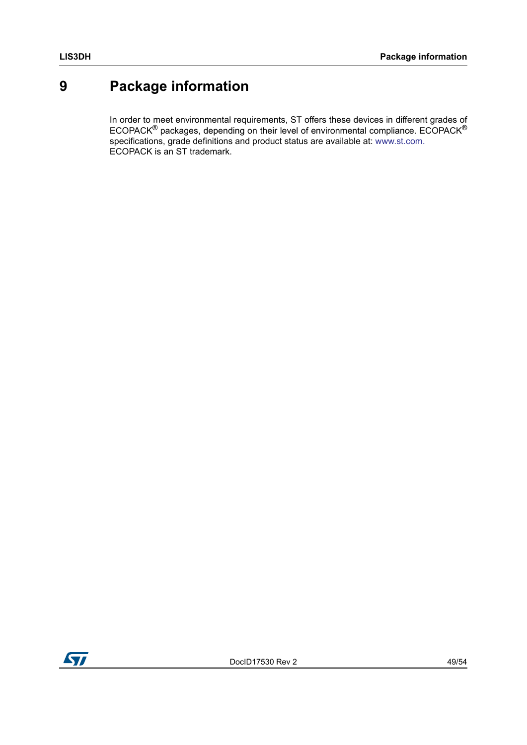# 9 Package information

In order to meet environmental requirements, ST offers these devices in different grades of ECOPACK® packages, depending on their level of environmental compliance. ECOPACK® specifications, grade definitions and product status are available at: www.st.com. ECOPACK is an ST trademark.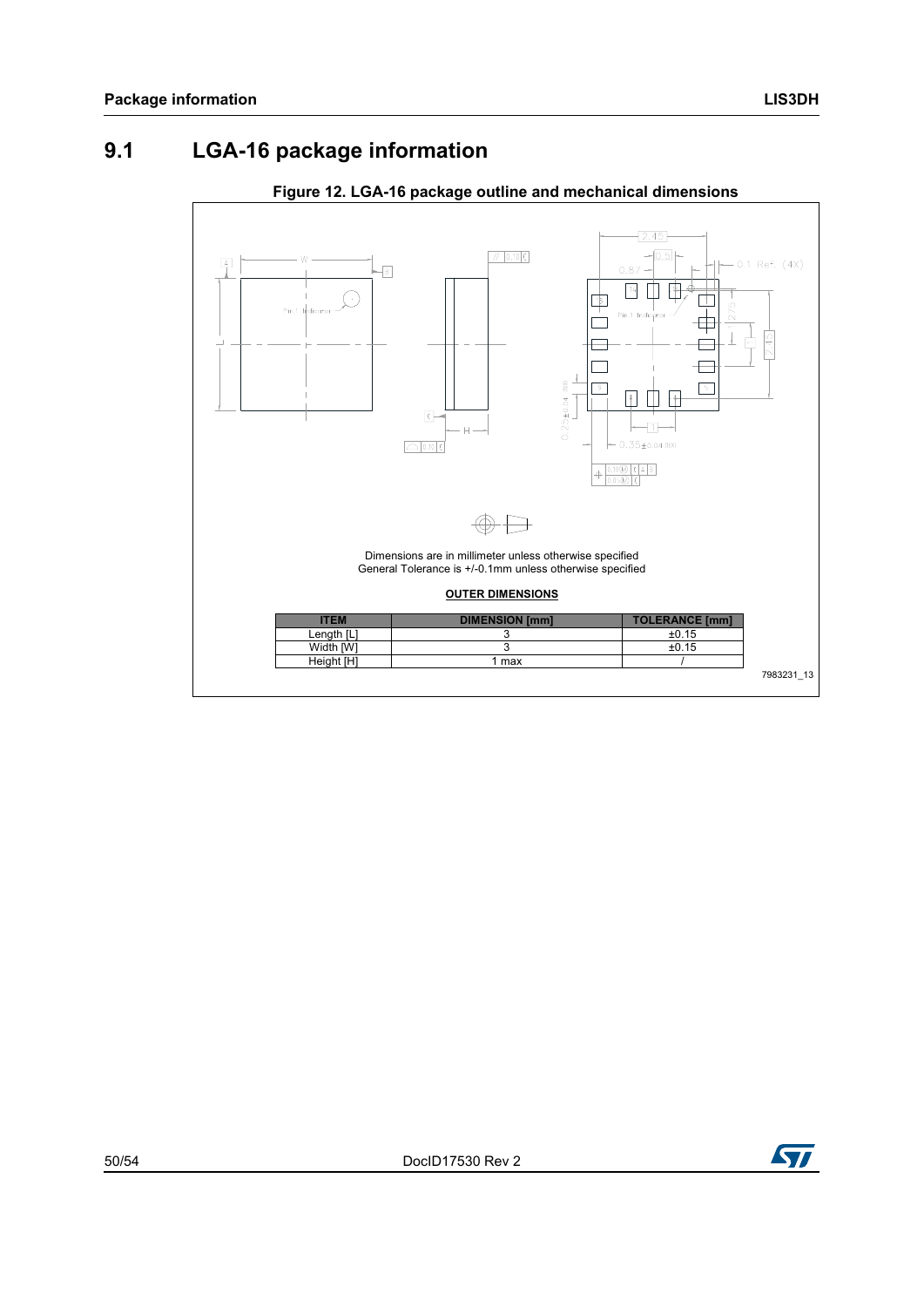## 9.1 LGA-16 package information

**Figure 12. LGA-16 package outline and mechanical dimensions**

Dimensions are in millimeter unless otherwise specified
General Tolerance is +/-0.1mm unless otherwise specified

**OUTER DIMENSIONS**

| ITEM | DIMENSION [mm] | TOLERANCE [mm] |
|---|---|---|
| Length [L] | 3 | ±0.15 |
| Width [W] | 3 | ±0.15 |
| Height [H] | 1 max | / |

7983231_13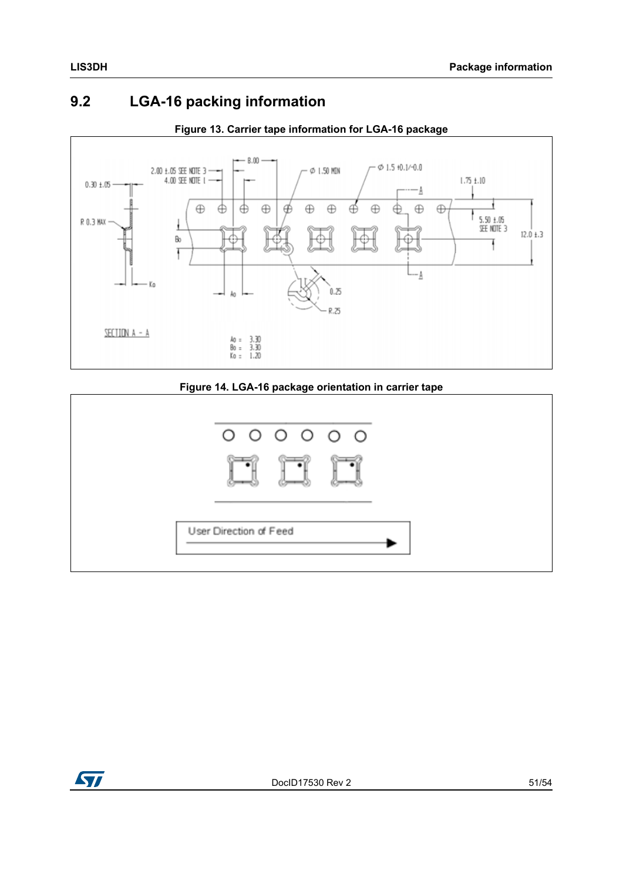## 9.2 LGA-16 packing information

**Figure 13. Carrier tape information for LGA-16 package**

**Figure 14. LGA-16 package orientation in carrier tape**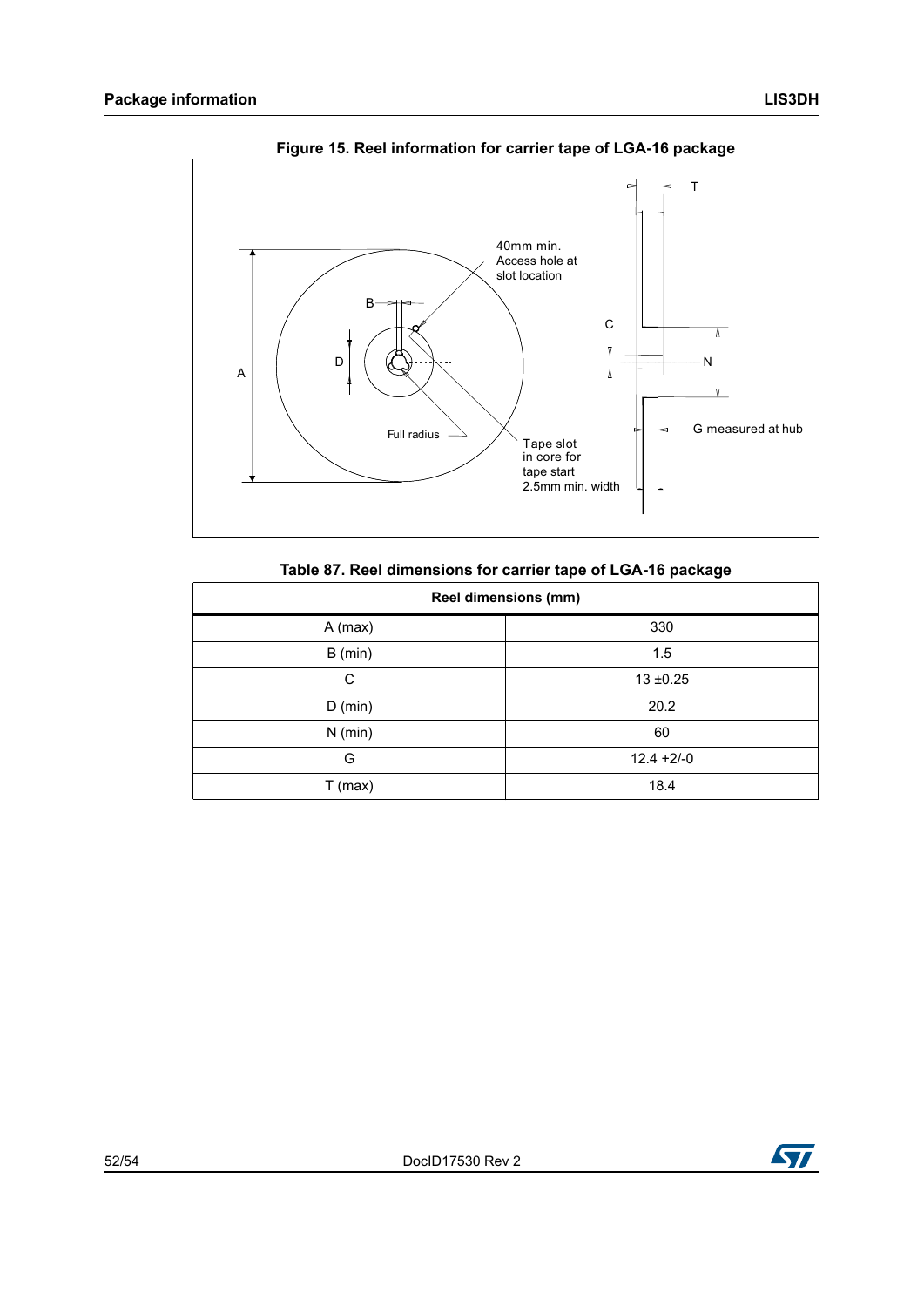**Figure 15. Reel information for carrier tape of LGA-16 package**

40mm min. Access hole at slot location

Full radius

Tape slot in core for tape start 2.5mm min. width

G measured at hub

**Table 87. Reel dimensions for carrier tape of LGA-16 package**

| Reel dimensions (mm) | |
|---|---|
| A (max) | 330 |
| B (min) | 1.5 |
| C | 13 ±0.25 |
| D (min) | 20.2 |
| N (min) | 60 |
| G | 12.4 +2/-0 |
| T (max) | 18.4 |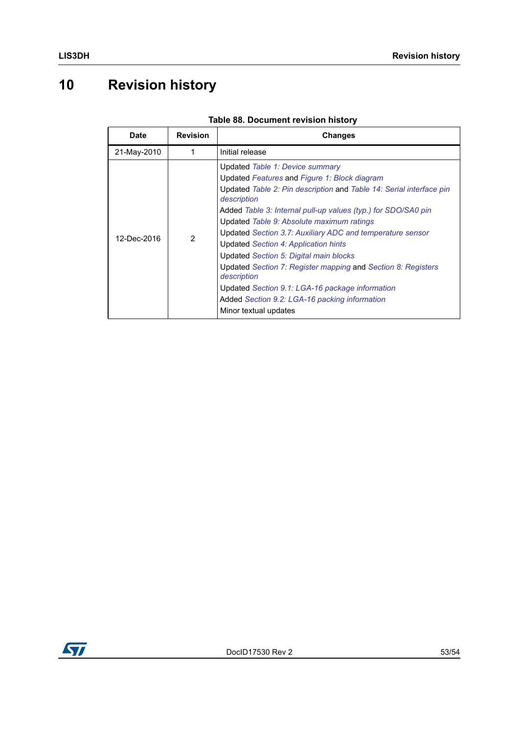# 10 Revision history

**Table 88. Document revision history**

| Date | Revision | Changes |
|---|---|---|
| 21-May-2010 | 1 | Initial release |
| 12-Dec-2016 | 2 | Updated *Table 1: Device summary*<br>Updated *Features* and *Figure 1: Block diagram*<br>Updated *Table 2: Pin description* and *Table 14: Serial interface pin description*<br>Added *Table 3: Internal pull-up values (typ.) for SDO/SA0 pin*<br>Updated *Table 9: Absolute maximum ratings*<br>Updated *Section 3.7: Auxiliary ADC and temperature sensor*<br>Updated *Section 4: Application hints*<br>Updated *Section 5: Digital main blocks*<br>Updated *Section 7: Register mapping* and *Section 8: Registers description*<br>Updated *Section 9.1: LGA-16 package information*<br>Added *Section 9.2: LGA-16 packing information*<br>Minor textual updates |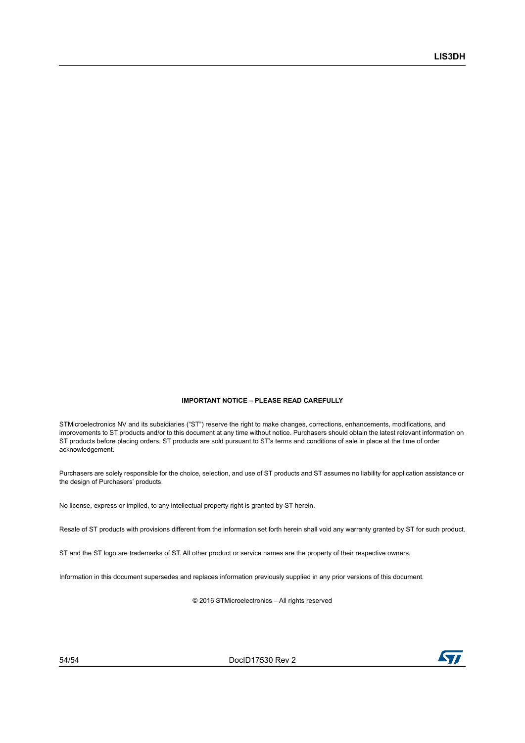**IMPORTANT NOTICE – PLEASE READ CAREFULLY**

STMicroelectronics NV and its subsidiaries (“ST”) reserve the right to make changes, corrections, enhancements, modifications, and improvements to ST products and/or to this document at any time without notice. Purchasers should obtain the latest relevant information on ST products before placing orders. ST products are sold pursuant to ST’s terms and conditions of sale in place at the time of order acknowledgement.

Purchasers are solely responsible for the choice, selection, and use of ST products and ST assumes no liability for application assistance or the design of Purchasers’ products.

No license, express or implied, to any intellectual property right is granted by ST herein.

Resale of ST products with provisions different from the information set forth herein shall void any warranty granted by ST for such product.

ST and the ST logo are trademarks of ST. All other product or service names are the property of their respective owners.

Information in this document supersedes and replaces information previously supplied in any prior versions of this document.

© 2016 STMicroelectronics – All rights reserved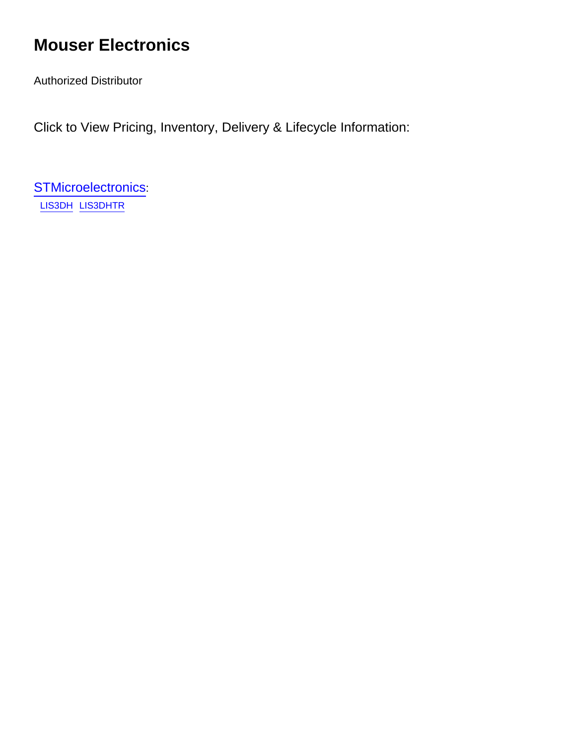# Mouser Electronics

Authorized Distributor

Click to View Pricing, Inventory, Delivery & Lifecycle Information:

STMicroelectronics:

LIS3DH LIS3DHTR